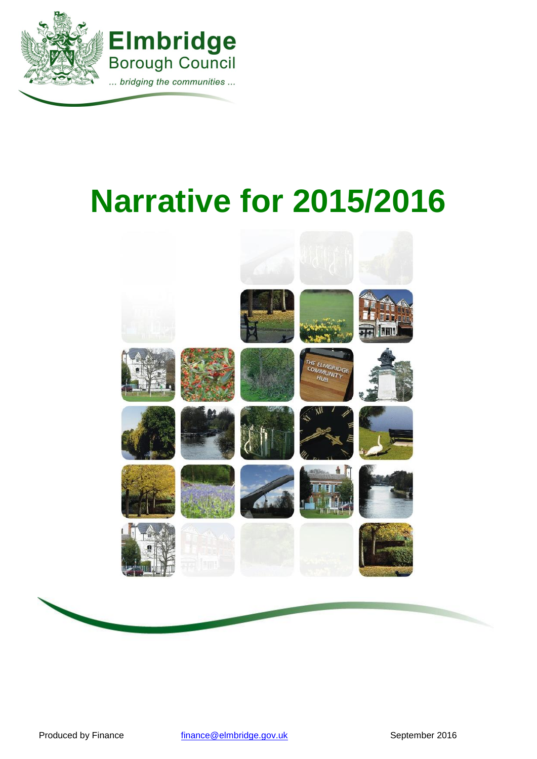Elmbridge
Borough Council
*... bridging the communities ...*

# Narrative for 2015/2016

Produced by Finance finance@elmbridge.gov.uk September 2016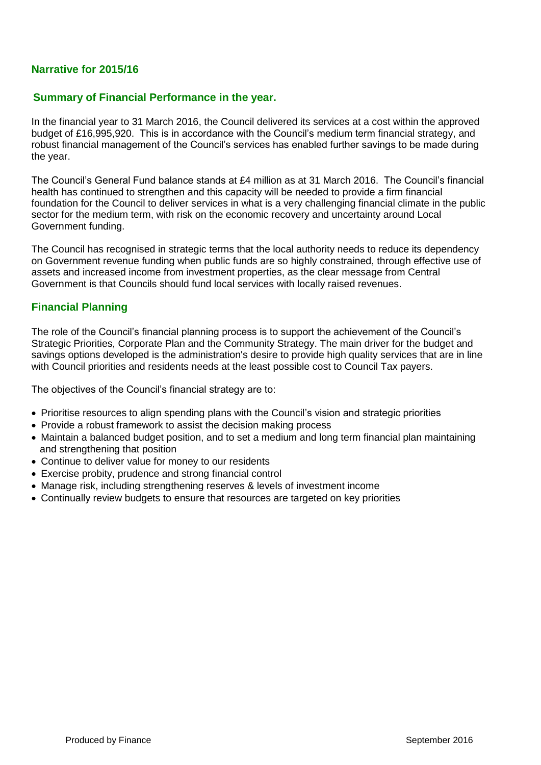## Narrative for 2015/16

### Summary of Financial Performance in the year.

In the financial year to 31 March 2016, the Council delivered its services at a cost within the approved budget of £16,995,920. This is in accordance with the Council's medium term financial strategy, and robust financial management of the Council's services has enabled further savings to be made during the year.

The Council's General Fund balance stands at £4 million as at 31 March 2016. The Council's financial health has continued to strengthen and this capacity will be needed to provide a firm financial foundation for the Council to deliver services in what is a very challenging financial climate in the public sector for the medium term, with risk on the economic recovery and uncertainty around Local Government funding.

The Council has recognised in strategic terms that the local authority needs to reduce its dependency on Government revenue funding when public funds are so highly constrained, through effective use of assets and increased income from investment properties, as the clear message from Central Government is that Councils should fund local services with locally raised revenues.

### Financial Planning

The role of the Council's financial planning process is to support the achievement of the Council's Strategic Priorities, Corporate Plan and the Community Strategy. The main driver for the budget and savings options developed is the administration's desire to provide high quality services that are in line with Council priorities and residents needs at the least possible cost to Council Tax payers.

The objectives of the Council's financial strategy are to:

- Prioritise resources to align spending plans with the Council's vision and strategic priorities
- Provide a robust framework to assist the decision making process
- Maintain a balanced budget position, and to set a medium and long term financial plan maintaining and strengthening that position
- Continue to deliver value for money to our residents
- Exercise probity, prudence and strong financial control
- Manage risk, including strengthening reserves & levels of investment income
- Continually review budgets to ensure that resources are targeted on key priorities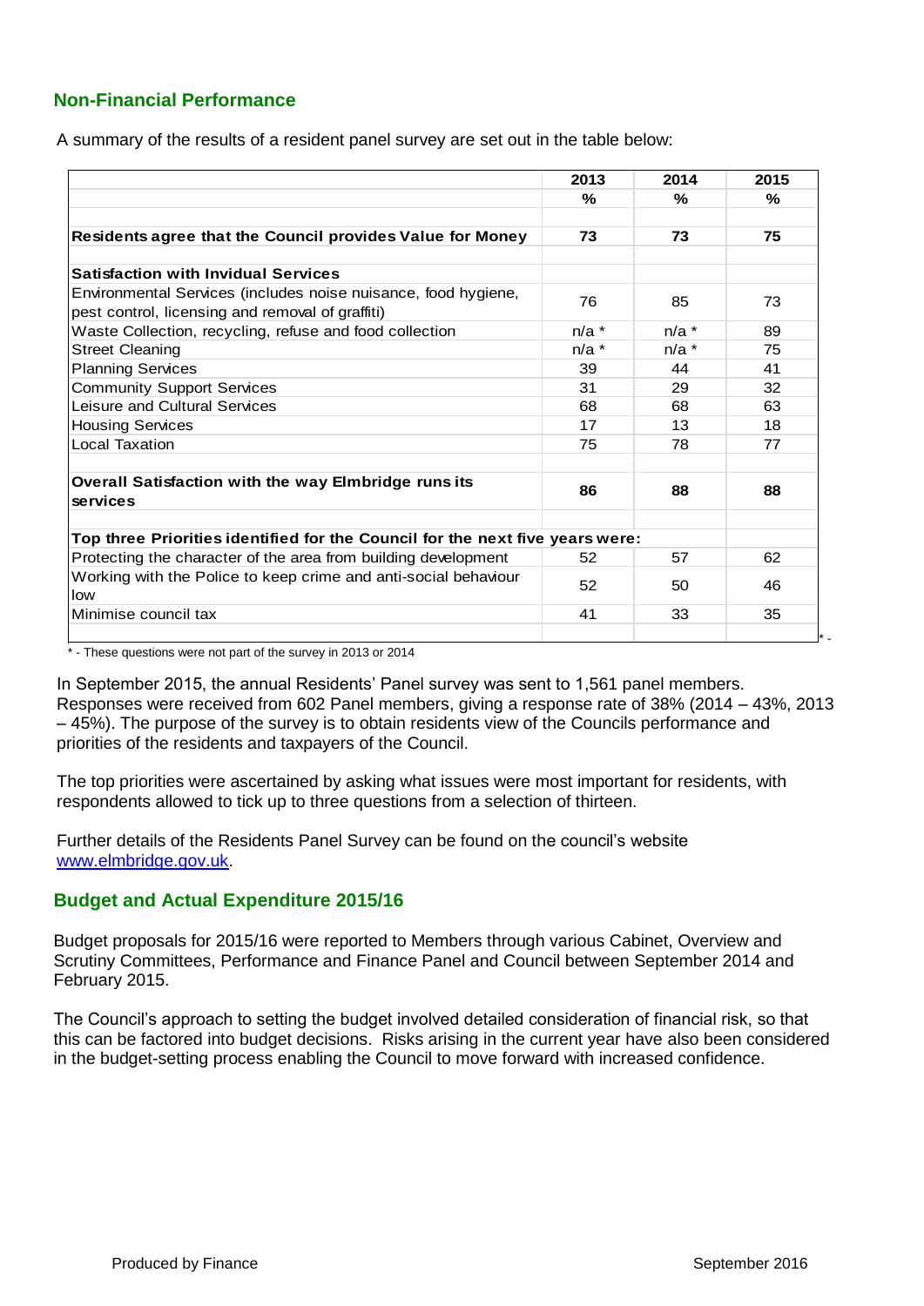## Non-Financial Performance

A summary of the results of a resident panel survey are set out in the table below:

| | 2013 | 2014 | 2015 |
|---|---|---|---|
| | % | % | % |
| **Residents agree that the Council provides Value for Money** | **73** | **73** | **75** |
| **Satisfaction with Invidual Services** | | | |
| Environmental Services (includes noise nuisance, food hygiene, pest control, licensing and removal of graffiti) | 76 | 85 | 73 |
| Waste Collection, recycling, refuse and food collection | n/a * | n/a * | 89 |
| Street Cleaning | n/a * | n/a * | 75 |
| Planning Services | 39 | 44 | 41 |
| Community Support Services | 31 | 29 | 32 |
| Leisure and Cultural Services | 68 | 68 | 63 |
| Housing Services | 17 | 13 | 18 |
| Local Taxation | 75 | 78 | 77 |
| **Overall Satisfaction with the way Elmbridge runs its services** | **86** | **88** | **88** |
| **Top three Priorities identified for the Council for the next five years were:** | | | |
| Protecting the character of the area from building development | 52 | 57 | 62 |
| Working with the Police to keep crime and anti-social behaviour low | 52 | 50 | 46 |
| Minimise council tax | 41 | 33 | 35 |

\* - These questions were not part of the survey in 2013 or 2014

In September 2015, the annual Residents' Panel survey was sent to 1,561 panel members. Responses were received from 602 Panel members, giving a response rate of 38% (2014 – 43%, 2013 – 45%). The purpose of the survey is to obtain residents view of the Councils performance and priorities of the residents and taxpayers of the Council.

The top priorities were ascertained by asking what issues were most important for residents, with respondents allowed to tick up to three questions from a selection of thirteen.

Further details of the Residents Panel Survey can be found on the council's website www.elmbridge.gov.uk.

## Budget and Actual Expenditure 2015/16

Budget proposals for 2015/16 were reported to Members through various Cabinet, Overview and Scrutiny Committees, Performance and Finance Panel and Council between September 2014 and February 2015.

The Council's approach to setting the budget involved detailed consideration of financial risk, so that this can be factored into budget decisions. Risks arising in the current year have also been considered in the budget-setting process enabling the Council to move forward with increased confidence.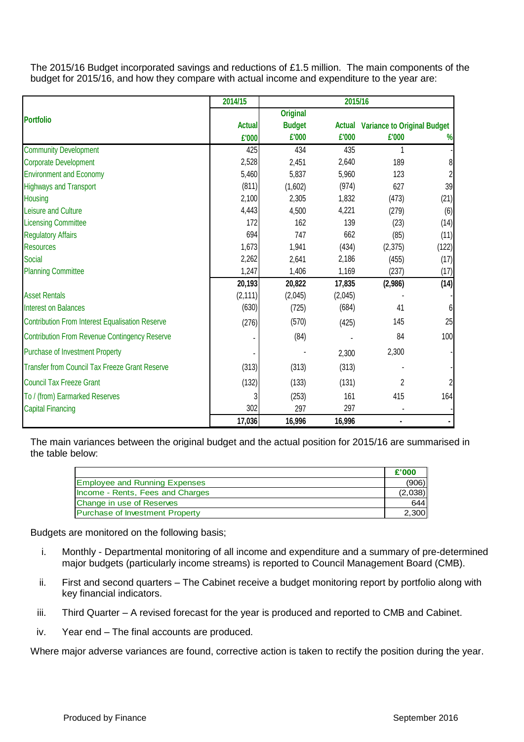The 2015/16 Budget incorporated savings and reductions of £1.5 million. The main components of the budget for 2015/16, and how they compare with actual income and expenditure to the year are:

| Portfolio | 2014/15 | 2015/16 | | | |
|---|---|---|---|---|---|
| | Actual | Original Budget | Actual | Variance to Original Budget | |
| | £'000 | £'000 | £'000 | £'000 | % |
| Community Development | 425 | 434 | 435 | 1 | - |
| Corporate Development | 2,528 | 2,451 | 2,640 | 189 | 8 |
| Environment and Economy | 5,460 | 5,837 | 5,960 | 123 | 2 |
| Highways and Transport | (811) | (1,602) | (974) | 627 | 39 |
| Housing | 2,100 | 2,305 | 1,832 | (473) | (21) |
| Leisure and Culture | 4,443 | 4,500 | 4,221 | (279) | (6) |
| Licensing Committee | 172 | 162 | 139 | (23) | (14) |
| Regulatory Affairs | 694 | 747 | 662 | (85) | (11) |
| Resources | 1,673 | 1,941 | (434) | (2,375) | (122) |
| Social | 2,262 | 2,641 | 2,186 | (455) | (17) |
| Planning Committee | 1,247 | 1,406 | 1,169 | (237) | (17) |
| | **20,193** | **20,822** | **17,835** | **(2,986)** | **(14)** |
| Asset Rentals | (2,111) | (2,045) | (2,045) | - | - |
| Interest on Balances | (630) | (725) | (684) | 41 | 6 |
| Contribution From Interest Equalisation Reserve | (276) | (570) | (425) | 145 | 25 |
| Contribution From Revenue Contingency Reserve | - | (84) | - | 84 | 100 |
| Purchase of Investment Property | - | - | 2,300 | 2,300 | - |
| Transfer from Council Tax Freeze Grant Reserve | (313) | (313) | (313) | - | - |
| Council Tax Freeze Grant | (132) | (133) | (131) | 2 | 2 |
| To / (from) Earmarked Reserves | 3 | (253) | 161 | 415 | 164 |
| Capital Financing | 302 | 297 | 297 | - | - |
| | **17,036** | **16,996** | **16,996** | **-** | **-** |

The main variances between the original budget and the actual position for 2015/16 are summarised in the table below:

| | £'000 |
|---|---|
| Employee and Running Expenses | (906) |
| Income - Rents, Fees and Charges | (2,038) |
| Change in use of Reserves | 644 |
| Purchase of Investment Property | 2,300 |

Budgets are monitored on the following basis;

i. Monthly - Departmental monitoring of all income and expenditure and a summary of pre-determined major budgets (particularly income streams) is reported to Council Management Board (CMB).

ii. First and second quarters – The Cabinet receive a budget monitoring report by portfolio along with key financial indicators.

iii. Third Quarter – A revised forecast for the year is produced and reported to CMB and Cabinet.

iv. Year end – The final accounts are produced.

Where major adverse variances are found, corrective action is taken to rectify the position during the year.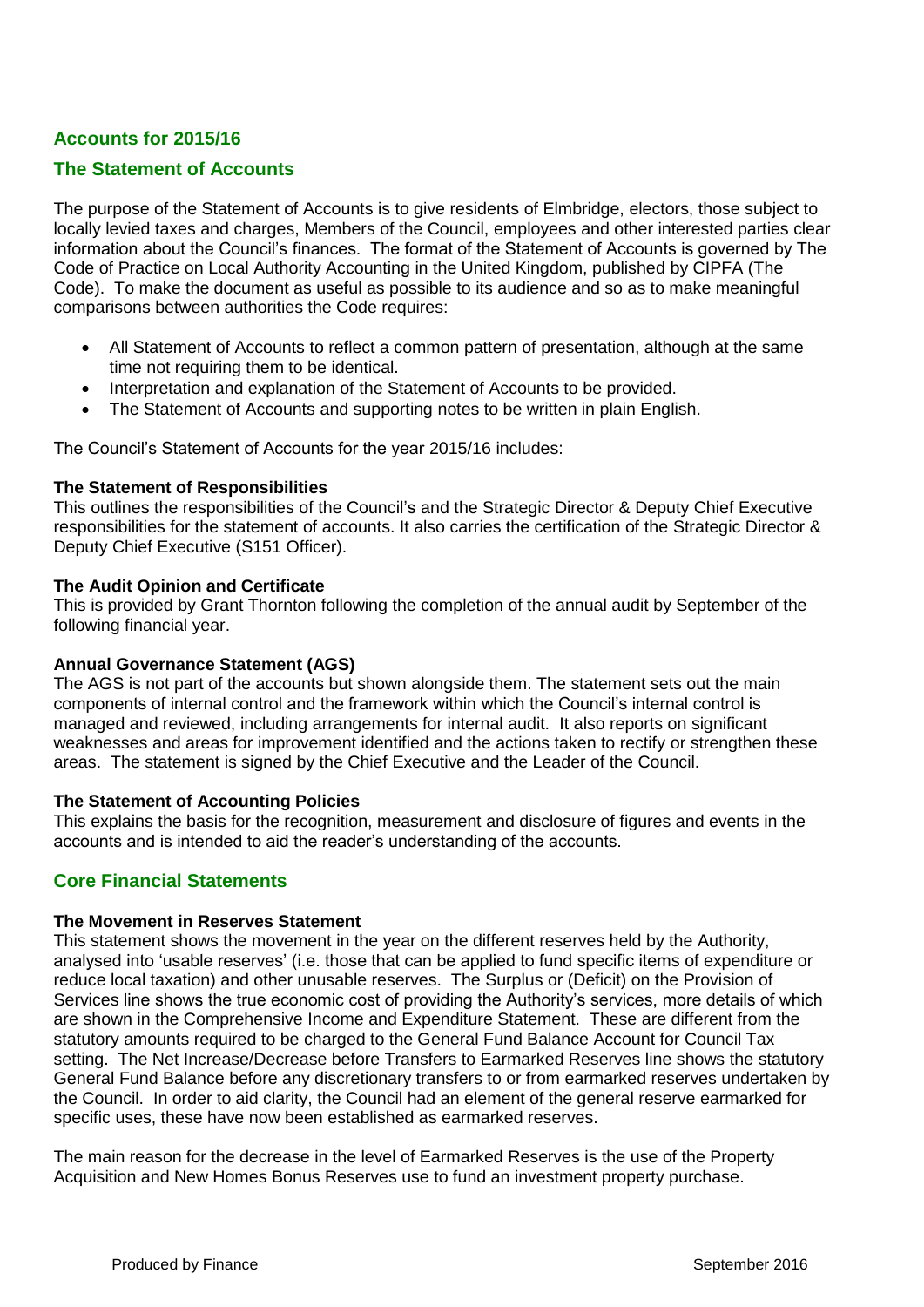## Accounts for 2015/16

## The Statement of Accounts

The purpose of the Statement of Accounts is to give residents of Elmbridge, electors, those subject to locally levied taxes and charges, Members of the Council, employees and other interested parties clear information about the Council's finances. The format of the Statement of Accounts is governed by The Code of Practice on Local Authority Accounting in the United Kingdom, published by CIPFA (The Code). To make the document as useful as possible to its audience and so as to make meaningful comparisons between authorities the Code requires:

- All Statement of Accounts to reflect a common pattern of presentation, although at the same time not requiring them to be identical.
- Interpretation and explanation of the Statement of Accounts to be provided.
- The Statement of Accounts and supporting notes to be written in plain English.

The Council's Statement of Accounts for the year 2015/16 includes:

**The Statement of Responsibilities**
This outlines the responsibilities of the Council's and the Strategic Director & Deputy Chief Executive responsibilities for the statement of accounts. It also carries the certification of the Strategic Director & Deputy Chief Executive (S151 Officer).

**The Audit Opinion and Certificate**
This is provided by Grant Thornton following the completion of the annual audit by September of the following financial year.

**Annual Governance Statement (AGS)**
The AGS is not part of the accounts but shown alongside them. The statement sets out the main components of internal control and the framework within which the Council's internal control is managed and reviewed, including arrangements for internal audit. It also reports on significant weaknesses and areas for improvement identified and the actions taken to rectify or strengthen these areas. The statement is signed by the Chief Executive and the Leader of the Council.

**The Statement of Accounting Policies**
This explains the basis for the recognition, measurement and disclosure of figures and events in the accounts and is intended to aid the reader's understanding of the accounts.

## Core Financial Statements

**The Movement in Reserves Statement**
This statement shows the movement in the year on the different reserves held by the Authority, analysed into 'usable reserves' (i.e. those that can be applied to fund specific items of expenditure or reduce local taxation) and other unusable reserves. The Surplus or (Deficit) on the Provision of Services line shows the true economic cost of providing the Authority's services, more details of which are shown in the Comprehensive Income and Expenditure Statement. These are different from the statutory amounts required to be charged to the General Fund Balance Account for Council Tax setting. The Net Increase/Decrease before Transfers to Earmarked Reserves line shows the statutory General Fund Balance before any discretionary transfers to or from earmarked reserves undertaken by the Council. In order to aid clarity, the Council had an element of the general reserve earmarked for specific uses, these have now been established as earmarked reserves.

The main reason for the decrease in the level of Earmarked Reserves is the use of the Property Acquisition and New Homes Bonus Reserves use to fund an investment property purchase.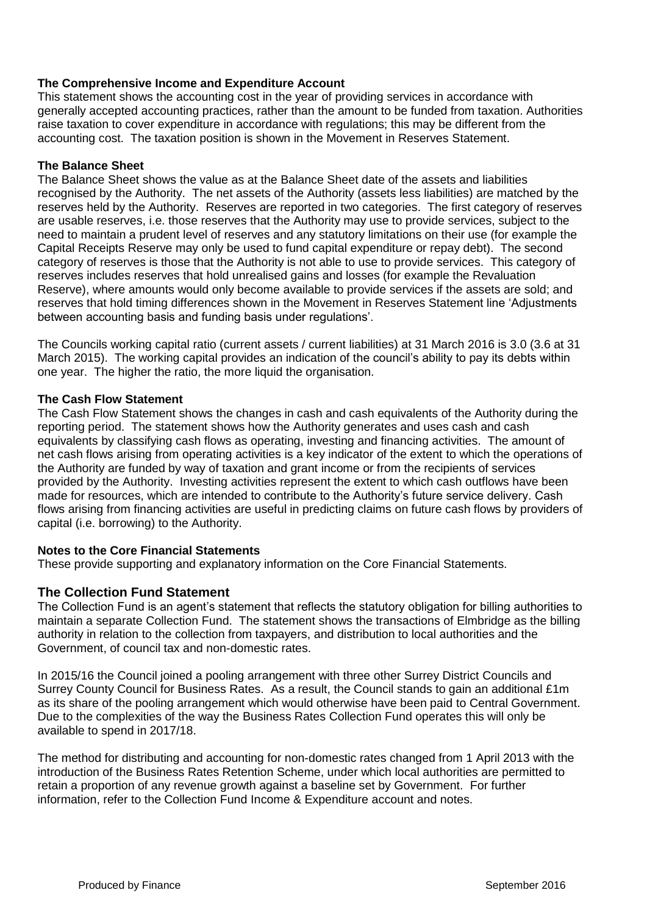**The Comprehensive Income and Expenditure Account**

This statement shows the accounting cost in the year of providing services in accordance with generally accepted accounting practices, rather than the amount to be funded from taxation. Authorities raise taxation to cover expenditure in accordance with regulations; this may be different from the accounting cost. The taxation position is shown in the Movement in Reserves Statement.

**The Balance Sheet**

The Balance Sheet shows the value as at the Balance Sheet date of the assets and liabilities recognised by the Authority. The net assets of the Authority (assets less liabilities) are matched by the reserves held by the Authority. Reserves are reported in two categories. The first category of reserves are usable reserves, i.e. those reserves that the Authority may use to provide services, subject to the need to maintain a prudent level of reserves and any statutory limitations on their use (for example the Capital Receipts Reserve may only be used to fund capital expenditure or repay debt). The second category of reserves is those that the Authority is not able to use to provide services. This category of reserves includes reserves that hold unrealised gains and losses (for example the Revaluation Reserve), where amounts would only become available to provide services if the assets are sold; and reserves that hold timing differences shown in the Movement in Reserves Statement line 'Adjustments between accounting basis and funding basis under regulations'.

The Councils working capital ratio (current assets / current liabilities) at 31 March 2016 is 3.0 (3.6 at 31 March 2015). The working capital provides an indication of the council's ability to pay its debts within one year. The higher the ratio, the more liquid the organisation.

**The Cash Flow Statement**

The Cash Flow Statement shows the changes in cash and cash equivalents of the Authority during the reporting period. The statement shows how the Authority generates and uses cash and cash equivalents by classifying cash flows as operating, investing and financing activities. The amount of net cash flows arising from operating activities is a key indicator of the extent to which the operations of the Authority are funded by way of taxation and grant income or from the recipients of services provided by the Authority. Investing activities represent the extent to which cash outflows have been made for resources, which are intended to contribute to the Authority's future service delivery. Cash flows arising from financing activities are useful in predicting claims on future cash flows by providers of capital (i.e. borrowing) to the Authority.

**Notes to the Core Financial Statements**

These provide supporting and explanatory information on the Core Financial Statements.

## The Collection Fund Statement

The Collection Fund is an agent's statement that reflects the statutory obligation for billing authorities to maintain a separate Collection Fund. The statement shows the transactions of Elmbridge as the billing authority in relation to the collection from taxpayers, and distribution to local authorities and the Government, of council tax and non-domestic rates.

In 2015/16 the Council joined a pooling arrangement with three other Surrey District Councils and Surrey County Council for Business Rates. As a result, the Council stands to gain an additional £1m as its share of the pooling arrangement which would otherwise have been paid to Central Government. Due to the complexities of the way the Business Rates Collection Fund operates this will only be available to spend in 2017/18.

The method for distributing and accounting for non-domestic rates changed from 1 April 2013 with the introduction of the Business Rates Retention Scheme, under which local authorities are permitted to retain a proportion of any revenue growth against a baseline set by Government. For further information, refer to the Collection Fund Income & Expenditure account and notes.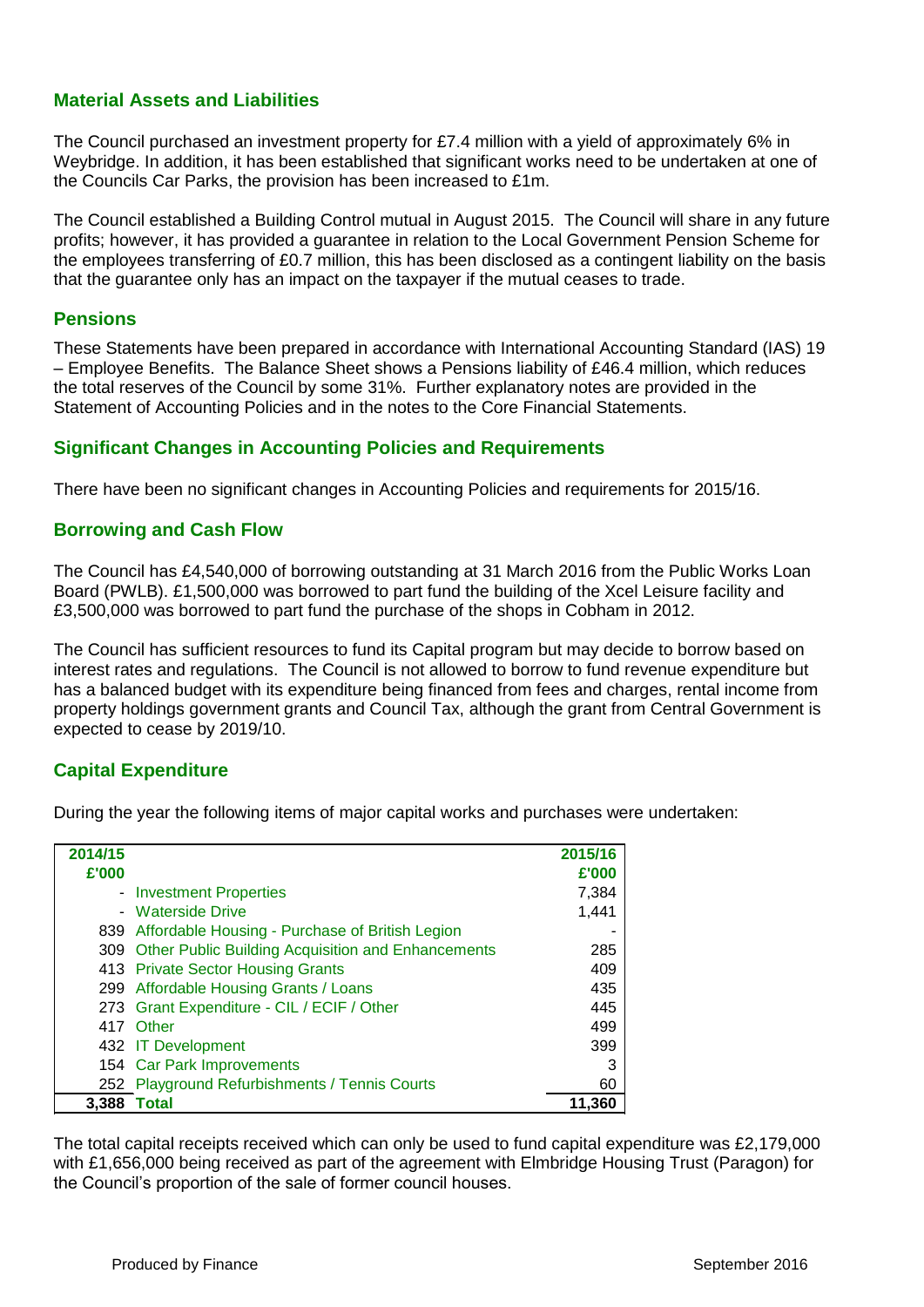## Material Assets and Liabilities

The Council purchased an investment property for £7.4 million with a yield of approximately 6% in Weybridge. In addition, it has been established that significant works need to be undertaken at one of the Councils Car Parks, the provision has been increased to £1m.

The Council established a Building Control mutual in August 2015. The Council will share in any future profits; however, it has provided a guarantee in relation to the Local Government Pension Scheme for the employees transferring of £0.7 million, this has been disclosed as a contingent liability on the basis that the guarantee only has an impact on the taxpayer if the mutual ceases to trade.

## Pensions

These Statements have been prepared in accordance with International Accounting Standard (IAS) 19 – Employee Benefits. The Balance Sheet shows a Pensions liability of £46.4 million, which reduces the total reserves of the Council by some 31%. Further explanatory notes are provided in the Statement of Accounting Policies and in the notes to the Core Financial Statements.

## Significant Changes in Accounting Policies and Requirements

There have been no significant changes in Accounting Policies and requirements for 2015/16.

## Borrowing and Cash Flow

The Council has £4,540,000 of borrowing outstanding at 31 March 2016 from the Public Works Loan Board (PWLB). £1,500,000 was borrowed to part fund the building of the Xcel Leisure facility and £3,500,000 was borrowed to part fund the purchase of the shops in Cobham in 2012.

The Council has sufficient resources to fund its Capital program but may decide to borrow based on interest rates and regulations. The Council is not allowed to borrow to fund revenue expenditure but has a balanced budget with its expenditure being financed from fees and charges, rental income from property holdings government grants and Council Tax, although the grant from Central Government is expected to cease by 2019/10.

## Capital Expenditure

During the year the following items of major capital works and purchases were undertaken:

| 2014/15 £'000 | | 2015/16 £'000 |
|---|---|---|
| - | Investment Properties | 7,384 |
| - | Waterside Drive | 1,441 |
| 839 | Affordable Housing - Purchase of British Legion | - |
| 309 | Other Public Building Acquisition and Enhancements | 285 |
| 413 | Private Sector Housing Grants | 409 |
| 299 | Affordable Housing Grants / Loans | 435 |
| 273 | Grant Expenditure - CIL / ECIF / Other | 445 |
| 417 | Other | 499 |
| 432 | IT Development | 399 |
| 154 | Car Park Improvements | 3 |
| 252 | Playground Refurbishments / Tennis Courts | 60 |
| **3,388** | **Total** | **11,360** |

The total capital receipts received which can only be used to fund capital expenditure was £2,179,000 with £1,656,000 being received as part of the agreement with Elmbridge Housing Trust (Paragon) for the Council's proportion of the sale of former council houses.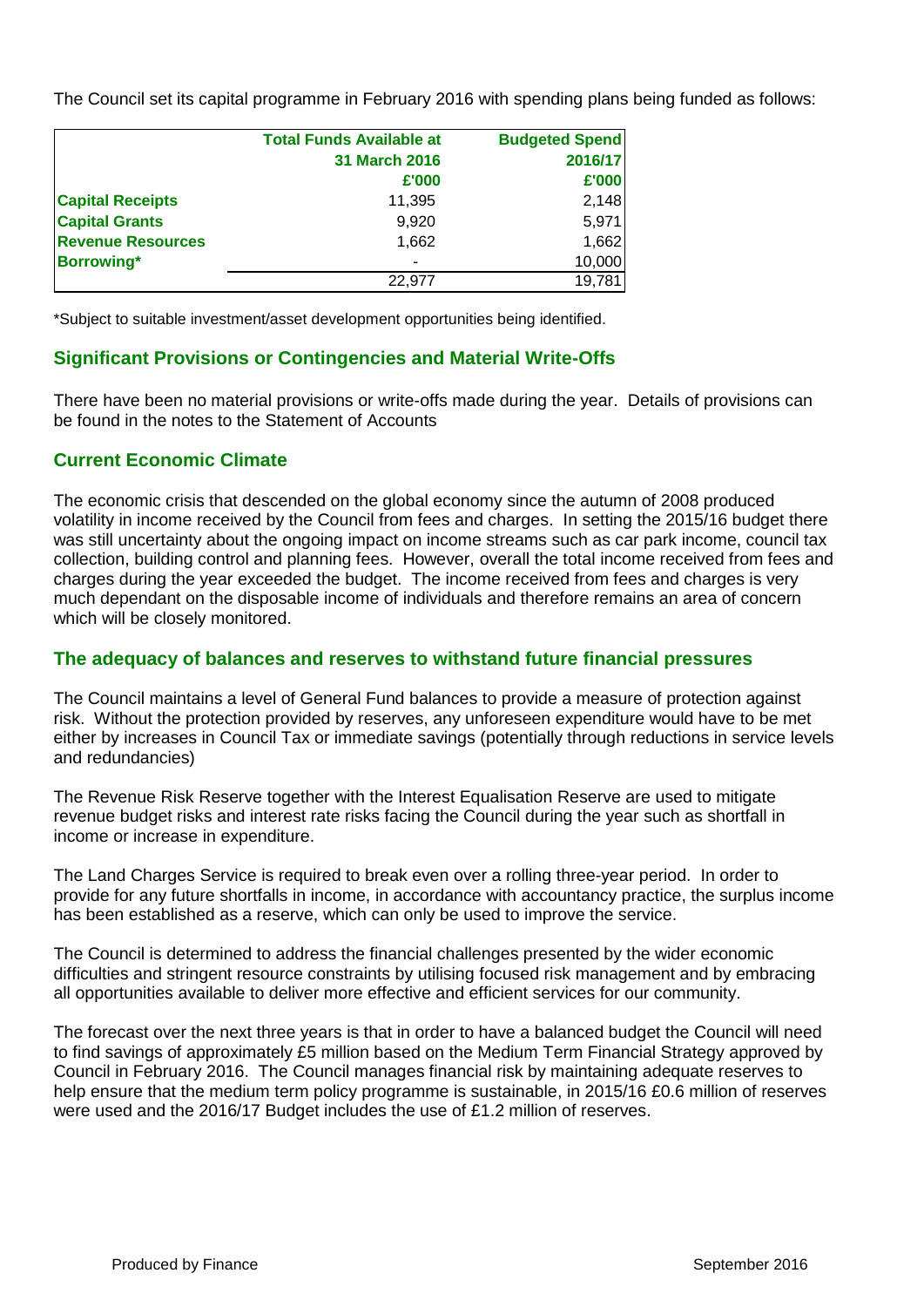The Council set its capital programme in February 2016 with spending plans being funded as follows:

| | Total Funds Available at 31 March 2016 £'000 | Budgeted Spend 2016/17 £'000 |
|---|---|---|
| **Capital Receipts** | 11,395 | 2,148 |
| **Capital Grants** | 9,920 | 5,971 |
| **Revenue Resources** | 1,662 | 1,662 |
| **Borrowing*** | - | 10,000 |
| | 22,977 | 19,781 |

*Subject to suitable investment/asset development opportunities being identified.

## Significant Provisions or Contingencies and Material Write-Offs

There have been no material provisions or write-offs made during the year. Details of provisions can be found in the notes to the Statement of Accounts

## Current Economic Climate

The economic crisis that descended on the global economy since the autumn of 2008 produced volatility in income received by the Council from fees and charges. In setting the 2015/16 budget there was still uncertainty about the ongoing impact on income streams such as car park income, council tax collection, building control and planning fees. However, overall the total income received from fees and charges during the year exceeded the budget. The income received from fees and charges is very much dependant on the disposable income of individuals and therefore remains an area of concern which will be closely monitored.

## The adequacy of balances and reserves to withstand future financial pressures

The Council maintains a level of General Fund balances to provide a measure of protection against risk. Without the protection provided by reserves, any unforeseen expenditure would have to be met either by increases in Council Tax or immediate savings (potentially through reductions in service levels and redundancies)

The Revenue Risk Reserve together with the Interest Equalisation Reserve are used to mitigate revenue budget risks and interest rate risks facing the Council during the year such as shortfall in income or increase in expenditure.

The Land Charges Service is required to break even over a rolling three-year period. In order to provide for any future shortfalls in income, in accordance with accountancy practice, the surplus income has been established as a reserve, which can only be used to improve the service.

The Council is determined to address the financial challenges presented by the wider economic difficulties and stringent resource constraints by utilising focused risk management and by embracing all opportunities available to deliver more effective and efficient services for our community.

The forecast over the next three years is that in order to have a balanced budget the Council will need to find savings of approximately £5 million based on the Medium Term Financial Strategy approved by Council in February 2016. The Council manages financial risk by maintaining adequate reserves to help ensure that the medium term policy programme is sustainable, in 2015/16 £0.6 million of reserves were used and the 2016/17 Budget includes the use of £1.2 million of reserves.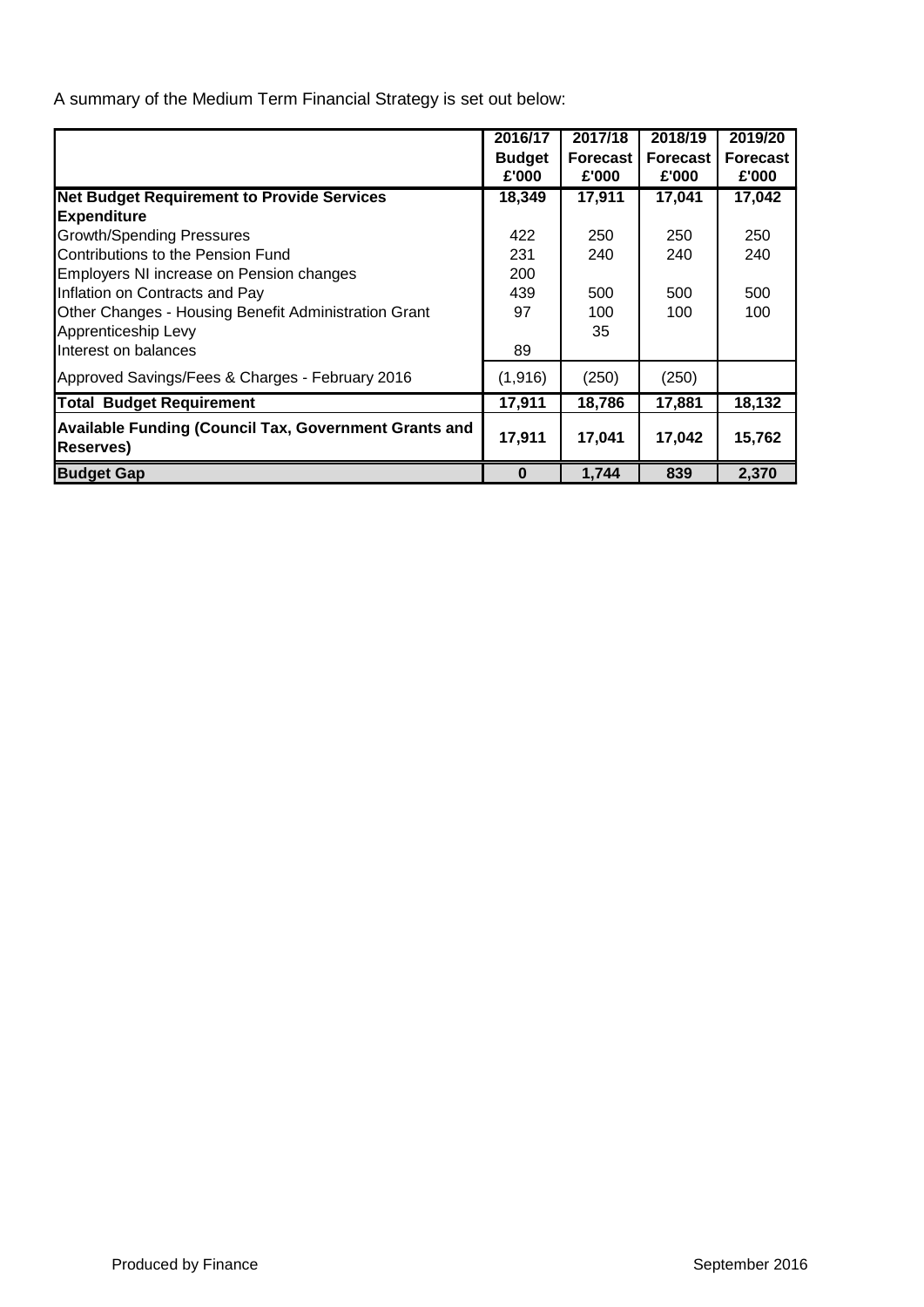A summary of the Medium Term Financial Strategy is set out below:

| | 2016/17 Budget £'000 | 2017/18 Forecast £'000 | 2018/19 Forecast £'000 | 2019/20 Forecast £'000 |
|---|---|---|---|---|
| **Net Budget Requirement to Provide Services** | 18,349 | 17,911 | 17,041 | 17,042 |
| **Expenditure** | | | | |
| Growth/Spending Pressures | 422 | 250 | 250 | 250 |
| Contributions to the Pension Fund | 231 | 240 | 240 | 240 |
| Employers NI increase on Pension changes | 200 | | | |
| Inflation on Contracts and Pay | 439 | 500 | 500 | 500 |
| Other Changes - Housing Benefit Administration Grant | 97 | 100 | 100 | 100 |
| Apprenticeship Levy | | 35 | | |
| Interest on balances | 89 | | | |
| Approved Savings/Fees & Charges - February 2016 | (1,916) | (250) | (250) | |
| **Total Budget Requirement** | 17,911 | 18,786 | 17,881 | 18,132 |
| **Available Funding (Council Tax, Government Grants and Reserves)** | 17,911 | 17,041 | 17,042 | 15,762 |
| **Budget Gap** | 0 | 1,744 | 839 | 2,370 |

Produced by Finance September 2016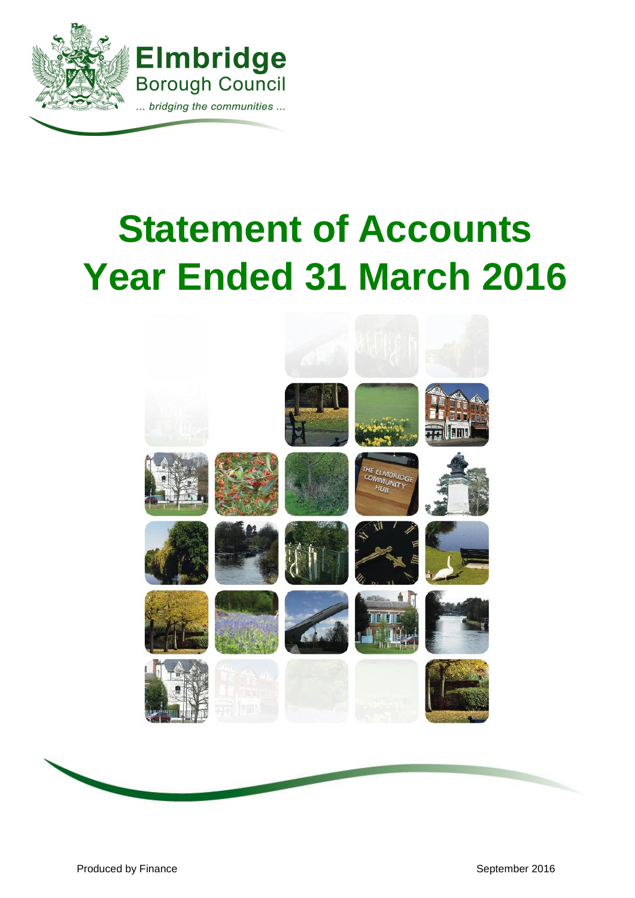Elmbridge Borough Council

... bridging the communities ...

# Statement of Accounts Year Ended 31 March 2016

Produced by Finance

September 2016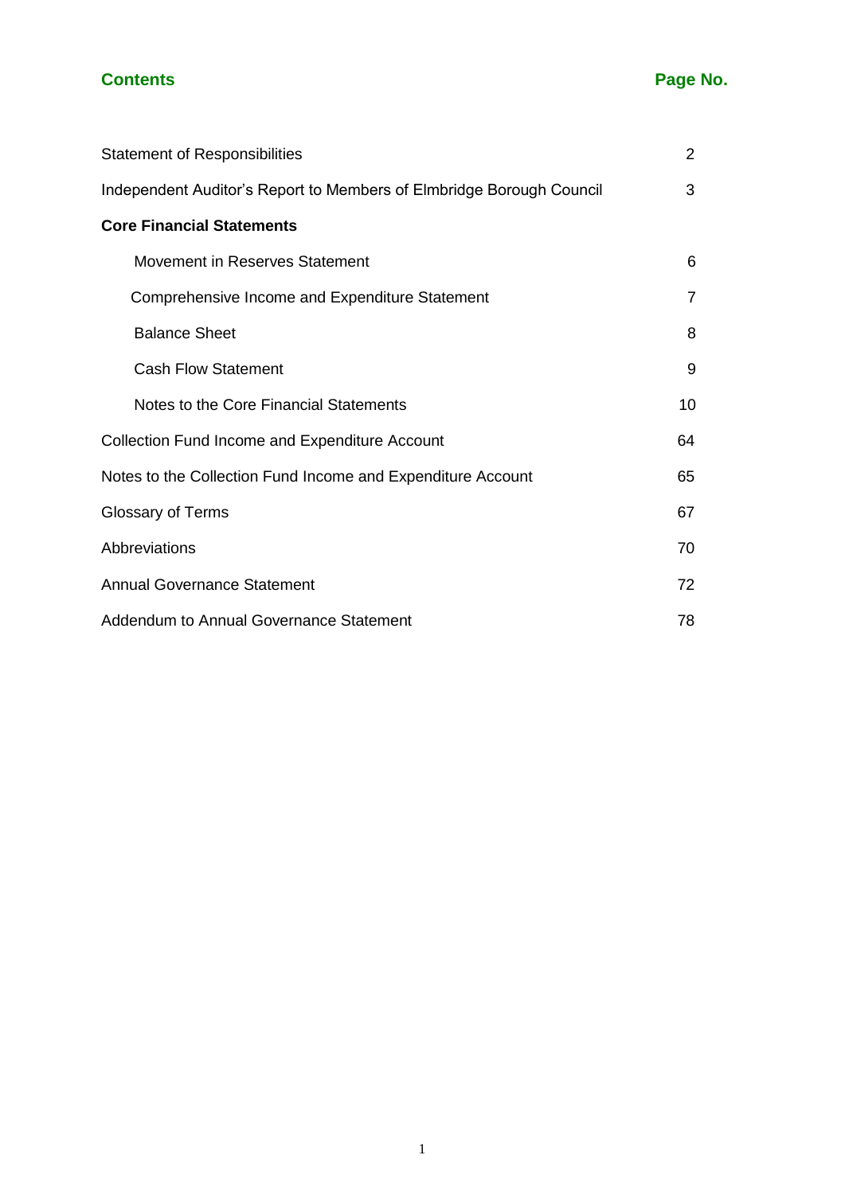## Contents

| | Page No. |
|---|---|
| Statement of Responsibilities | 2 |
| Independent Auditor's Report to Members of Elmbridge Borough Council | 3 |
| **Core Financial Statements** | |
| Movement in Reserves Statement | 6 |
| Comprehensive Income and Expenditure Statement | 7 |
| Balance Sheet | 8 |
| Cash Flow Statement | 9 |
| Notes to the Core Financial Statements | 10 |
| Collection Fund Income and Expenditure Account | 64 |
| Notes to the Collection Fund Income and Expenditure Account | 65 |
| Glossary of Terms | 67 |
| Abbreviations | 70 |
| Annual Governance Statement | 72 |
| Addendum to Annual Governance Statement | 78 |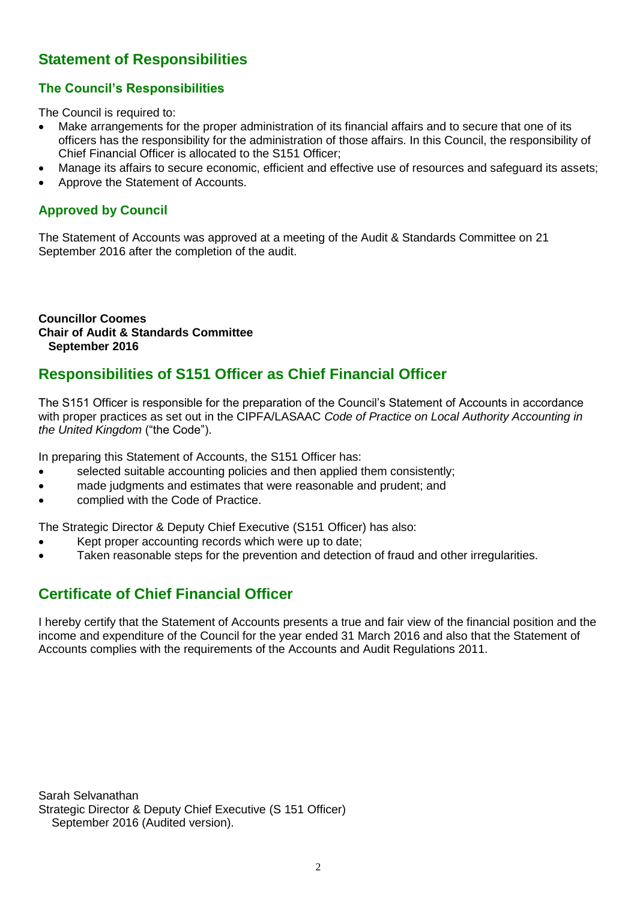# Statement of Responsibilities

## The Council's Responsibilities

The Council is required to:

- Make arrangements for the proper administration of its financial affairs and to secure that one of its officers has the responsibility for the administration of those affairs. In this Council, the responsibility of Chief Financial Officer is allocated to the S151 Officer;
- Manage its affairs to secure economic, efficient and effective use of resources and safeguard its assets;
- Approve the Statement of Accounts.

## Approved by Council

The Statement of Accounts was approved at a meeting of the Audit & Standards Committee on 21 September 2016 after the completion of the audit.

**Councillor Coomes**
**Chair of Audit & Standards Committee**
**September 2016**

# Responsibilities of S151 Officer as Chief Financial Officer

The S151 Officer is responsible for the preparation of the Council's Statement of Accounts in accordance with proper practices as set out in the CIPFA/LASAAC *Code of Practice on Local Authority Accounting in the United Kingdom* ("the Code").

In preparing this Statement of Accounts, the S151 Officer has:

- selected suitable accounting policies and then applied them consistently;
- made judgments and estimates that were reasonable and prudent; and
- complied with the Code of Practice.

The Strategic Director & Deputy Chief Executive (S151 Officer) has also:

- Kept proper accounting records which were up to date;
- Taken reasonable steps for the prevention and detection of fraud and other irregularities.

# Certificate of Chief Financial Officer

I hereby certify that the Statement of Accounts presents a true and fair view of the financial position and the income and expenditure of the Council for the year ended 31 March 2016 and also that the Statement of Accounts complies with the requirements of the Accounts and Audit Regulations 2011.

Sarah Selvanathan
Strategic Director & Deputy Chief Executive (S 151 Officer)
September 2016 (Audited version).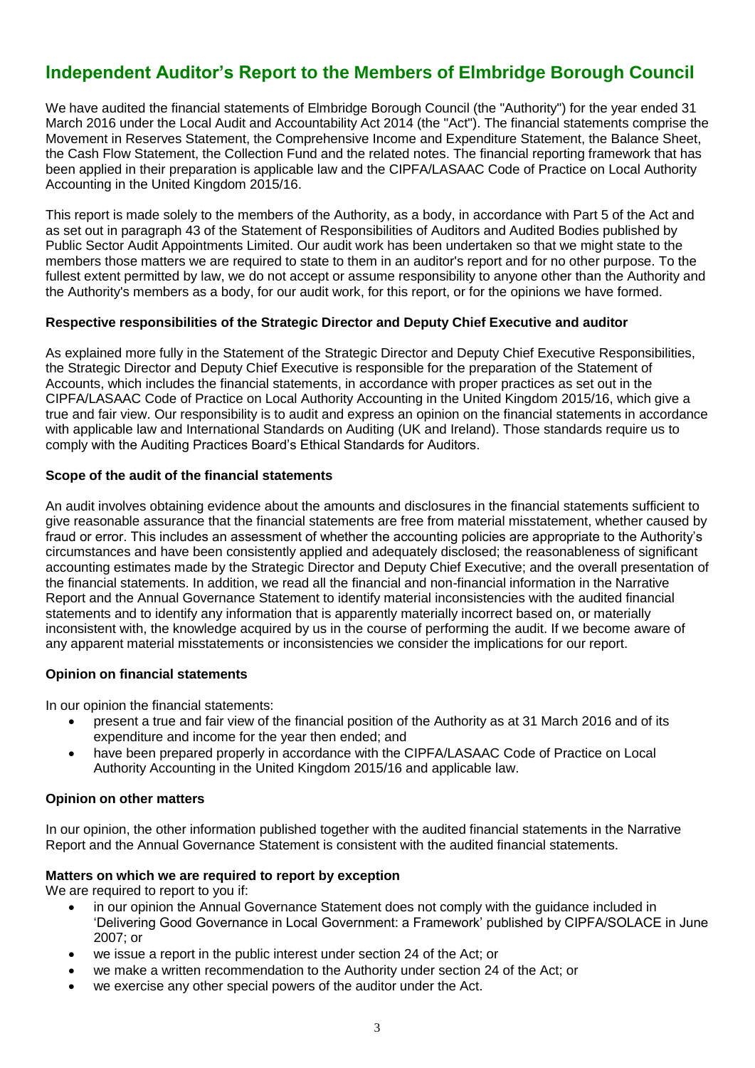# Independent Auditor's Report to the Members of Elmbridge Borough Council

We have audited the financial statements of Elmbridge Borough Council (the "Authority") for the year ended 31 March 2016 under the Local Audit and Accountability Act 2014 (the "Act"). The financial statements comprise the Movement in Reserves Statement, the Comprehensive Income and Expenditure Statement, the Balance Sheet, the Cash Flow Statement, the Collection Fund and the related notes. The financial reporting framework that has been applied in their preparation is applicable law and the CIPFA/LASAAC Code of Practice on Local Authority Accounting in the United Kingdom 2015/16.

This report is made solely to the members of the Authority, as a body, in accordance with Part 5 of the Act and as set out in paragraph 43 of the Statement of Responsibilities of Auditors and Audited Bodies published by Public Sector Audit Appointments Limited. Our audit work has been undertaken so that we might state to the members those matters we are required to state to them in an auditor's report and for no other purpose. To the fullest extent permitted by law, we do not accept or assume responsibility to anyone other than the Authority and the Authority's members as a body, for our audit work, for this report, or for the opinions we have formed.

**Respective responsibilities of the Strategic Director and Deputy Chief Executive and auditor**

As explained more fully in the Statement of the Strategic Director and Deputy Chief Executive Responsibilities, the Strategic Director and Deputy Chief Executive is responsible for the preparation of the Statement of Accounts, which includes the financial statements, in accordance with proper practices as set out in the CIPFA/LASAAC Code of Practice on Local Authority Accounting in the United Kingdom 2015/16, which give a true and fair view. Our responsibility is to audit and express an opinion on the financial statements in accordance with applicable law and International Standards on Auditing (UK and Ireland). Those standards require us to comply with the Auditing Practices Board's Ethical Standards for Auditors.

**Scope of the audit of the financial statements**

An audit involves obtaining evidence about the amounts and disclosures in the financial statements sufficient to give reasonable assurance that the financial statements are free from material misstatement, whether caused by fraud or error. This includes an assessment of whether the accounting policies are appropriate to the Authority's circumstances and have been consistently applied and adequately disclosed; the reasonableness of significant accounting estimates made by the Strategic Director and Deputy Chief Executive; and the overall presentation of the financial statements. In addition, we read all the financial and non-financial information in the Narrative Report and the Annual Governance Statement to identify material inconsistencies with the audited financial statements and to identify any information that is apparently materially incorrect based on, or materially inconsistent with, the knowledge acquired by us in the course of performing the audit. If we become aware of any apparent material misstatements or inconsistencies we consider the implications for our report.

**Opinion on financial statements**

In our opinion the financial statements:

- present a true and fair view of the financial position of the Authority as at 31 March 2016 and of its expenditure and income for the year then ended; and
- have been prepared properly in accordance with the CIPFA/LASAAC Code of Practice on Local Authority Accounting in the United Kingdom 2015/16 and applicable law.

**Opinion on other matters**

In our opinion, the other information published together with the audited financial statements in the Narrative Report and the Annual Governance Statement is consistent with the audited financial statements.

**Matters on which we are required to report by exception**

We are required to report to you if:

- in our opinion the Annual Governance Statement does not comply with the guidance included in 'Delivering Good Governance in Local Government: a Framework' published by CIPFA/SOLACE in June 2007; or
- we issue a report in the public interest under section 24 of the Act; or
- we make a written recommendation to the Authority under section 24 of the Act; or
- we exercise any other special powers of the auditor under the Act.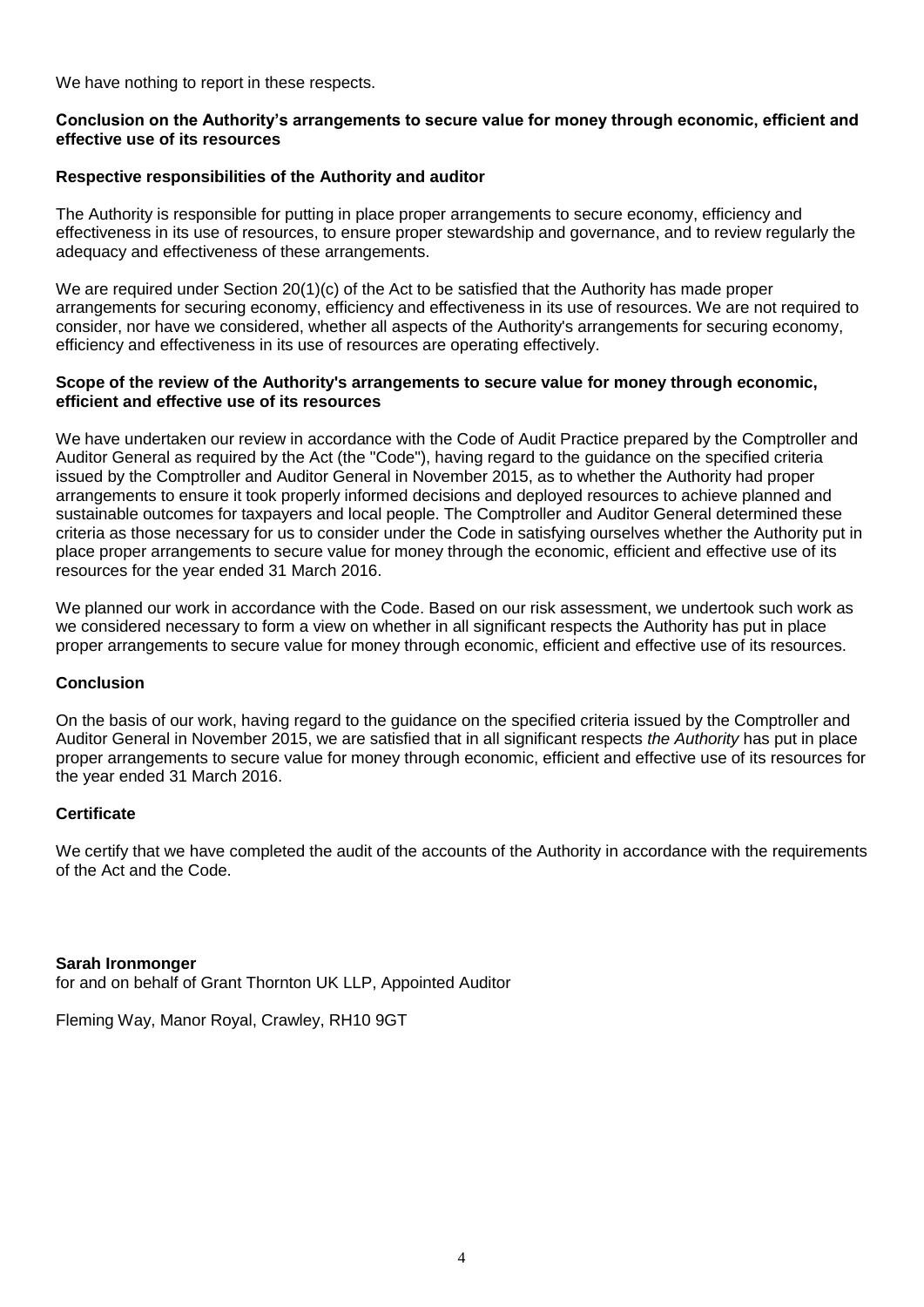We have nothing to report in these respects.

**Conclusion on the Authority's arrangements to secure value for money through economic, efficient and effective use of its resources**

**Respective responsibilities of the Authority and auditor**

The Authority is responsible for putting in place proper arrangements to secure economy, efficiency and effectiveness in its use of resources, to ensure proper stewardship and governance, and to review regularly the adequacy and effectiveness of these arrangements.

We are required under Section 20(1)(c) of the Act to be satisfied that the Authority has made proper arrangements for securing economy, efficiency and effectiveness in its use of resources. We are not required to consider, nor have we considered, whether all aspects of the Authority's arrangements for securing economy, efficiency and effectiveness in its use of resources are operating effectively.

**Scope of the review of the Authority's arrangements to secure value for money through economic, efficient and effective use of its resources**

We have undertaken our review in accordance with the Code of Audit Practice prepared by the Comptroller and Auditor General as required by the Act (the "Code"), having regard to the guidance on the specified criteria issued by the Comptroller and Auditor General in November 2015, as to whether the Authority had proper arrangements to ensure it took properly informed decisions and deployed resources to achieve planned and sustainable outcomes for taxpayers and local people. The Comptroller and Auditor General determined these criteria as those necessary for us to consider under the Code in satisfying ourselves whether the Authority put in place proper arrangements to secure value for money through the economic, efficient and effective use of its resources for the year ended 31 March 2016.

We planned our work in accordance with the Code. Based on our risk assessment, we undertook such work as we considered necessary to form a view on whether in all significant respects the Authority has put in place proper arrangements to secure value for money through economic, efficient and effective use of its resources.

**Conclusion**

On the basis of our work, having regard to the guidance on the specified criteria issued by the Comptroller and Auditor General in November 2015, we are satisfied that in all significant respects *the Authority* has put in place proper arrangements to secure value for money through economic, efficient and effective use of its resources for the year ended 31 March 2016.

**Certificate**

We certify that we have completed the audit of the accounts of the Authority in accordance with the requirements of the Act and the Code.

**Sarah Ironmonger**
for and on behalf of Grant Thornton UK LLP, Appointed Auditor

Fleming Way, Manor Royal, Crawley, RH10 9GT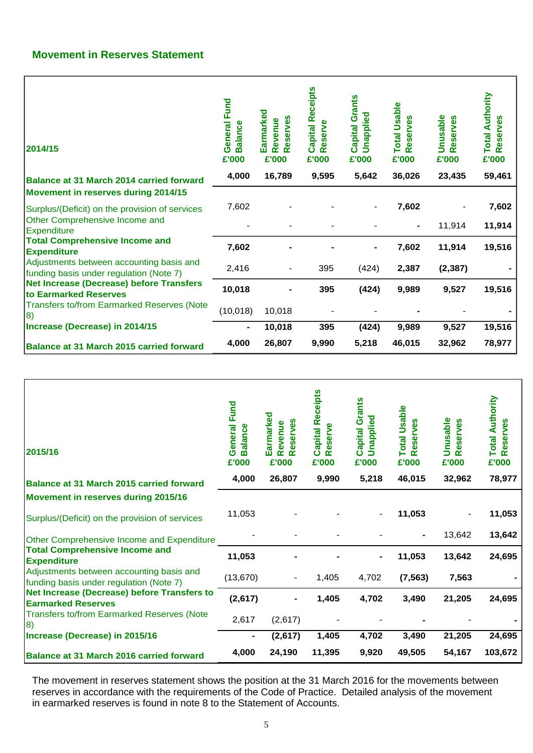## Movement in Reserves Statement

| 2014/15 | General Fund Balance £'000 | Earmarked Revenue Reserves £'000 | Capital Receipts Reserve £'000 | Capital Grants Unapplied £'000 | Total Usable Reserves £'000 | Unusable Reserves £'000 | Total Authority Reserves £'000 |
|---|---|---|---|---|---|---|---|
| **Balance at 31 March 2014 carried forward** | **4,000** | **16,789** | **9,595** | **5,642** | **36,026** | **23,435** | **59,461** |
| **Movement in reserves during 2014/15** | | | | | | | |
| Surplus/(Deficit) on the provision of services | 7,602 | - | - | - | **7,602** | - | **7,602** |
| Other Comprehensive Income and Expenditure | - | - | - | - | **-** | 11,914 | **11,914** |
| **Total Comprehensive Income and Expenditure** | **7,602** | **-** | **-** | **-** | **7,602** | **11,914** | **19,516** |
| Adjustments between accounting basis and funding basis under regulation (Note 7) | 2,416 | - | 395 | (424) | **2,387** | **(2,387)** | **-** |
| **Net Increase (Decrease) before Transfers to Earmarked Reserves** | **10,018** | **-** | **395** | **(424)** | **9,989** | **9,527** | **19,516** |
| Transfers to/from Earmarked Reserves (Note 8) | (10,018) | 10,018 | - | - | **-** | - | **-** |
| **Increase (Decrease) in 2014/15** | **-** | **10,018** | **395** | **(424)** | **9,989** | **9,527** | **19,516** |
| **Balance at 31 March 2015 carried forward** | **4,000** | **26,807** | **9,990** | **5,218** | **46,015** | **32,962** | **78,977** |

| 2015/16 | General Fund Balance £'000 | Earmarked Revenue Reserves £'000 | Capital Receipts Reserve £'000 | Capital Grants Unapplied £'000 | Total Usable Reserves £'000 | Unusable Reserves £'000 | Total Authority Reserves £'000 |
|---|---|---|---|---|---|---|---|
| **Balance at 31 March 2015 carried forward** | **4,000** | **26,807** | **9,990** | **5,218** | **46,015** | **32,962** | **78,977** |
| **Movement in reserves during 2015/16** | | | | | | | |
| Surplus/(Deficit) on the provision of services | 11,053 | - | - | - | **11,053** | - | **11,053** |
| Other Comprehensive Income and Expenditure | - | - | - | - | **-** | 13,642 | **13,642** |
| **Total Comprehensive Income and Expenditure** | **11,053** | **-** | **-** | **-** | **11,053** | **13,642** | **24,695** |
| Adjustments between accounting basis and funding basis under regulation (Note 7) | (13,670) | - | 1,405 | 4,702 | **(7,563)** | **7,563** | **-** |
| **Net Increase (Decrease) before Transfers to Earmarked Reserves** | **(2,617)** | **-** | **1,405** | **4,702** | **3,490** | **21,205** | **24,695** |
| Transfers to/from Earmarked Reserves (Note 8) | 2,617 | (2,617) | - | - | **-** | - | **-** |
| **Increase (Decrease) in 2015/16** | **-** | **(2,617)** | **1,405** | **4,702** | **3,490** | **21,205** | **24,695** |
| **Balance at 31 March 2016 carried forward** | **4,000** | **24,190** | **11,395** | **9,920** | **49,505** | **54,167** | **103,672** |

The movement in reserves statement shows the position at the 31 March 2016 for the movements between reserves in accordance with the requirements of the Code of Practice. Detailed analysis of the movement in earmarked reserves is found in note 8 to the Statement of Accounts.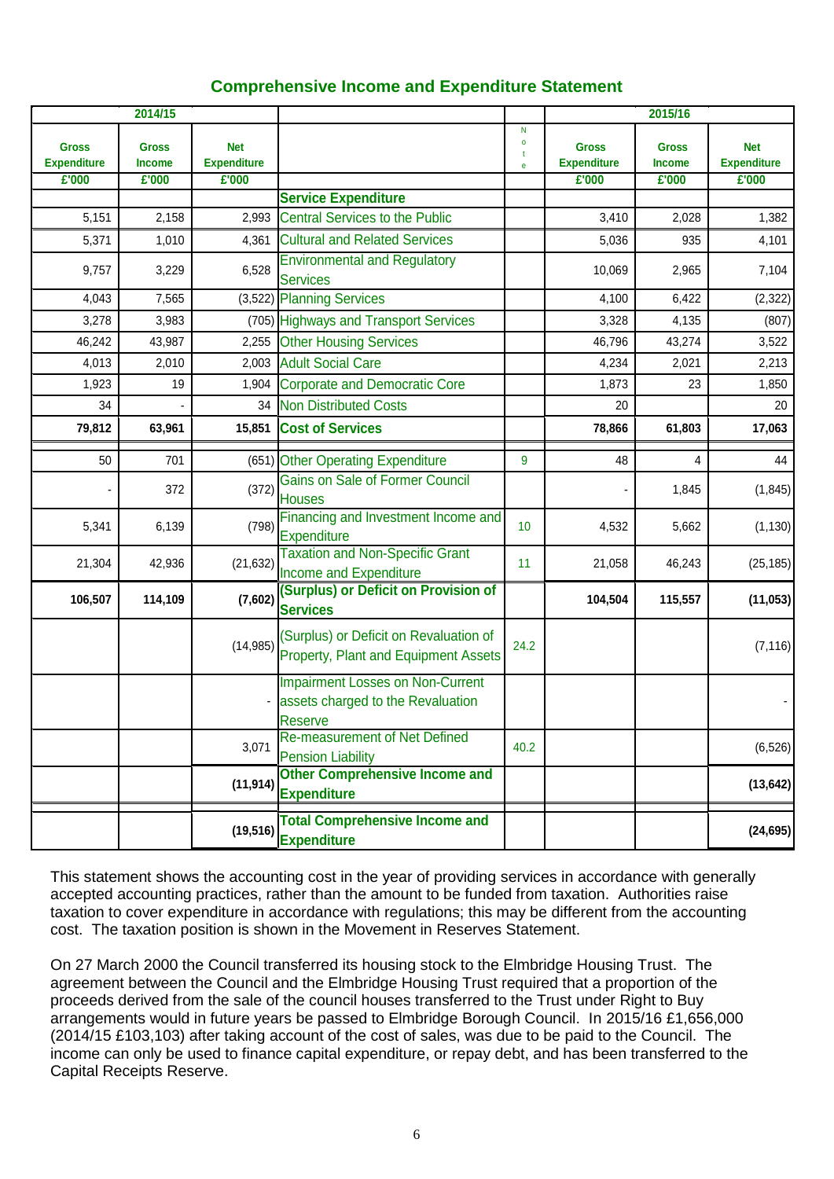## Comprehensive Income and Expenditure Statement

| 2014/15 | | | | | 2015/16 | | |
|---|---|---|---|---|---|---|---|
| Gross Expenditure | Gross Income | Net Expenditure | | Note | Gross Expenditure | Gross Income | Net Expenditure |
| £'000 | £'000 | £'000 | | | £'000 | £'000 | £'000 |
| | | | **Service Expenditure** | | | | |
| 5,151 | 2,158 | 2,993 | Central Services to the Public | | 3,410 | 2,028 | 1,382 |
| 5,371 | 1,010 | 4,361 | Cultural and Related Services | | 5,036 | 935 | 4,101 |
| 9,757 | 3,229 | 6,528 | Environmental and Regulatory Services | | 10,069 | 2,965 | 7,104 |
| 4,043 | 7,565 | (3,522) | Planning Services | | 4,100 | 6,422 | (2,322) |
| 3,278 | 3,983 | (705) | Highways and Transport Services | | 3,328 | 4,135 | (807) |
| 46,242 | 43,987 | 2,255 | Other Housing Services | | 46,796 | 43,274 | 3,522 |
| 4,013 | 2,010 | 2,003 | Adult Social Care | | 4,234 | 2,021 | 2,213 |
| 1,923 | 19 | 1,904 | Corporate and Democratic Core | | 1,873 | 23 | 1,850 |
| 34 | - | 34 | Non Distributed Costs | | 20 | | 20 |
| **79,812** | **63,961** | **15,851** | **Cost of Services** | | **78,866** | **61,803** | **17,063** |
| 50 | 701 | (651) | Other Operating Expenditure | 9 | 48 | 4 | 44 |
| - | 372 | (372) | Gains on Sale of Former Council Houses | | - | 1,845 | (1,845) |
| 5,341 | 6,139 | (798) | Financing and Investment Income and Expenditure | 10 | 4,532 | 5,662 | (1,130) |
| 21,304 | 42,936 | (21,632) | Taxation and Non-Specific Grant Income and Expenditure | 11 | 21,058 | 46,243 | (25,185) |
| **106,507** | **114,109** | **(7,602)** | **(Surplus) or Deficit on Provision of Services** | | **104,504** | **115,557** | **(11,053)** |
| | | (14,985) | (Surplus) or Deficit on Revaluation of Property, Plant and Equipment Assets | 24.2 | | | (7,116) |
| | | - | Impairment Losses on Non-Current assets charged to the Revaluation Reserve | | | | - |
| | | 3,071 | Re-measurement of Net Defined Pension Liability | 40.2 | | | (6,526) |
| | | **(11,914)** | **Other Comprehensive Income and Expenditure** | | | | **(13,642)** |
| | | **(19,516)** | **Total Comprehensive Income and Expenditure** | | | | **(24,695)** |

This statement shows the accounting cost in the year of providing services in accordance with generally accepted accounting practices, rather than the amount to be funded from taxation. Authorities raise taxation to cover expenditure in accordance with regulations; this may be different from the accounting cost. The taxation position is shown in the Movement in Reserves Statement.

On 27 March 2000 the Council transferred its housing stock to the Elmbridge Housing Trust. The agreement between the Council and the Elmbridge Housing Trust required that a proportion of the proceeds derived from the sale of the council houses transferred to the Trust under Right to Buy arrangements would in future years be passed to Elmbridge Borough Council. In 2015/16 £1,656,000 (2014/15 £103,103) after taking account of the cost of sales, was due to be paid to the Council. The income can only be used to finance capital expenditure, or repay debt, and has been transferred to the Capital Receipts Reserve.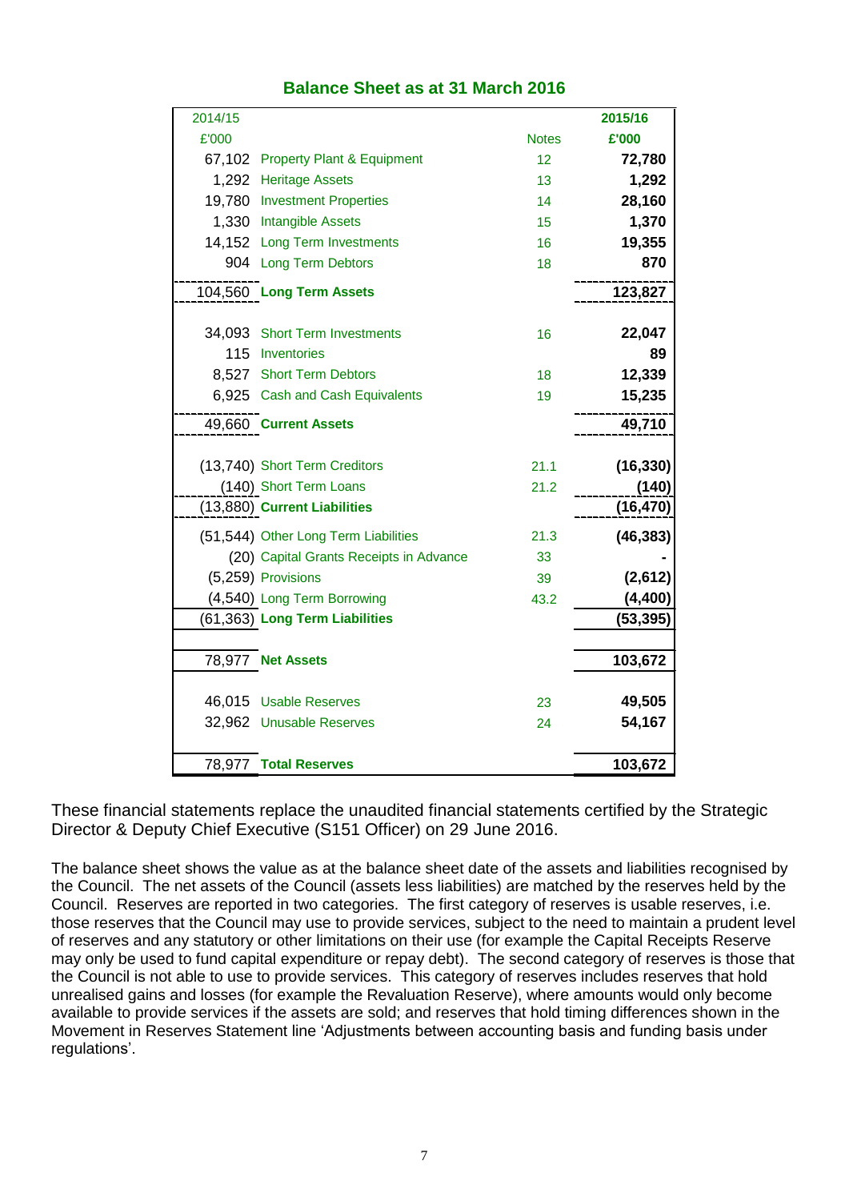## Balance Sheet as at 31 March 2016

| 2014/15 £'000 | | Notes | 2015/16 £'000 |
|---|---|---|---|
| 67,102 | Property Plant & Equipment | 12 | **72,780** |
| 1,292 | Heritage Assets | 13 | **1,292** |
| 19,780 | Investment Properties | 14 | **28,160** |
| 1,330 | Intangible Assets | 15 | **1,370** |
| 14,152 | Long Term Investments | 16 | **19,355** |
| 904 | Long Term Debtors | 18 | **870** |
| 104,560 | **Long Term Assets** | | **123,827** |
| 34,093 | Short Term Investments | 16 | **22,047** |
| 115 | Inventories | | **89** |
| 8,527 | Short Term Debtors | 18 | **12,339** |
| 6,925 | Cash and Cash Equivalents | 19 | **15,235** |
| 49,660 | **Current Assets** | | **49,710** |
| (13,740) | Short Term Creditors | 21.1 | **(16,330)** |
| (140) | Short Term Loans | 21.2 | **(140)** |
| (13,880) | **Current Liabilities** | | **(16,470)** |
| (51,544) | Other Long Term Liabilities | 21.3 | **(46,383)** |
| (20) | Capital Grants Receipts in Advance | 33 | **-** |
| (5,259) | Provisions | 39 | **(2,612)** |
| (4,540) | Long Term Borrowing | 43.2 | **(4,400)** |
| (61,363) | **Long Term Liabilities** | | **(53,395)** |
| 78,977 | **Net Assets** | | **103,672** |
| 46,015 | Usable Reserves | 23 | **49,505** |
| 32,962 | Unusable Reserves | 24 | **54,167** |
| 78,977 | **Total Reserves** | | **103,672** |

These financial statements replace the unaudited financial statements certified by the Strategic Director & Deputy Chief Executive (S151 Officer) on 29 June 2016.

The balance sheet shows the value as at the balance sheet date of the assets and liabilities recognised by the Council. The net assets of the Council (assets less liabilities) are matched by the reserves held by the Council. Reserves are reported in two categories. The first category of reserves is usable reserves, i.e. those reserves that the Council may use to provide services, subject to the need to maintain a prudent level of reserves and any statutory or other limitations on their use (for example the Capital Receipts Reserve may only be used to fund capital expenditure or repay debt). The second category of reserves is those that the Council is not able to use to provide services. This category of reserves includes reserves that hold unrealised gains and losses (for example the Revaluation Reserve), where amounts would only become available to provide services if the assets are sold; and reserves that hold timing differences shown in the Movement in Reserves Statement line 'Adjustments between accounting basis and funding basis under regulations'.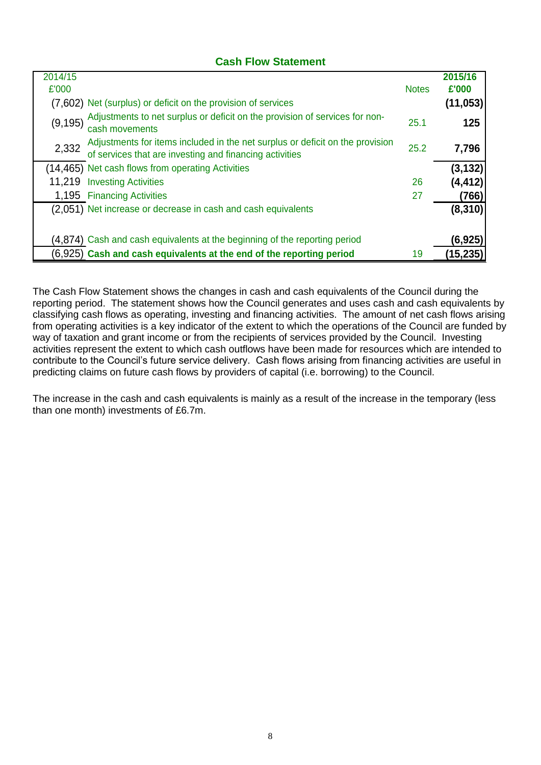## Cash Flow Statement

| 2014/15 £'000 | | Notes | 2015/16 £'000 |
|---|---|---|---|
| (7,602) | Net (surplus) or deficit on the provision of services | | **(11,053)** |
| (9,195) | Adjustments to net surplus or deficit on the provision of services for non-cash movements | 25.1 | **125** |
| 2,332 | Adjustments for items included in the net surplus or deficit on the provision of services that are investing and financing activities | 25.2 | **7,796** |
| (14,465) | Net cash flows from operating Activities | | **(3,132)** |
| 11,219 | Investing Activities | 26 | **(4,412)** |
| 1,195 | Financing Activities | 27 | **(766)** |
| (2,051) | Net increase or decrease in cash and cash equivalents | | **(8,310)** |
| | | | |
| (4,874) | Cash and cash equivalents at the beginning of the reporting period | | **(6,925)** |
| (6,925) | **Cash and cash equivalents at the end of the reporting period** | 19 | **(15,235)** |

The Cash Flow Statement shows the changes in cash and cash equivalents of the Council during the reporting period. The statement shows how the Council generates and uses cash and cash equivalents by classifying cash flows as operating, investing and financing activities. The amount of net cash flows arising from operating activities is a key indicator of the extent to which the operations of the Council are funded by way of taxation and grant income or from the recipients of services provided by the Council. Investing activities represent the extent to which cash outflows have been made for resources which are intended to contribute to the Council's future service delivery. Cash flows arising from financing activities are useful in predicting claims on future cash flows by providers of capital (i.e. borrowing) to the Council.

The increase in the cash and cash equivalents is mainly as a result of the increase in the temporary (less than one month) investments of £6.7m.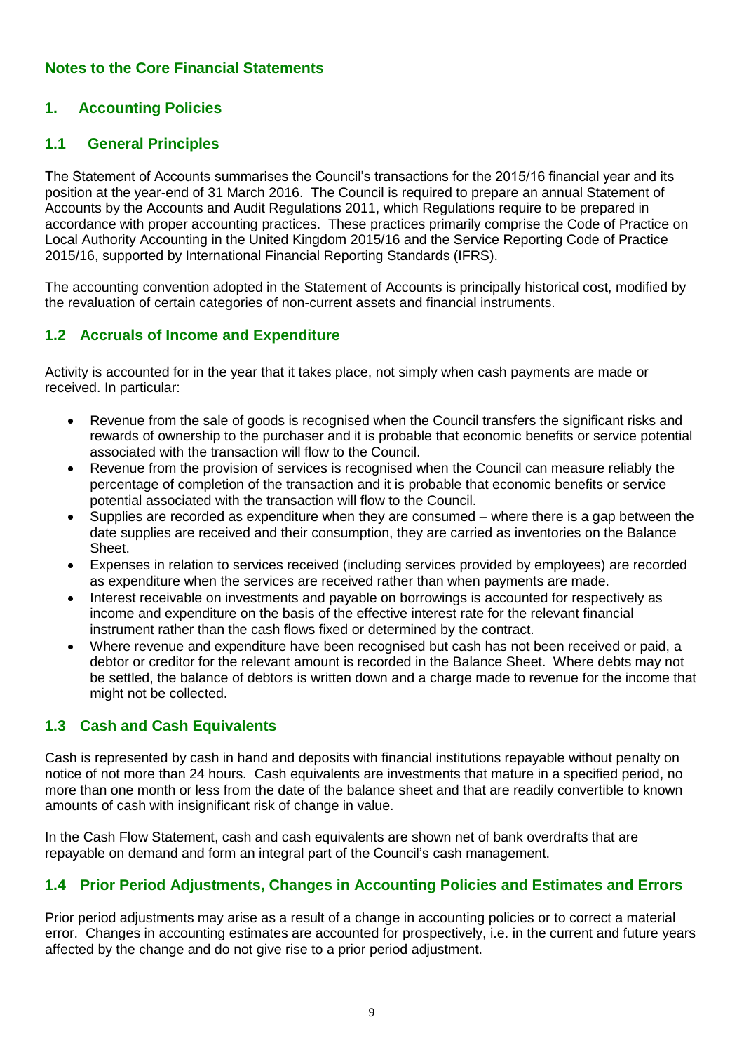## Notes to the Core Financial Statements

## 1. Accounting Policies

### 1.1 General Principles

The Statement of Accounts summarises the Council's transactions for the 2015/16 financial year and its position at the year-end of 31 March 2016. The Council is required to prepare an annual Statement of Accounts by the Accounts and Audit Regulations 2011, which Regulations require to be prepared in accordance with proper accounting practices. These practices primarily comprise the Code of Practice on Local Authority Accounting in the United Kingdom 2015/16 and the Service Reporting Code of Practice 2015/16, supported by International Financial Reporting Standards (IFRS).

The accounting convention adopted in the Statement of Accounts is principally historical cost, modified by the revaluation of certain categories of non-current assets and financial instruments.

### 1.2 Accruals of Income and Expenditure

Activity is accounted for in the year that it takes place, not simply when cash payments are made or received. In particular:

- Revenue from the sale of goods is recognised when the Council transfers the significant risks and rewards of ownership to the purchaser and it is probable that economic benefits or service potential associated with the transaction will flow to the Council.
- Revenue from the provision of services is recognised when the Council can measure reliably the percentage of completion of the transaction and it is probable that economic benefits or service potential associated with the transaction will flow to the Council.
- Supplies are recorded as expenditure when they are consumed – where there is a gap between the date supplies are received and their consumption, they are carried as inventories on the Balance Sheet.
- Expenses in relation to services received (including services provided by employees) are recorded as expenditure when the services are received rather than when payments are made.
- Interest receivable on investments and payable on borrowings is accounted for respectively as income and expenditure on the basis of the effective interest rate for the relevant financial instrument rather than the cash flows fixed or determined by the contract.
- Where revenue and expenditure have been recognised but cash has not been received or paid, a debtor or creditor for the relevant amount is recorded in the Balance Sheet. Where debts may not be settled, the balance of debtors is written down and a charge made to revenue for the income that might not be collected.

### 1.3 Cash and Cash Equivalents

Cash is represented by cash in hand and deposits with financial institutions repayable without penalty on notice of not more than 24 hours. Cash equivalents are investments that mature in a specified period, no more than one month or less from the date of the balance sheet and that are readily convertible to known amounts of cash with insignificant risk of change in value.

In the Cash Flow Statement, cash and cash equivalents are shown net of bank overdrafts that are repayable on demand and form an integral part of the Council's cash management.

### 1.4 Prior Period Adjustments, Changes in Accounting Policies and Estimates and Errors

Prior period adjustments may arise as a result of a change in accounting policies or to correct a material error. Changes in accounting estimates are accounted for prospectively, i.e. in the current and future years affected by the change and do not give rise to a prior period adjustment.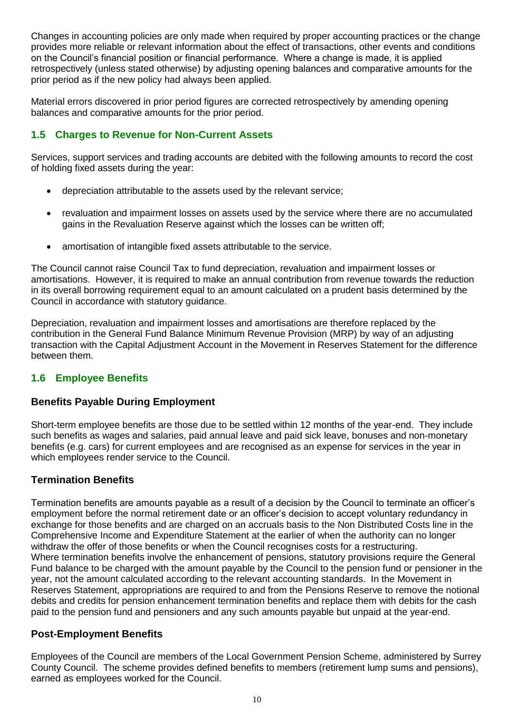Changes in accounting policies are only made when required by proper accounting practices or the change provides more reliable or relevant information about the effect of transactions, other events and conditions on the Council's financial position or financial performance. Where a change is made, it is applied retrospectively (unless stated otherwise) by adjusting opening balances and comparative amounts for the prior period as if the new policy had always been applied.

Material errors discovered in prior period figures are corrected retrospectively by amending opening balances and comparative amounts for the prior period.

## 1.5 Charges to Revenue for Non-Current Assets

Services, support services and trading accounts are debited with the following amounts to record the cost of holding fixed assets during the year:

- depreciation attributable to the assets used by the relevant service;
- revaluation and impairment losses on assets used by the service where there are no accumulated gains in the Revaluation Reserve against which the losses can be written off;
- amortisation of intangible fixed assets attributable to the service.

The Council cannot raise Council Tax to fund depreciation, revaluation and impairment losses or amortisations. However, it is required to make an annual contribution from revenue towards the reduction in its overall borrowing requirement equal to an amount calculated on a prudent basis determined by the Council in accordance with statutory guidance.

Depreciation, revaluation and impairment losses and amortisations are therefore replaced by the contribution in the General Fund Balance Minimum Revenue Provision (MRP) by way of an adjusting transaction with the Capital Adjustment Account in the Movement in Reserves Statement for the difference between them.

## 1.6 Employee Benefits

### Benefits Payable During Employment

Short-term employee benefits are those due to be settled within 12 months of the year-end. They include such benefits as wages and salaries, paid annual leave and paid sick leave, bonuses and non-monetary benefits (e.g. cars) for current employees and are recognised as an expense for services in the year in which employees render service to the Council.

### Termination Benefits

Termination benefits are amounts payable as a result of a decision by the Council to terminate an officer's employment before the normal retirement date or an officer's decision to accept voluntary redundancy in exchange for those benefits and are charged on an accruals basis to the Non Distributed Costs line in the Comprehensive Income and Expenditure Statement at the earlier of when the authority can no longer withdraw the offer of those benefits or when the Council recognises costs for a restructuring.
Where termination benefits involve the enhancement of pensions, statutory provisions require the General Fund balance to be charged with the amount payable by the Council to the pension fund or pensioner in the year, not the amount calculated according to the relevant accounting standards. In the Movement in Reserves Statement, appropriations are required to and from the Pensions Reserve to remove the notional debits and credits for pension enhancement termination benefits and replace them with debits for the cash paid to the pension fund and pensioners and any such amounts payable but unpaid at the year-end.

### Post-Employment Benefits

Employees of the Council are members of the Local Government Pension Scheme, administered by Surrey County Council. The scheme provides defined benefits to members (retirement lump sums and pensions), earned as employees worked for the Council.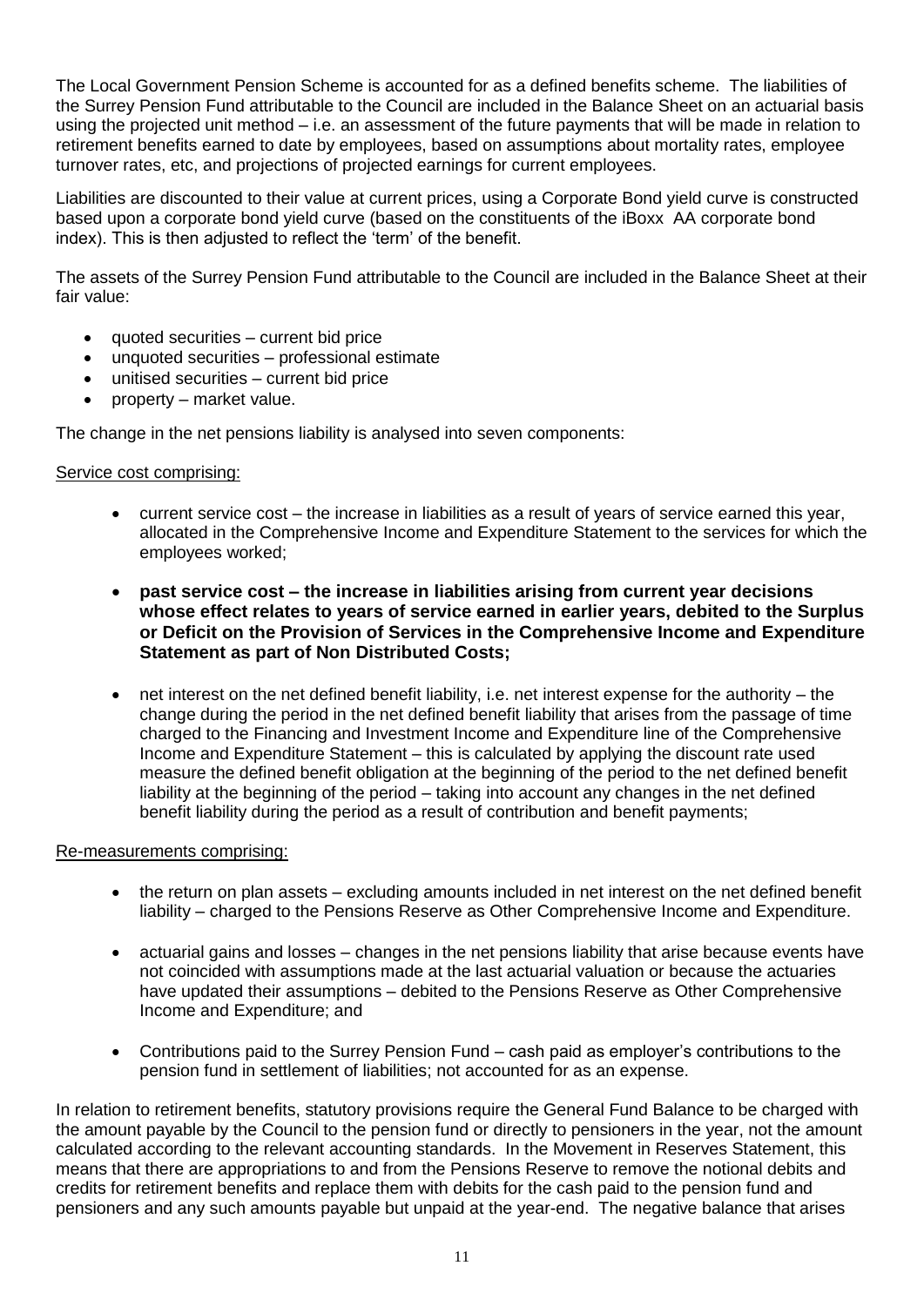The Local Government Pension Scheme is accounted for as a defined benefits scheme. The liabilities of the Surrey Pension Fund attributable to the Council are included in the Balance Sheet on an actuarial basis using the projected unit method – i.e. an assessment of the future payments that will be made in relation to retirement benefits earned to date by employees, based on assumptions about mortality rates, employee turnover rates, etc, and projections of projected earnings for current employees.

Liabilities are discounted to their value at current prices, using a Corporate Bond yield curve is constructed based upon a corporate bond yield curve (based on the constituents of the iBoxx AA corporate bond index). This is then adjusted to reflect the 'term' of the benefit.

The assets of the Surrey Pension Fund attributable to the Council are included in the Balance Sheet at their fair value:

- quoted securities – current bid price
- unquoted securities – professional estimate
- unitised securities – current bid price
- property – market value.

The change in the net pensions liability is analysed into seven components:

Service cost comprising:

- current service cost – the increase in liabilities as a result of years of service earned this year, allocated in the Comprehensive Income and Expenditure Statement to the services for which the employees worked;
- **past service cost – the increase in liabilities arising from current year decisions whose effect relates to years of service earned in earlier years, debited to the Surplus or Deficit on the Provision of Services in the Comprehensive Income and Expenditure Statement as part of Non Distributed Costs;**
- net interest on the net defined benefit liability, i.e. net interest expense for the authority – the change during the period in the net defined benefit liability that arises from the passage of time charged to the Financing and Investment Income and Expenditure line of the Comprehensive Income and Expenditure Statement – this is calculated by applying the discount rate used measure the defined benefit obligation at the beginning of the period to the net defined benefit liability at the beginning of the period – taking into account any changes in the net defined benefit liability during the period as a result of contribution and benefit payments;

Re-measurements comprising:

- the return on plan assets – excluding amounts included in net interest on the net defined benefit liability – charged to the Pensions Reserve as Other Comprehensive Income and Expenditure.
- actuarial gains and losses – changes in the net pensions liability that arise because events have not coincided with assumptions made at the last actuarial valuation or because the actuaries have updated their assumptions – debited to the Pensions Reserve as Other Comprehensive Income and Expenditure; and
- Contributions paid to the Surrey Pension Fund – cash paid as employer's contributions to the pension fund in settlement of liabilities; not accounted for as an expense.

In relation to retirement benefits, statutory provisions require the General Fund Balance to be charged with the amount payable by the Council to the pension fund or directly to pensioners in the year, not the amount calculated according to the relevant accounting standards. In the Movement in Reserves Statement, this means that there are appropriations to and from the Pensions Reserve to remove the notional debits and credits for retirement benefits and replace them with debits for the cash paid to the pension fund and pensioners and any such amounts payable but unpaid at the year-end. The negative balance that arises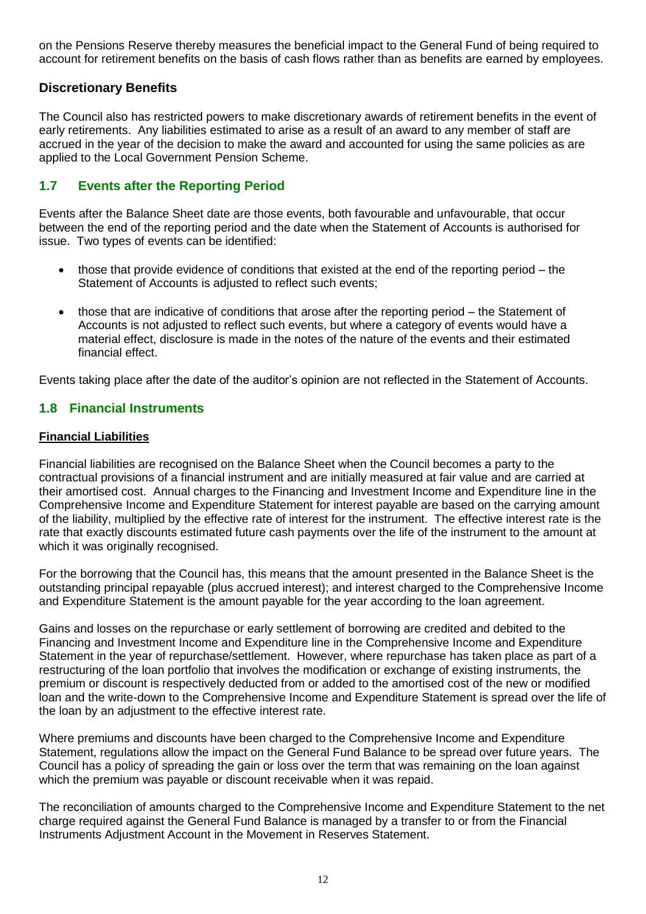on the Pensions Reserve thereby measures the beneficial impact to the General Fund of being required to account for retirement benefits on the basis of cash flows rather than as benefits are earned by employees.

### Discretionary Benefits

The Council also has restricted powers to make discretionary awards of retirement benefits in the event of early retirements. Any liabilities estimated to arise as a result of an award to any member of staff are accrued in the year of the decision to make the award and accounted for using the same policies as are applied to the Local Government Pension Scheme.

## 1.7 Events after the Reporting Period

Events after the Balance Sheet date are those events, both favourable and unfavourable, that occur between the end of the reporting period and the date when the Statement of Accounts is authorised for issue. Two types of events can be identified:

- those that provide evidence of conditions that existed at the end of the reporting period – the Statement of Accounts is adjusted to reflect such events;
- those that are indicative of conditions that arose after the reporting period – the Statement of Accounts is not adjusted to reflect such events, but where a category of events would have a material effect, disclosure is made in the notes of the nature of the events and their estimated financial effect.

Events taking place after the date of the auditor's opinion are not reflected in the Statement of Accounts.

## 1.8 Financial Instruments

**Financial Liabilities**

Financial liabilities are recognised on the Balance Sheet when the Council becomes a party to the contractual provisions of a financial instrument and are initially measured at fair value and are carried at their amortised cost. Annual charges to the Financing and Investment Income and Expenditure line in the Comprehensive Income and Expenditure Statement for interest payable are based on the carrying amount of the liability, multiplied by the effective rate of interest for the instrument. The effective interest rate is the rate that exactly discounts estimated future cash payments over the life of the instrument to the amount at which it was originally recognised.

For the borrowing that the Council has, this means that the amount presented in the Balance Sheet is the outstanding principal repayable (plus accrued interest); and interest charged to the Comprehensive Income and Expenditure Statement is the amount payable for the year according to the loan agreement.

Gains and losses on the repurchase or early settlement of borrowing are credited and debited to the Financing and Investment Income and Expenditure line in the Comprehensive Income and Expenditure Statement in the year of repurchase/settlement. However, where repurchase has taken place as part of a restructuring of the loan portfolio that involves the modification or exchange of existing instruments, the premium or discount is respectively deducted from or added to the amortised cost of the new or modified loan and the write-down to the Comprehensive Income and Expenditure Statement is spread over the life of the loan by an adjustment to the effective interest rate.

Where premiums and discounts have been charged to the Comprehensive Income and Expenditure Statement, regulations allow the impact on the General Fund Balance to be spread over future years. The Council has a policy of spreading the gain or loss over the term that was remaining on the loan against which the premium was payable or discount receivable when it was repaid.

The reconciliation of amounts charged to the Comprehensive Income and Expenditure Statement to the net charge required against the General Fund Balance is managed by a transfer to or from the Financial Instruments Adjustment Account in the Movement in Reserves Statement.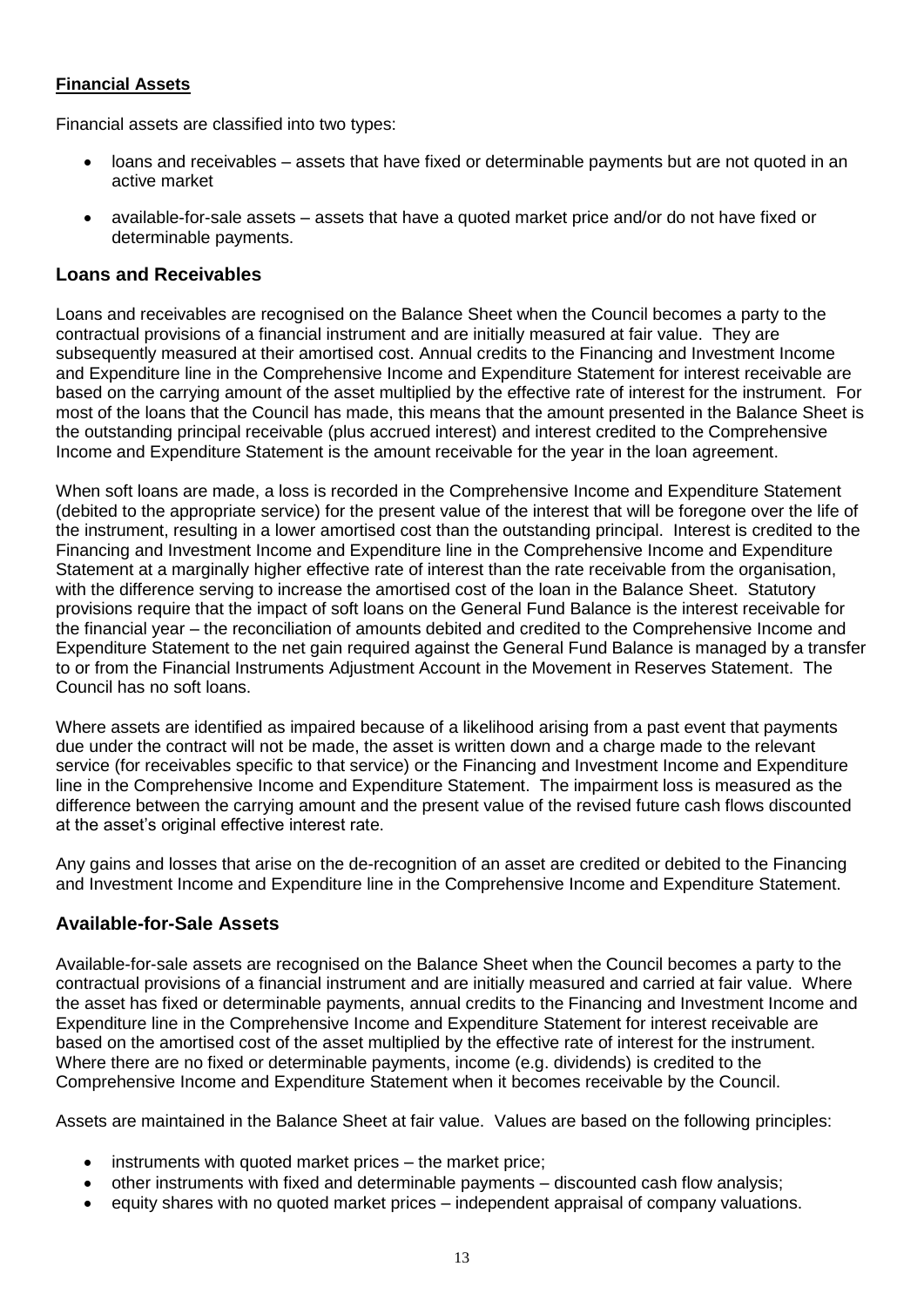**Financial Assets**

Financial assets are classified into two types:

- loans and receivables – assets that have fixed or determinable payments but are not quoted in an active market
- available-for-sale assets – assets that have a quoted market price and/or do not have fixed or determinable payments.

## Loans and Receivables

Loans and receivables are recognised on the Balance Sheet when the Council becomes a party to the contractual provisions of a financial instrument and are initially measured at fair value. They are subsequently measured at their amortised cost. Annual credits to the Financing and Investment Income and Expenditure line in the Comprehensive Income and Expenditure Statement for interest receivable are based on the carrying amount of the asset multiplied by the effective rate of interest for the instrument. For most of the loans that the Council has made, this means that the amount presented in the Balance Sheet is the outstanding principal receivable (plus accrued interest) and interest credited to the Comprehensive Income and Expenditure Statement is the amount receivable for the year in the loan agreement.

When soft loans are made, a loss is recorded in the Comprehensive Income and Expenditure Statement (debited to the appropriate service) for the present value of the interest that will be foregone over the life of the instrument, resulting in a lower amortised cost than the outstanding principal. Interest is credited to the Financing and Investment Income and Expenditure line in the Comprehensive Income and Expenditure Statement at a marginally higher effective rate of interest than the rate receivable from the organisation, with the difference serving to increase the amortised cost of the loan in the Balance Sheet. Statutory provisions require that the impact of soft loans on the General Fund Balance is the interest receivable for the financial year – the reconciliation of amounts debited and credited to the Comprehensive Income and Expenditure Statement to the net gain required against the General Fund Balance is managed by a transfer to or from the Financial Instruments Adjustment Account in the Movement in Reserves Statement. The Council has no soft loans.

Where assets are identified as impaired because of a likelihood arising from a past event that payments due under the contract will not be made, the asset is written down and a charge made to the relevant service (for receivables specific to that service) or the Financing and Investment Income and Expenditure line in the Comprehensive Income and Expenditure Statement. The impairment loss is measured as the difference between the carrying amount and the present value of the revised future cash flows discounted at the asset's original effective interest rate.

Any gains and losses that arise on the de-recognition of an asset are credited or debited to the Financing and Investment Income and Expenditure line in the Comprehensive Income and Expenditure Statement.

## Available-for-Sale Assets

Available-for-sale assets are recognised on the Balance Sheet when the Council becomes a party to the contractual provisions of a financial instrument and are initially measured and carried at fair value. Where the asset has fixed or determinable payments, annual credits to the Financing and Investment Income and Expenditure line in the Comprehensive Income and Expenditure Statement for interest receivable are based on the amortised cost of the asset multiplied by the effective rate of interest for the instrument. Where there are no fixed or determinable payments, income (e.g. dividends) is credited to the Comprehensive Income and Expenditure Statement when it becomes receivable by the Council.

Assets are maintained in the Balance Sheet at fair value. Values are based on the following principles:

- instruments with quoted market prices – the market price;
- other instruments with fixed and determinable payments – discounted cash flow analysis;
- equity shares with no quoted market prices – independent appraisal of company valuations.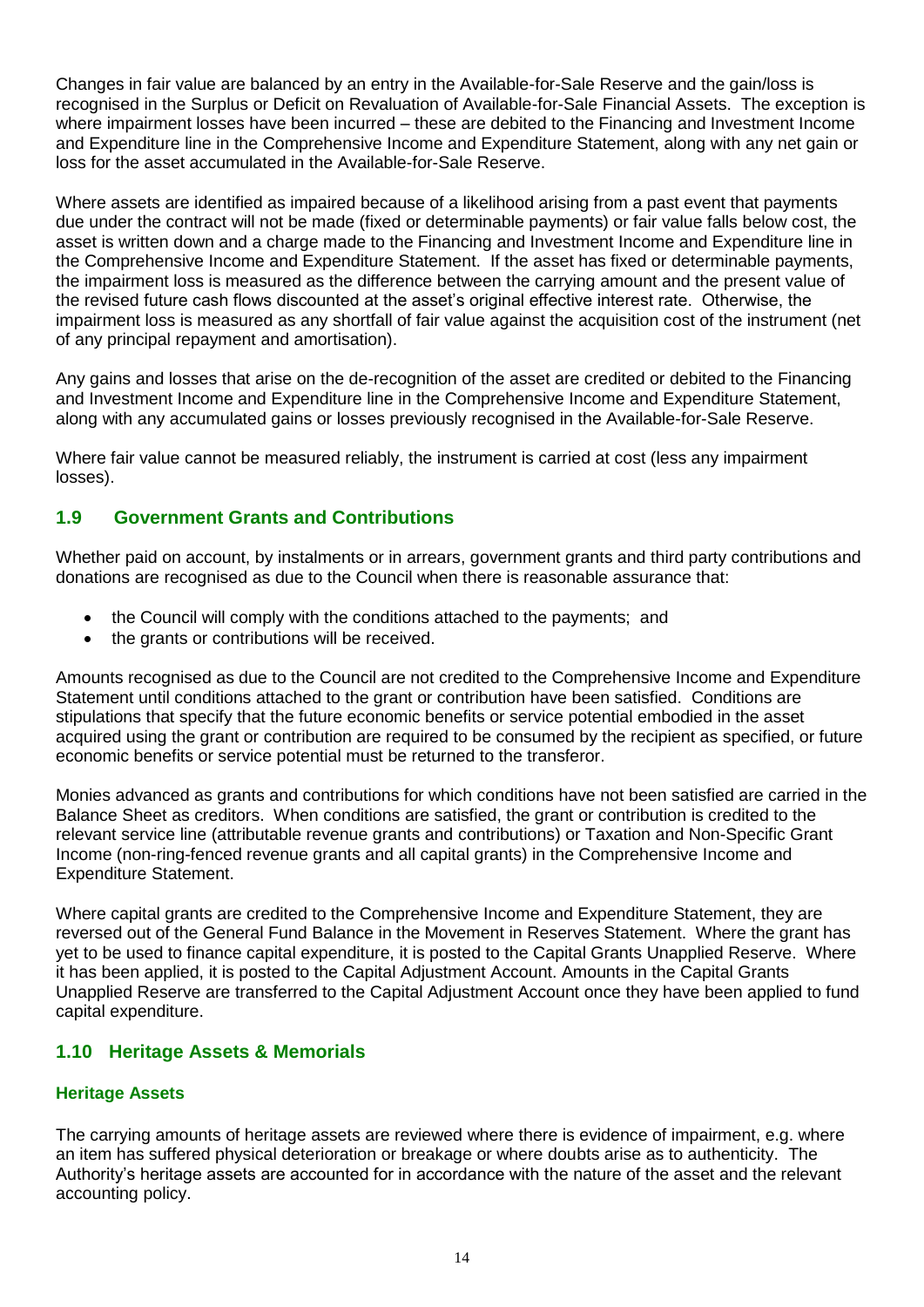Changes in fair value are balanced by an entry in the Available-for-Sale Reserve and the gain/loss is recognised in the Surplus or Deficit on Revaluation of Available-for-Sale Financial Assets. The exception is where impairment losses have been incurred – these are debited to the Financing and Investment Income and Expenditure line in the Comprehensive Income and Expenditure Statement, along with any net gain or loss for the asset accumulated in the Available-for-Sale Reserve.

Where assets are identified as impaired because of a likelihood arising from a past event that payments due under the contract will not be made (fixed or determinable payments) or fair value falls below cost, the asset is written down and a charge made to the Financing and Investment Income and Expenditure line in the Comprehensive Income and Expenditure Statement. If the asset has fixed or determinable payments, the impairment loss is measured as the difference between the carrying amount and the present value of the revised future cash flows discounted at the asset's original effective interest rate. Otherwise, the impairment loss is measured as any shortfall of fair value against the acquisition cost of the instrument (net of any principal repayment and amortisation).

Any gains and losses that arise on the de-recognition of the asset are credited or debited to the Financing and Investment Income and Expenditure line in the Comprehensive Income and Expenditure Statement, along with any accumulated gains or losses previously recognised in the Available-for-Sale Reserve.

Where fair value cannot be measured reliably, the instrument is carried at cost (less any impairment losses).

## 1.9 Government Grants and Contributions

Whether paid on account, by instalments or in arrears, government grants and third party contributions and donations are recognised as due to the Council when there is reasonable assurance that:

- the Council will comply with the conditions attached to the payments; and
- the grants or contributions will be received.

Amounts recognised as due to the Council are not credited to the Comprehensive Income and Expenditure Statement until conditions attached to the grant or contribution have been satisfied. Conditions are stipulations that specify that the future economic benefits or service potential embodied in the asset acquired using the grant or contribution are required to be consumed by the recipient as specified, or future economic benefits or service potential must be returned to the transferor.

Monies advanced as grants and contributions for which conditions have not been satisfied are carried in the Balance Sheet as creditors. When conditions are satisfied, the grant or contribution is credited to the relevant service line (attributable revenue grants and contributions) or Taxation and Non-Specific Grant Income (non-ring-fenced revenue grants and all capital grants) in the Comprehensive Income and Expenditure Statement.

Where capital grants are credited to the Comprehensive Income and Expenditure Statement, they are reversed out of the General Fund Balance in the Movement in Reserves Statement. Where the grant has yet to be used to finance capital expenditure, it is posted to the Capital Grants Unapplied Reserve. Where it has been applied, it is posted to the Capital Adjustment Account. Amounts in the Capital Grants Unapplied Reserve are transferred to the Capital Adjustment Account once they have been applied to fund capital expenditure.

## 1.10 Heritage Assets & Memorials

### Heritage Assets

The carrying amounts of heritage assets are reviewed where there is evidence of impairment, e.g. where an item has suffered physical deterioration or breakage or where doubts arise as to authenticity. The Authority's heritage assets are accounted for in accordance with the nature of the asset and the relevant accounting policy.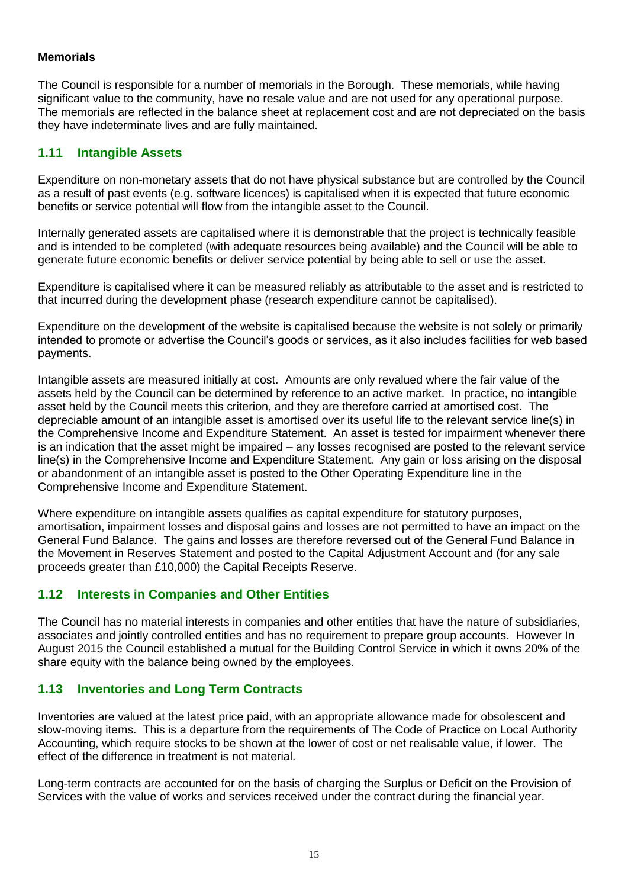**Memorials**

The Council is responsible for a number of memorials in the Borough. These memorials, while having significant value to the community, have no resale value and are not used for any operational purpose. The memorials are reflected in the balance sheet at replacement cost and are not depreciated on the basis they have indeterminate lives and are fully maintained.

## 1.11 Intangible Assets

Expenditure on non-monetary assets that do not have physical substance but are controlled by the Council as a result of past events (e.g. software licences) is capitalised when it is expected that future economic benefits or service potential will flow from the intangible asset to the Council.

Internally generated assets are capitalised where it is demonstrable that the project is technically feasible and is intended to be completed (with adequate resources being available) and the Council will be able to generate future economic benefits or deliver service potential by being able to sell or use the asset.

Expenditure is capitalised where it can be measured reliably as attributable to the asset and is restricted to that incurred during the development phase (research expenditure cannot be capitalised).

Expenditure on the development of the website is capitalised because the website is not solely or primarily intended to promote or advertise the Council's goods or services, as it also includes facilities for web based payments.

Intangible assets are measured initially at cost. Amounts are only revalued where the fair value of the assets held by the Council can be determined by reference to an active market. In practice, no intangible asset held by the Council meets this criterion, and they are therefore carried at amortised cost. The depreciable amount of an intangible asset is amortised over its useful life to the relevant service line(s) in the Comprehensive Income and Expenditure Statement. An asset is tested for impairment whenever there is an indication that the asset might be impaired – any losses recognised are posted to the relevant service line(s) in the Comprehensive Income and Expenditure Statement. Any gain or loss arising on the disposal or abandonment of an intangible asset is posted to the Other Operating Expenditure line in the Comprehensive Income and Expenditure Statement.

Where expenditure on intangible assets qualifies as capital expenditure for statutory purposes, amortisation, impairment losses and disposal gains and losses are not permitted to have an impact on the General Fund Balance. The gains and losses are therefore reversed out of the General Fund Balance in the Movement in Reserves Statement and posted to the Capital Adjustment Account and (for any sale proceeds greater than £10,000) the Capital Receipts Reserve.

## 1.12 Interests in Companies and Other Entities

The Council has no material interests in companies and other entities that have the nature of subsidiaries, associates and jointly controlled entities and has no requirement to prepare group accounts. However In August 2015 the Council established a mutual for the Building Control Service in which it owns 20% of the share equity with the balance being owned by the employees.

## 1.13 Inventories and Long Term Contracts

Inventories are valued at the latest price paid, with an appropriate allowance made for obsolescent and slow-moving items. This is a departure from the requirements of The Code of Practice on Local Authority Accounting, which require stocks to be shown at the lower of cost or net realisable value, if lower. The effect of the difference in treatment is not material.

Long-term contracts are accounted for on the basis of charging the Surplus or Deficit on the Provision of Services with the value of works and services received under the contract during the financial year.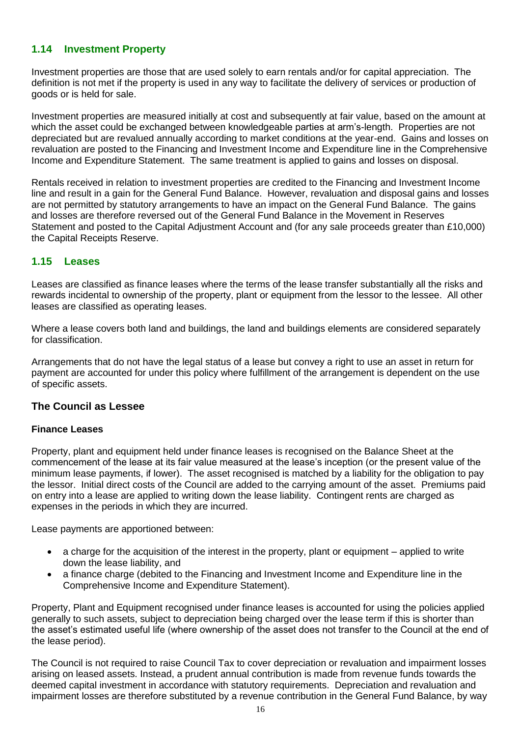## 1.14 Investment Property

Investment properties are those that are used solely to earn rentals and/or for capital appreciation. The definition is not met if the property is used in any way to facilitate the delivery of services or production of goods or is held for sale.

Investment properties are measured initially at cost and subsequently at fair value, based on the amount at which the asset could be exchanged between knowledgeable parties at arm's-length. Properties are not depreciated but are revalued annually according to market conditions at the year-end. Gains and losses on revaluation are posted to the Financing and Investment Income and Expenditure line in the Comprehensive Income and Expenditure Statement. The same treatment is applied to gains and losses on disposal.

Rentals received in relation to investment properties are credited to the Financing and Investment Income line and result in a gain for the General Fund Balance. However, revaluation and disposal gains and losses are not permitted by statutory arrangements to have an impact on the General Fund Balance. The gains and losses are therefore reversed out of the General Fund Balance in the Movement in Reserves Statement and posted to the Capital Adjustment Account and (for any sale proceeds greater than £10,000) the Capital Receipts Reserve.

## 1.15 Leases

Leases are classified as finance leases where the terms of the lease transfer substantially all the risks and rewards incidental to ownership of the property, plant or equipment from the lessor to the lessee. All other leases are classified as operating leases.

Where a lease covers both land and buildings, the land and buildings elements are considered separately for classification.

Arrangements that do not have the legal status of a lease but convey a right to use an asset in return for payment are accounted for under this policy where fulfillment of the arrangement is dependent on the use of specific assets.

### The Council as Lessee

#### Finance Leases

Property, plant and equipment held under finance leases is recognised on the Balance Sheet at the commencement of the lease at its fair value measured at the lease's inception (or the present value of the minimum lease payments, if lower). The asset recognised is matched by a liability for the obligation to pay the lessor. Initial direct costs of the Council are added to the carrying amount of the asset. Premiums paid on entry into a lease are applied to writing down the lease liability. Contingent rents are charged as expenses in the periods in which they are incurred.

Lease payments are apportioned between:

- a charge for the acquisition of the interest in the property, plant or equipment – applied to write down the lease liability, and
- a finance charge (debited to the Financing and Investment Income and Expenditure line in the Comprehensive Income and Expenditure Statement).

Property, Plant and Equipment recognised under finance leases is accounted for using the policies applied generally to such assets, subject to depreciation being charged over the lease term if this is shorter than the asset's estimated useful life (where ownership of the asset does not transfer to the Council at the end of the lease period).

The Council is not required to raise Council Tax to cover depreciation or revaluation and impairment losses arising on leased assets. Instead, a prudent annual contribution is made from revenue funds towards the deemed capital investment in accordance with statutory requirements. Depreciation and revaluation and impairment losses are therefore substituted by a revenue contribution in the General Fund Balance, by way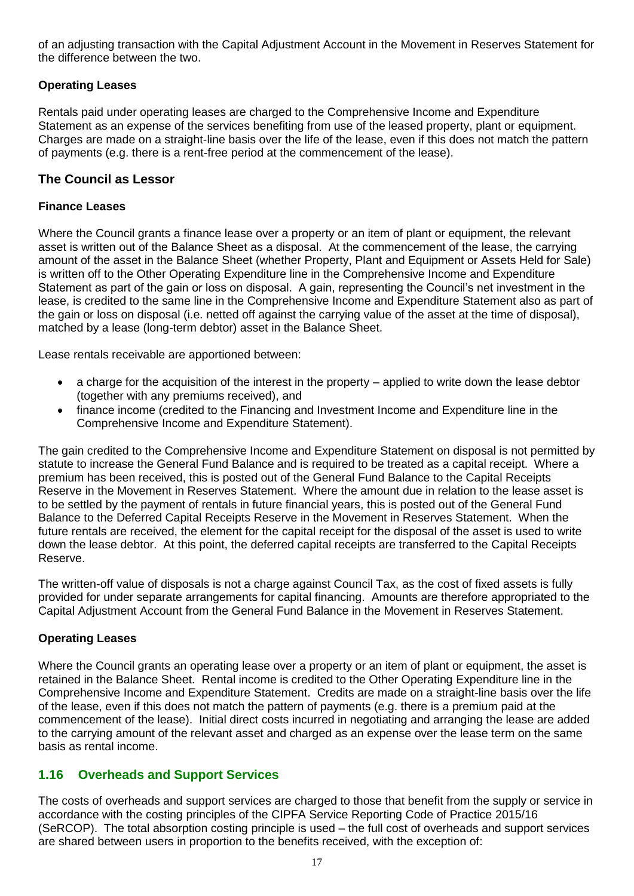of an adjusting transaction with the Capital Adjustment Account in the Movement in Reserves Statement for the difference between the two.

**Operating Leases**

Rentals paid under operating leases are charged to the Comprehensive Income and Expenditure Statement as an expense of the services benefiting from use of the leased property, plant or equipment. Charges are made on a straight-line basis over the life of the lease, even if this does not match the pattern of payments (e.g. there is a rent-free period at the commencement of the lease).

## The Council as Lessor

**Finance Leases**

Where the Council grants a finance lease over a property or an item of plant or equipment, the relevant asset is written out of the Balance Sheet as a disposal. At the commencement of the lease, the carrying amount of the asset in the Balance Sheet (whether Property, Plant and Equipment or Assets Held for Sale) is written off to the Other Operating Expenditure line in the Comprehensive Income and Expenditure Statement as part of the gain or loss on disposal. A gain, representing the Council's net investment in the lease, is credited to the same line in the Comprehensive Income and Expenditure Statement also as part of the gain or loss on disposal (i.e. netted off against the carrying value of the asset at the time of disposal), matched by a lease (long-term debtor) asset in the Balance Sheet.

Lease rentals receivable are apportioned between:

- a charge for the acquisition of the interest in the property – applied to write down the lease debtor (together with any premiums received), and
- finance income (credited to the Financing and Investment Income and Expenditure line in the Comprehensive Income and Expenditure Statement).

The gain credited to the Comprehensive Income and Expenditure Statement on disposal is not permitted by statute to increase the General Fund Balance and is required to be treated as a capital receipt. Where a premium has been received, this is posted out of the General Fund Balance to the Capital Receipts Reserve in the Movement in Reserves Statement. Where the amount due in relation to the lease asset is to be settled by the payment of rentals in future financial years, this is posted out of the General Fund Balance to the Deferred Capital Receipts Reserve in the Movement in Reserves Statement. When the future rentals are received, the element for the capital receipt for the disposal of the asset is used to write down the lease debtor. At this point, the deferred capital receipts are transferred to the Capital Receipts Reserve.

The written-off value of disposals is not a charge against Council Tax, as the cost of fixed assets is fully provided for under separate arrangements for capital financing. Amounts are therefore appropriated to the Capital Adjustment Account from the General Fund Balance in the Movement in Reserves Statement.

**Operating Leases**

Where the Council grants an operating lease over a property or an item of plant or equipment, the asset is retained in the Balance Sheet. Rental income is credited to the Other Operating Expenditure line in the Comprehensive Income and Expenditure Statement. Credits are made on a straight-line basis over the life of the lease, even if this does not match the pattern of payments (e.g. there is a premium paid at the commencement of the lease). Initial direct costs incurred in negotiating and arranging the lease are added to the carrying amount of the relevant asset and charged as an expense over the lease term on the same basis as rental income.

## 1.16 Overheads and Support Services

The costs of overheads and support services are charged to those that benefit from the supply or service in accordance with the costing principles of the CIPFA Service Reporting Code of Practice 2015/16 (SeRCOP). The total absorption costing principle is used – the full cost of overheads and support services are shared between users in proportion to the benefits received, with the exception of: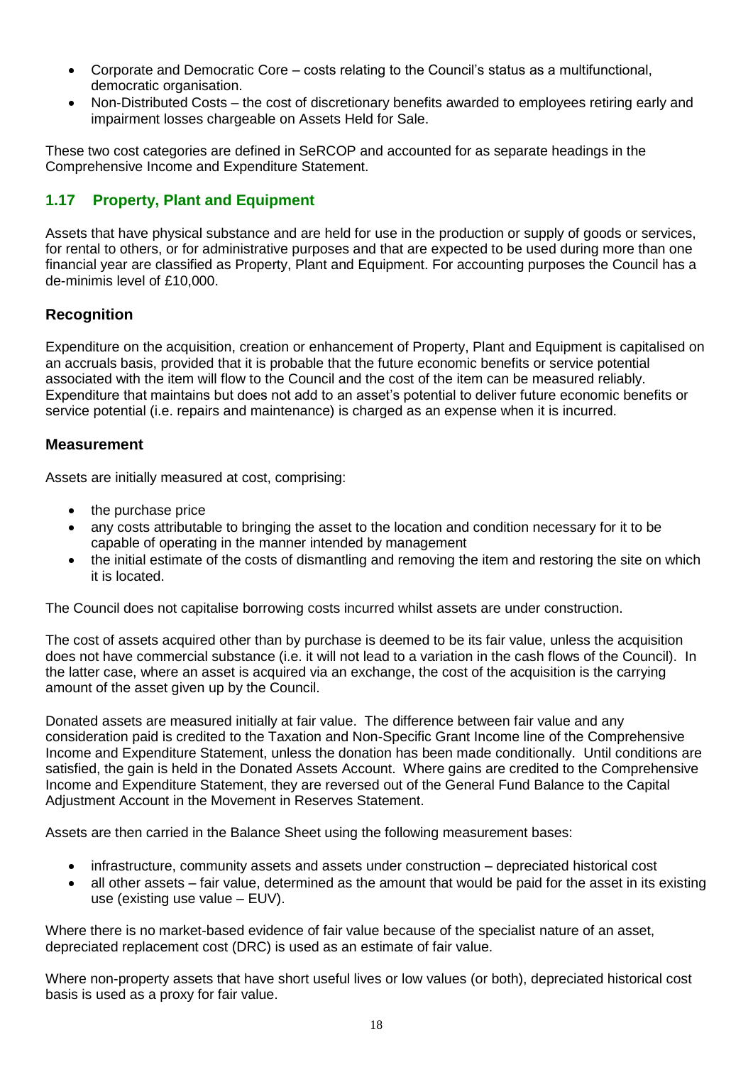- Corporate and Democratic Core – costs relating to the Council's status as a multifunctional, democratic organisation.
- Non-Distributed Costs – the cost of discretionary benefits awarded to employees retiring early and impairment losses chargeable on Assets Held for Sale.

These two cost categories are defined in SeRCOP and accounted for as separate headings in the Comprehensive Income and Expenditure Statement.

## 1.17 Property, Plant and Equipment

Assets that have physical substance and are held for use in the production or supply of goods or services, for rental to others, or for administrative purposes and that are expected to be used during more than one financial year are classified as Property, Plant and Equipment. For accounting purposes the Council has a de-minimis level of £10,000.

### Recognition

Expenditure on the acquisition, creation or enhancement of Property, Plant and Equipment is capitalised on an accruals basis, provided that it is probable that the future economic benefits or service potential associated with the item will flow to the Council and the cost of the item can be measured reliably. Expenditure that maintains but does not add to an asset's potential to deliver future economic benefits or service potential (i.e. repairs and maintenance) is charged as an expense when it is incurred.

### Measurement

Assets are initially measured at cost, comprising:

- the purchase price
- any costs attributable to bringing the asset to the location and condition necessary for it to be capable of operating in the manner intended by management
- the initial estimate of the costs of dismantling and removing the item and restoring the site on which it is located.

The Council does not capitalise borrowing costs incurred whilst assets are under construction.

The cost of assets acquired other than by purchase is deemed to be its fair value, unless the acquisition does not have commercial substance (i.e. it will not lead to a variation in the cash flows of the Council). In the latter case, where an asset is acquired via an exchange, the cost of the acquisition is the carrying amount of the asset given up by the Council.

Donated assets are measured initially at fair value. The difference between fair value and any consideration paid is credited to the Taxation and Non-Specific Grant Income line of the Comprehensive Income and Expenditure Statement, unless the donation has been made conditionally. Until conditions are satisfied, the gain is held in the Donated Assets Account. Where gains are credited to the Comprehensive Income and Expenditure Statement, they are reversed out of the General Fund Balance to the Capital Adjustment Account in the Movement in Reserves Statement.

Assets are then carried in the Balance Sheet using the following measurement bases:

- infrastructure, community assets and assets under construction – depreciated historical cost
- all other assets – fair value, determined as the amount that would be paid for the asset in its existing use (existing use value – EUV).

Where there is no market-based evidence of fair value because of the specialist nature of an asset, depreciated replacement cost (DRC) is used as an estimate of fair value.

Where non-property assets that have short useful lives or low values (or both), depreciated historical cost basis is used as a proxy for fair value.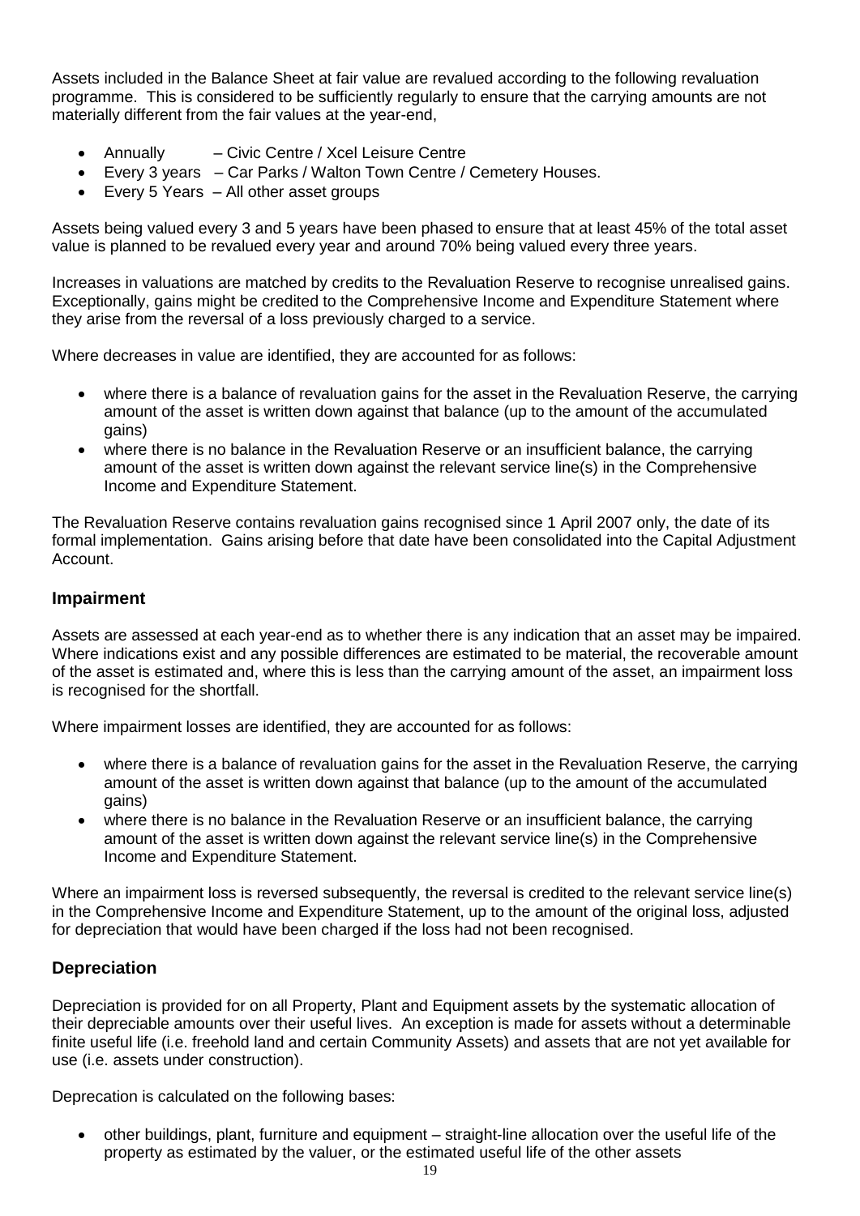Assets included in the Balance Sheet at fair value are revalued according to the following revaluation programme. This is considered to be sufficiently regularly to ensure that the carrying amounts are not materially different from the fair values at the year-end,

- Annually – Civic Centre / Xcel Leisure Centre
- Every 3 years – Car Parks / Walton Town Centre / Cemetery Houses.
- Every 5 Years – All other asset groups

Assets being valued every 3 and 5 years have been phased to ensure that at least 45% of the total asset value is planned to be revalued every year and around 70% being valued every three years.

Increases in valuations are matched by credits to the Revaluation Reserve to recognise unrealised gains. Exceptionally, gains might be credited to the Comprehensive Income and Expenditure Statement where they arise from the reversal of a loss previously charged to a service.

Where decreases in value are identified, they are accounted for as follows:

- where there is a balance of revaluation gains for the asset in the Revaluation Reserve, the carrying amount of the asset is written down against that balance (up to the amount of the accumulated gains)
- where there is no balance in the Revaluation Reserve or an insufficient balance, the carrying amount of the asset is written down against the relevant service line(s) in the Comprehensive Income and Expenditure Statement.

The Revaluation Reserve contains revaluation gains recognised since 1 April 2007 only, the date of its formal implementation. Gains arising before that date have been consolidated into the Capital Adjustment Account.

## Impairment

Assets are assessed at each year-end as to whether there is any indication that an asset may be impaired. Where indications exist and any possible differences are estimated to be material, the recoverable amount of the asset is estimated and, where this is less than the carrying amount of the asset, an impairment loss is recognised for the shortfall.

Where impairment losses are identified, they are accounted for as follows:

- where there is a balance of revaluation gains for the asset in the Revaluation Reserve, the carrying amount of the asset is written down against that balance (up to the amount of the accumulated gains)
- where there is no balance in the Revaluation Reserve or an insufficient balance, the carrying amount of the asset is written down against the relevant service line(s) in the Comprehensive Income and Expenditure Statement.

Where an impairment loss is reversed subsequently, the reversal is credited to the relevant service line(s) in the Comprehensive Income and Expenditure Statement, up to the amount of the original loss, adjusted for depreciation that would have been charged if the loss had not been recognised.

## Depreciation

Depreciation is provided for on all Property, Plant and Equipment assets by the systematic allocation of their depreciable amounts over their useful lives. An exception is made for assets without a determinable finite useful life (i.e. freehold land and certain Community Assets) and assets that are not yet available for use (i.e. assets under construction).

Deprecation is calculated on the following bases:

- other buildings, plant, furniture and equipment – straight-line allocation over the useful life of the property as estimated by the valuer, or the estimated useful life of the other assets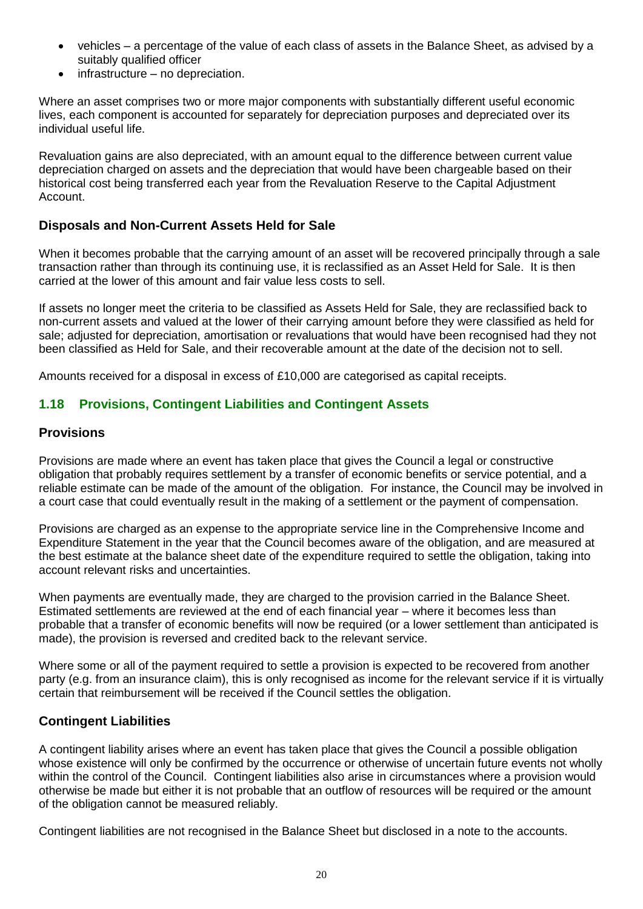- vehicles – a percentage of the value of each class of assets in the Balance Sheet, as advised by a suitably qualified officer
- infrastructure – no depreciation.

Where an asset comprises two or more major components with substantially different useful economic lives, each component is accounted for separately for depreciation purposes and depreciated over its individual useful life.

Revaluation gains are also depreciated, with an amount equal to the difference between current value depreciation charged on assets and the depreciation that would have been chargeable based on their historical cost being transferred each year from the Revaluation Reserve to the Capital Adjustment Account.

### Disposals and Non-Current Assets Held for Sale

When it becomes probable that the carrying amount of an asset will be recovered principally through a sale transaction rather than through its continuing use, it is reclassified as an Asset Held for Sale. It is then carried at the lower of this amount and fair value less costs to sell.

If assets no longer meet the criteria to be classified as Assets Held for Sale, they are reclassified back to non-current assets and valued at the lower of their carrying amount before they were classified as held for sale; adjusted for depreciation, amortisation or revaluations that would have been recognised had they not been classified as Held for Sale, and their recoverable amount at the date of the decision not to sell.

Amounts received for a disposal in excess of £10,000 are categorised as capital receipts.

## 1.18 Provisions, Contingent Liabilities and Contingent Assets

### Provisions

Provisions are made where an event has taken place that gives the Council a legal or constructive obligation that probably requires settlement by a transfer of economic benefits or service potential, and a reliable estimate can be made of the amount of the obligation. For instance, the Council may be involved in a court case that could eventually result in the making of a settlement or the payment of compensation.

Provisions are charged as an expense to the appropriate service line in the Comprehensive Income and Expenditure Statement in the year that the Council becomes aware of the obligation, and are measured at the best estimate at the balance sheet date of the expenditure required to settle the obligation, taking into account relevant risks and uncertainties.

When payments are eventually made, they are charged to the provision carried in the Balance Sheet. Estimated settlements are reviewed at the end of each financial year – where it becomes less than probable that a transfer of economic benefits will now be required (or a lower settlement than anticipated is made), the provision is reversed and credited back to the relevant service.

Where some or all of the payment required to settle a provision is expected to be recovered from another party (e.g. from an insurance claim), this is only recognised as income for the relevant service if it is virtually certain that reimbursement will be received if the Council settles the obligation.

### Contingent Liabilities

A contingent liability arises where an event has taken place that gives the Council a possible obligation whose existence will only be confirmed by the occurrence or otherwise of uncertain future events not wholly within the control of the Council. Contingent liabilities also arise in circumstances where a provision would otherwise be made but either it is not probable that an outflow of resources will be required or the amount of the obligation cannot be measured reliably.

Contingent liabilities are not recognised in the Balance Sheet but disclosed in a note to the accounts.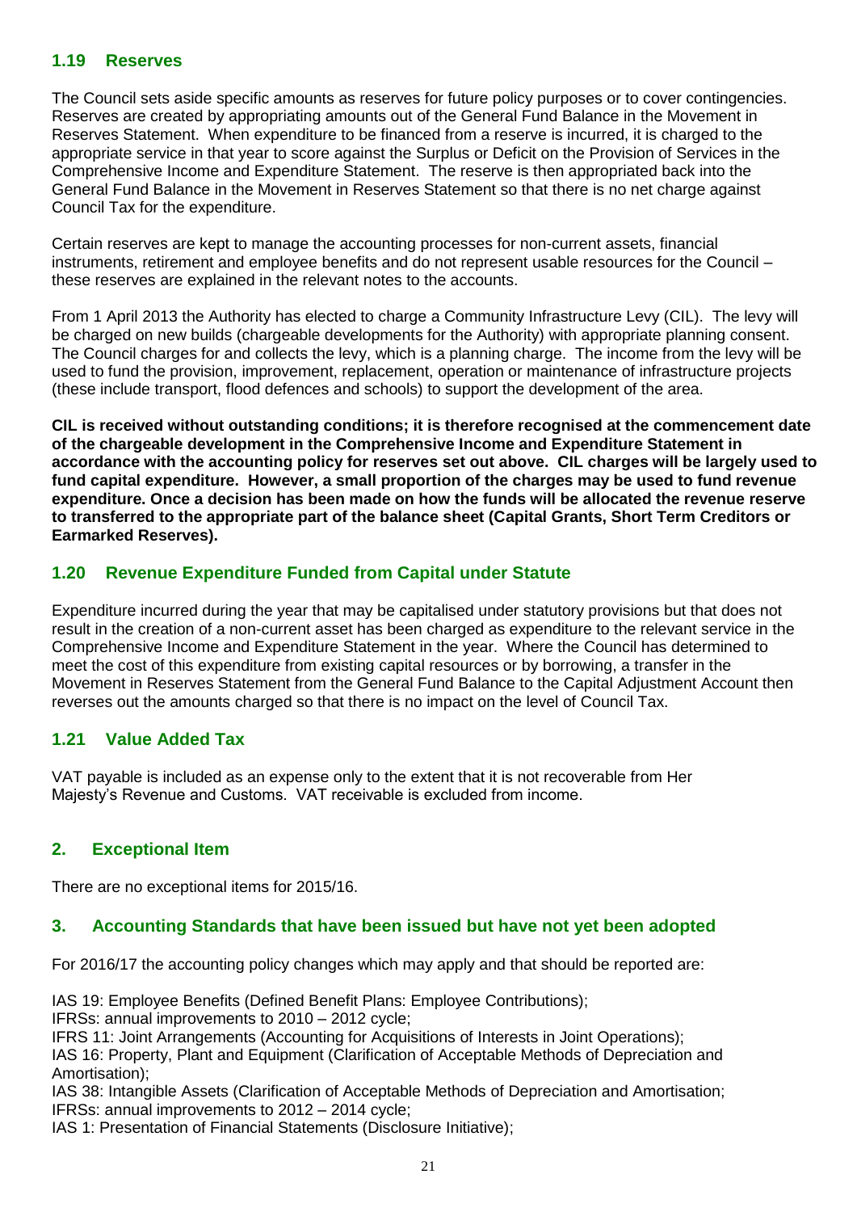### 1.19 Reserves

The Council sets aside specific amounts as reserves for future policy purposes or to cover contingencies. Reserves are created by appropriating amounts out of the General Fund Balance in the Movement in Reserves Statement. When expenditure to be financed from a reserve is incurred, it is charged to the appropriate service in that year to score against the Surplus or Deficit on the Provision of Services in the Comprehensive Income and Expenditure Statement. The reserve is then appropriated back into the General Fund Balance in the Movement in Reserves Statement so that there is no net charge against Council Tax for the expenditure.

Certain reserves are kept to manage the accounting processes for non-current assets, financial instruments, retirement and employee benefits and do not represent usable resources for the Council – these reserves are explained in the relevant notes to the accounts.

From 1 April 2013 the Authority has elected to charge a Community Infrastructure Levy (CIL). The levy will be charged on new builds (chargeable developments for the Authority) with appropriate planning consent. The Council charges for and collects the levy, which is a planning charge. The income from the levy will be used to fund the provision, improvement, replacement, operation or maintenance of infrastructure projects (these include transport, flood defences and schools) to support the development of the area.

**CIL is received without outstanding conditions; it is therefore recognised at the commencement date of the chargeable development in the Comprehensive Income and Expenditure Statement in accordance with the accounting policy for reserves set out above. CIL charges will be largely used to fund capital expenditure. However, a small proportion of the charges may be used to fund revenue expenditure. Once a decision has been made on how the funds will be allocated the revenue reserve to transferred to the appropriate part of the balance sheet (Capital Grants, Short Term Creditors or Earmarked Reserves).**

### 1.20 Revenue Expenditure Funded from Capital under Statute

Expenditure incurred during the year that may be capitalised under statutory provisions but that does not result in the creation of a non-current asset has been charged as expenditure to the relevant service in the Comprehensive Income and Expenditure Statement in the year. Where the Council has determined to meet the cost of this expenditure from existing capital resources or by borrowing, a transfer in the Movement in Reserves Statement from the General Fund Balance to the Capital Adjustment Account then reverses out the amounts charged so that there is no impact on the level of Council Tax.

### 1.21 Value Added Tax

VAT payable is included as an expense only to the extent that it is not recoverable from Her Majesty's Revenue and Customs. VAT receivable is excluded from income.

## 2. Exceptional Item

There are no exceptional items for 2015/16.

## 3. Accounting Standards that have been issued but have not yet been adopted

For 2016/17 the accounting policy changes which may apply and that should be reported are:

IAS 19: Employee Benefits (Defined Benefit Plans: Employee Contributions);
IFRSs: annual improvements to 2010 – 2012 cycle;
IFRS 11: Joint Arrangements (Accounting for Acquisitions of Interests in Joint Operations);
IAS 16: Property, Plant and Equipment (Clarification of Acceptable Methods of Depreciation and Amortisation);
IAS 38: Intangible Assets (Clarification of Acceptable Methods of Depreciation and Amortisation;
IFRSs: annual improvements to 2012 – 2014 cycle;
IAS 1: Presentation of Financial Statements (Disclosure Initiative);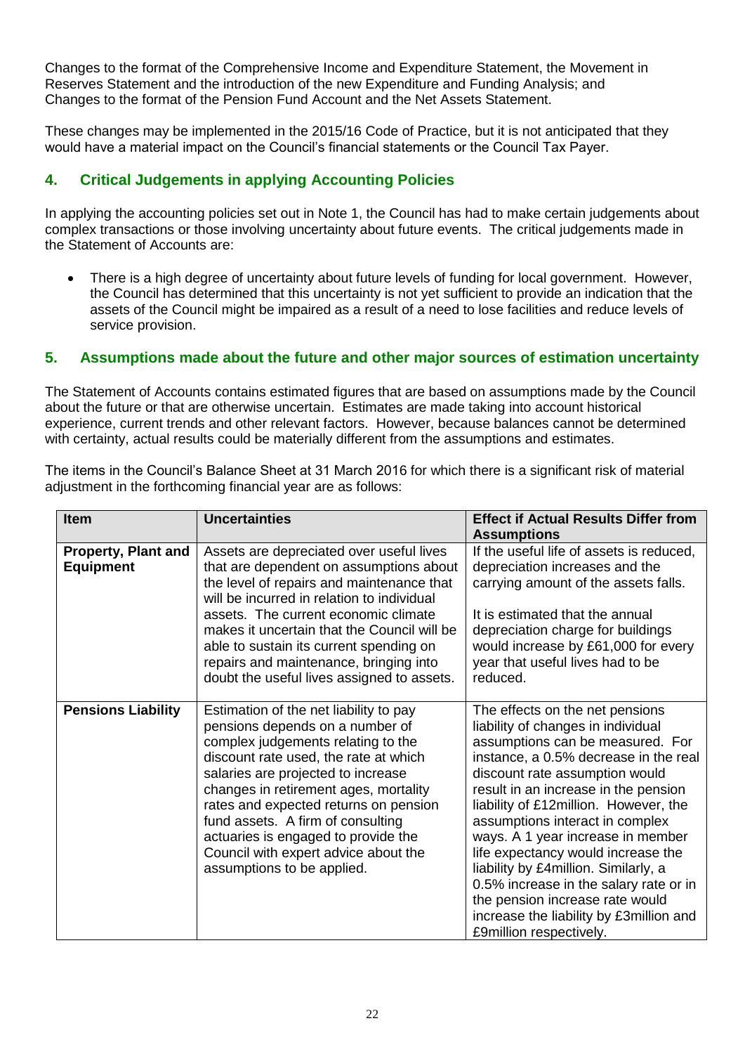Changes to the format of the Comprehensive Income and Expenditure Statement, the Movement in Reserves Statement and the introduction of the new Expenditure and Funding Analysis; and
Changes to the format of the Pension Fund Account and the Net Assets Statement.

These changes may be implemented in the 2015/16 Code of Practice, but it is not anticipated that they would have a material impact on the Council's financial statements or the Council Tax Payer.

## 4. Critical Judgements in applying Accounting Policies

In applying the accounting policies set out in Note 1, the Council has had to make certain judgements about complex transactions or those involving uncertainty about future events. The critical judgements made in the Statement of Accounts are:

- There is a high degree of uncertainty about future levels of funding for local government. However, the Council has determined that this uncertainty is not yet sufficient to provide an indication that the assets of the Council might be impaired as a result of a need to lose facilities and reduce levels of service provision.

## 5. Assumptions made about the future and other major sources of estimation uncertainty

The Statement of Accounts contains estimated figures that are based on assumptions made by the Council about the future or that are otherwise uncertain. Estimates are made taking into account historical experience, current trends and other relevant factors. However, because balances cannot be determined with certainty, actual results could be materially different from the assumptions and estimates.

The items in the Council's Balance Sheet at 31 March 2016 for which there is a significant risk of material adjustment in the forthcoming financial year are as follows:

| Item | Uncertainties | Effect if Actual Results Differ from Assumptions |
|---|---|---|
| **Property, Plant and Equipment** | Assets are depreciated over useful lives that are dependent on assumptions about the level of repairs and maintenance that will be incurred in relation to individual assets. The current economic climate makes it uncertain that the Council will be able to sustain its current spending on repairs and maintenance, bringing into doubt the useful lives assigned to assets. | If the useful life of assets is reduced, depreciation increases and the carrying amount of the assets falls.<br><br>It is estimated that the annual depreciation charge for buildings would increase by £61,000 for every year that useful lives had to be reduced. |
| **Pensions Liability** | Estimation of the net liability to pay pensions depends on a number of complex judgements relating to the discount rate used, the rate at which salaries are projected to increase changes in retirement ages, mortality rates and expected returns on pension fund assets. A firm of consulting actuaries is engaged to provide the Council with expert advice about the assumptions to be applied. | The effects on the net pensions liability of changes in individual assumptions can be measured. For instance, a 0.5% decrease in the real discount rate assumption would result in an increase in the pension liability of £12million. However, the assumptions interact in complex ways. A 1 year increase in member life expectancy would increase the liability by £4million. Similarly, a 0.5% increase in the salary rate or in the pension increase rate would increase the liability by £3million and £9million respectively. |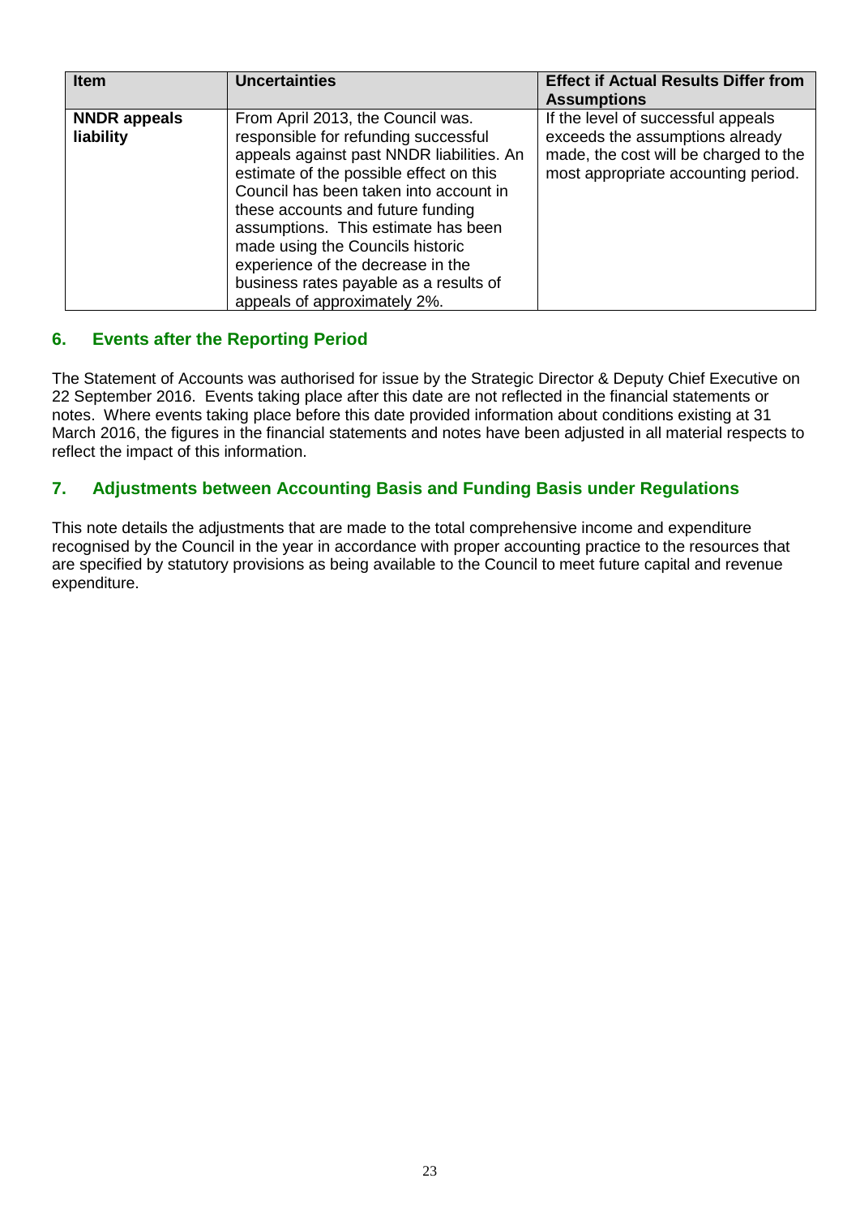| Item | Uncertainties | Effect if Actual Results Differ from Assumptions |
| --- | --- | --- |
| **NNDR appeals liability** | From April 2013, the Council was. responsible for refunding successful appeals against past NNDR liabilities. An estimate of the possible effect on this Council has been taken into account in these accounts and future funding assumptions. This estimate has been made using the Councils historic experience of the decrease in the business rates payable as a results of appeals of approximately 2%. | If the level of successful appeals exceeds the assumptions already made, the cost will be charged to the most appropriate accounting period. |

## 6. Events after the Reporting Period

The Statement of Accounts was authorised for issue by the Strategic Director & Deputy Chief Executive on 22 September 2016. Events taking place after this date are not reflected in the financial statements or notes. Where events taking place before this date provided information about conditions existing at 31 March 2016, the figures in the financial statements and notes have been adjusted in all material respects to reflect the impact of this information.

## 7. Adjustments between Accounting Basis and Funding Basis under Regulations

This note details the adjustments that are made to the total comprehensive income and expenditure recognised by the Council in the year in accordance with proper accounting practice to the resources that are specified by statutory provisions as being available to the Council to meet future capital and revenue expenditure.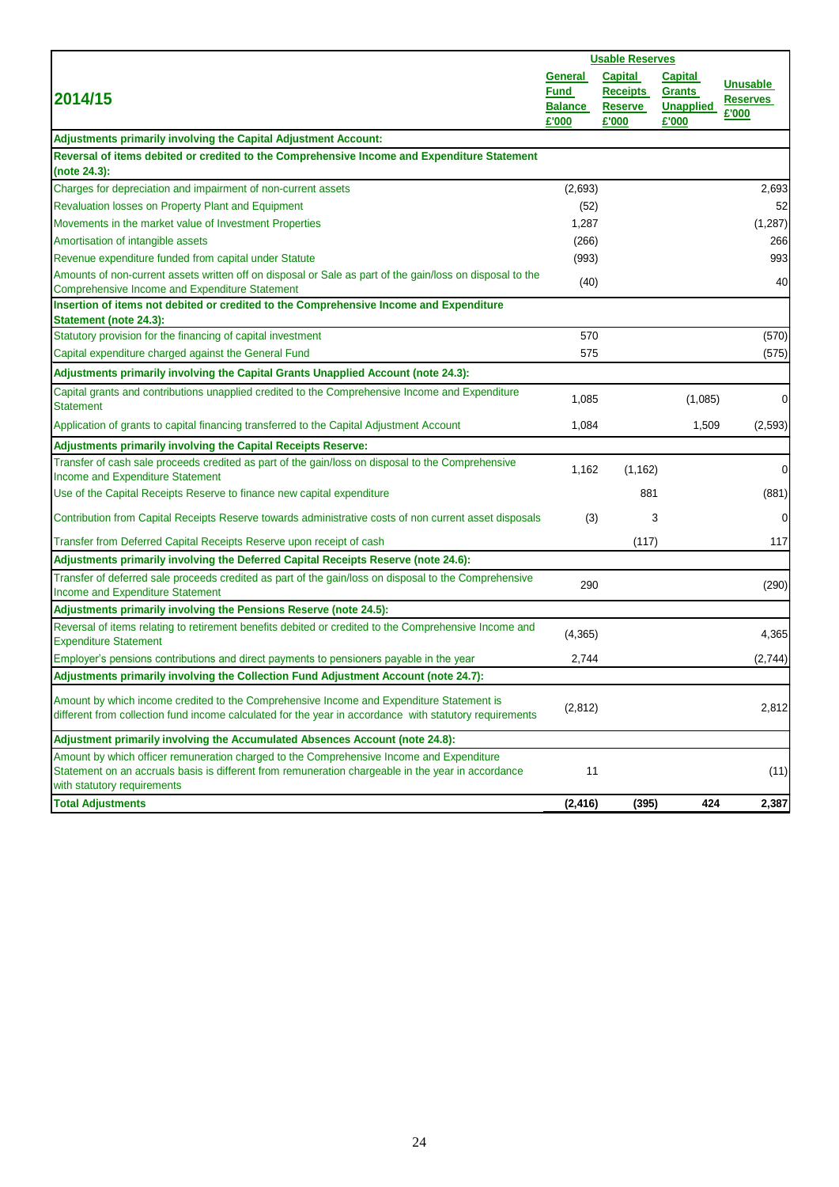| 2014/15 | Usable Reserves | | | Unusable Reserves £'000 |
|---|---|---|---|---|
| | General Fund Balance £'000 | Capital Receipts Reserve £'000 | Capital Grants Unapplied £'000 | |
| **Adjustments primarily involving the Capital Adjustment Account:** | | | | |
| **Reversal of items debited or credited to the Comprehensive Income and Expenditure Statement (note 24.3):** | | | | |
| Charges for depreciation and impairment of non-current assets | (2,693) | | | 2,693 |
| Revaluation losses on Property Plant and Equipment | (52) | | | 52 |
| Movements in the market value of Investment Properties | 1,287 | | | (1,287) |
| Amortisation of intangible assets | (266) | | | 266 |
| Revenue expenditure funded from capital under Statute | (993) | | | 993 |
| Amounts of non-current assets written off on disposal or Sale as part of the gain/loss on disposal to the Comprehensive Income and Expenditure Statement | (40) | | | 40 |
| **Insertion of items not debited or credited to the Comprehensive Income and Expenditure Statement (note 24.3):** | | | | |
| Statutory provision for the financing of capital investment | 570 | | | (570) |
| Capital expenditure charged against the General Fund | 575 | | | (575) |
| **Adjustments primarily involving the Capital Grants Unapplied Account (note 24.3):** | | | | |
| Capital grants and contributions unapplied credited to the Comprehensive Income and Expenditure Statement | 1,085 | | (1,085) | 0 |
| Application of grants to capital financing transferred to the Capital Adjustment Account | 1,084 | | 1,509 | (2,593) |
| **Adjustments primarily involving the Capital Receipts Reserve:** | | | | |
| Transfer of cash sale proceeds credited as part of the gain/loss on disposal to the Comprehensive Income and Expenditure Statement | 1,162 | (1,162) | | 0 |
| Use of the Capital Receipts Reserve to finance new capital expenditure | | 881 | | (881) |
| Contribution from Capital Receipts Reserve towards administrative costs of non current asset disposals | (3) | 3 | | 0 |
| Transfer from Deferred Capital Receipts Reserve upon receipt of cash | | (117) | | 117 |
| **Adjustments primarily involving the Deferred Capital Receipts Reserve (note 24.6):** | | | | |
| Transfer of deferred sale proceeds credited as part of the gain/loss on disposal to the Comprehensive Income and Expenditure Statement | 290 | | | (290) |
| **Adjustments primarily involving the Pensions Reserve (note 24.5):** | | | | |
| Reversal of items relating to retirement benefits debited or credited to the Comprehensive Income and Expenditure Statement | (4,365) | | | 4,365 |
| Employer's pensions contributions and direct payments to pensioners payable in the year | 2,744 | | | (2,744) |
| **Adjustments primarily involving the Collection Fund Adjustment Account (note 24.7):** | | | | |
| Amount by which income credited to the Comprehensive Income and Expenditure Statement is different from collection fund income calculated for the year in accordance with statutory requirements | (2,812) | | | 2,812 |
| **Adjustment primarily involving the Accumulated Absences Account (note 24.8):** | | | | |
| Amount by which officer remuneration charged to the Comprehensive Income and Expenditure Statement on an accruals basis is different from remuneration chargeable in the year in accordance with statutory requirements | 11 | | | (11) |
| **Total Adjustments** | **(2,416)** | **(395)** | **424** | **2,387** |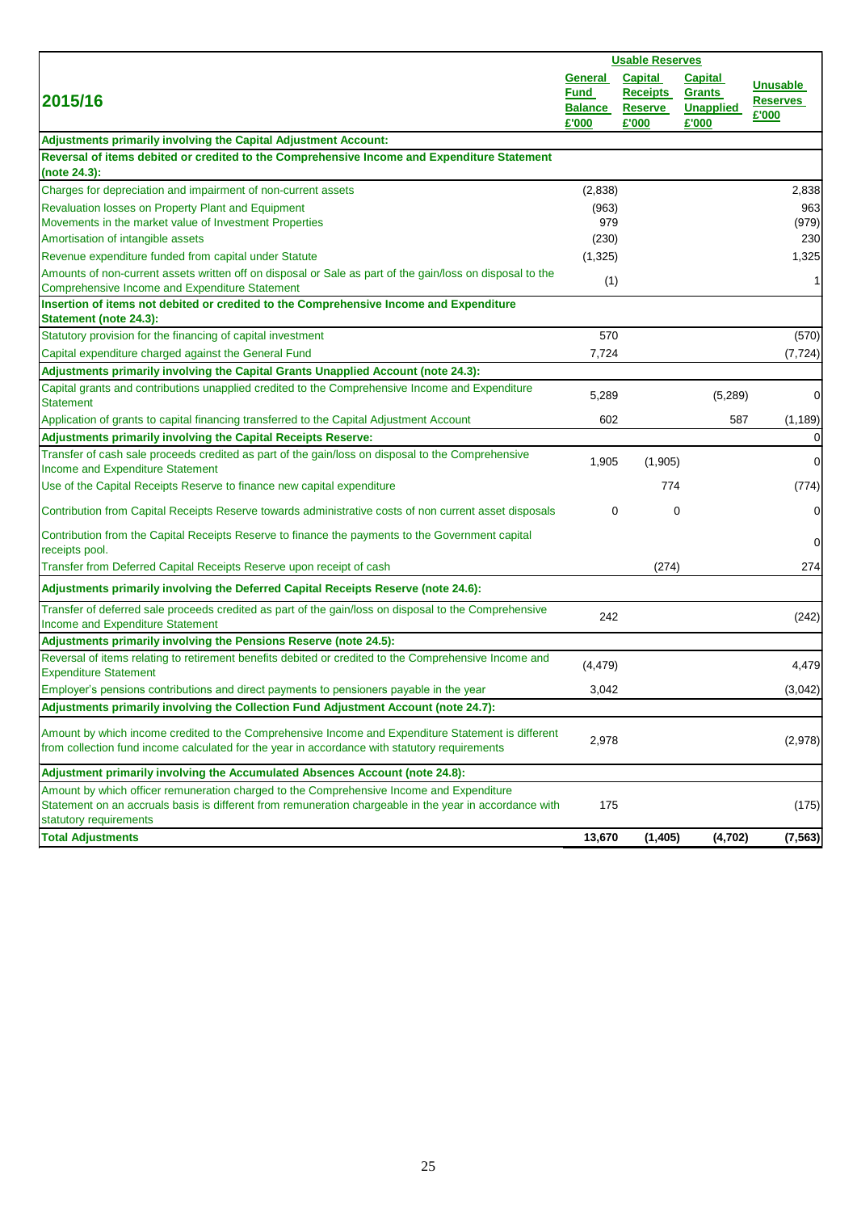| 2015/16 | Usable Reserves | | | Unusable Reserves £'000 |
|---|---|---|---|---|
| | General Fund Balance £'000 | Capital Receipts Reserve £'000 | Capital Grants Unapplied £'000 | |
| **Adjustments primarily involving the Capital Adjustment Account:** | | | | |
| **Reversal of items debited or credited to the Comprehensive Income and Expenditure Statement (note 24.3):** | | | | |
| Charges for depreciation and impairment of non-current assets | (2,838) | | | 2,838 |
| Revaluation losses on Property Plant and Equipment | (963) | | | 963 |
| Movements in the market value of Investment Properties | 979 | | | (979) |
| Amortisation of intangible assets | (230) | | | 230 |
| Revenue expenditure funded from capital under Statute | (1,325) | | | 1,325 |
| Amounts of non-current assets written off on disposal or Sale as part of the gain/loss on disposal to the Comprehensive Income and Expenditure Statement | (1) | | | 1 |
| **Insertion of items not debited or credited to the Comprehensive Income and Expenditure Statement (note 24.3):** | | | | |
| Statutory provision for the financing of capital investment | 570 | | | (570) |
| Capital expenditure charged against the General Fund | 7,724 | | | (7,724) |
| **Adjustments primarily involving the Capital Grants Unapplied Account (note 24.3):** | | | | |
| Capital grants and contributions unapplied credited to the Comprehensive Income and Expenditure Statement | 5,289 | | (5,289) | 0 |
| Application of grants to capital financing transferred to the Capital Adjustment Account | 602 | | 587 | (1,189) |
| **Adjustments primarily involving the Capital Receipts Reserve:** | | | | 0 |
| Transfer of cash sale proceeds credited as part of the gain/loss on disposal to the Comprehensive Income and Expenditure Statement | 1,905 | (1,905) | | 0 |
| Use of the Capital Receipts Reserve to finance new capital expenditure | | 774 | | (774) |
| Contribution from Capital Receipts Reserve towards administrative costs of non current asset disposals | 0 | 0 | | 0 |
| Contribution from the Capital Receipts Reserve to finance the payments to the Government capital receipts pool. | | | | 0 |
| Transfer from Deferred Capital Receipts Reserve upon receipt of cash | | (274) | | 274 |
| **Adjustments primarily involving the Deferred Capital Receipts Reserve (note 24.6):** | | | | |
| Transfer of deferred sale proceeds credited as part of the gain/loss on disposal to the Comprehensive Income and Expenditure Statement | 242 | | | (242) |
| **Adjustments primarily involving the Pensions Reserve (note 24.5):** | | | | |
| Reversal of items relating to retirement benefits debited or credited to the Comprehensive Income and Expenditure Statement | (4,479) | | | 4,479 |
| Employer's pensions contributions and direct payments to pensioners payable in the year | 3,042 | | | (3,042) |
| **Adjustments primarily involving the Collection Fund Adjustment Account (note 24.7):** | | | | |
| Amount by which income credited to the Comprehensive Income and Expenditure Statement is different from collection fund income calculated for the year in accordance with statutory requirements | 2,978 | | | (2,978) |
| **Adjustment primarily involving the Accumulated Absences Account (note 24.8):** | | | | |
| Amount by which officer remuneration charged to the Comprehensive Income and Expenditure Statement on an accruals basis is different from remuneration chargeable in the year in accordance with statutory requirements | 175 | | | (175) |
| **Total Adjustments** | **13,670** | **(1,405)** | **(4,702)** | **(7,563)** |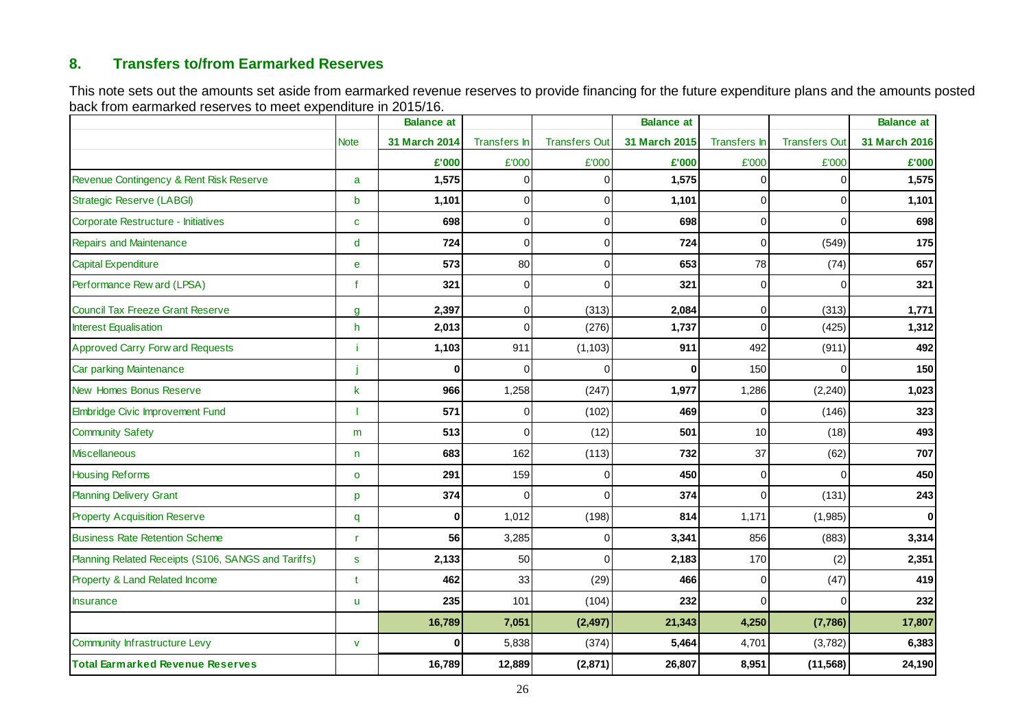## 8. Transfers to/from Earmarked Reserves

This note sets out the amounts set aside from earmarked revenue reserves to provide financing for the future expenditure plans and the amounts posted back from earmarked reserves to meet expenditure in 2015/16.

| | Note | Balance at 31 March 2014 | Transfers In | Transfers Out | Balance at 31 March 2015 | Transfers In | Transfers Out | Balance at 31 March 2016 |
|---|---|---|---|---|---|---|---|---|
| | | **£'000** | £'000 | £'000 | **£'000** | £'000 | £'000 | **£'000** |
| Revenue Contingency & Rent Risk Reserve | a | **1,575** | 0 | 0 | **1,575** | 0 | 0 | **1,575** |
| Strategic Reserve (LABGI) | b | **1,101** | 0 | 0 | **1,101** | 0 | 0 | **1,101** |
| Corporate Restructure - Initiatives | c | **698** | 0 | 0 | **698** | 0 | 0 | **698** |
| Repairs and Maintenance | d | **724** | 0 | 0 | **724** | 0 | (549) | **175** |
| Capital Expenditure | e | **573** | 80 | 0 | **653** | 78 | (74) | **657** |
| Performance Reward (LPSA) | f | **321** | 0 | 0 | **321** | 0 | 0 | **321** |
| Council Tax Freeze Grant Reserve | g | **2,397** | 0 | (313) | **2,084** | 0 | (313) | **1,771** |
| Interest Equalisation | h | **2,013** | 0 | (276) | **1,737** | 0 | (425) | **1,312** |
| Approved Carry Forward Requests | i | **1,103** | 911 | (1,103) | **911** | 492 | (911) | **492** |
| Car parking Maintenance | j | **0** | 0 | 0 | **0** | 150 | 0 | **150** |
| New Homes Bonus Reserve | k | **966** | 1,258 | (247) | **1,977** | 1,286 | (2,240) | **1,023** |
| Elmbridge Civic Improvement Fund | l | **571** | 0 | (102) | **469** | 0 | (146) | **323** |
| Community Safety | m | **513** | 0 | (12) | **501** | 10 | (18) | **493** |
| Miscellaneous | n | **683** | 162 | (113) | **732** | 37 | (62) | **707** |
| Housing Reforms | o | **291** | 159 | 0 | **450** | 0 | 0 | **450** |
| Planning Delivery Grant | p | **374** | 0 | 0 | **374** | 0 | (131) | **243** |
| Property Acquisition Reserve | q | **0** | 1,012 | (198) | **814** | 1,171 | (1,985) | **0** |
| Business Rate Retention Scheme | r | **56** | 3,285 | 0 | **3,341** | 856 | (883) | **3,314** |
| Planning Related Receipts (S106, SANGS and Tariffs) | s | **2,133** | 50 | 0 | **2,183** | 170 | (2) | **2,351** |
| Property & Land Related Income | t | **462** | 33 | (29) | **466** | 0 | (47) | **419** |
| Insurance | u | **235** | 101 | (104) | **232** | 0 | 0 | **232** |
| | | **16,789** | **7,051** | **(2,497)** | **21,343** | **4,250** | **(7,786)** | **17,807** |
| Community Infrastructure Levy | v | **0** | 5,838 | (374) | **5,464** | 4,701 | (3,782) | **6,383** |
| **Total Earmarked Revenue Reserves** | | **16,789** | **12,889** | **(2,871)** | **26,807** | **8,951** | **(11,568)** | **24,190** |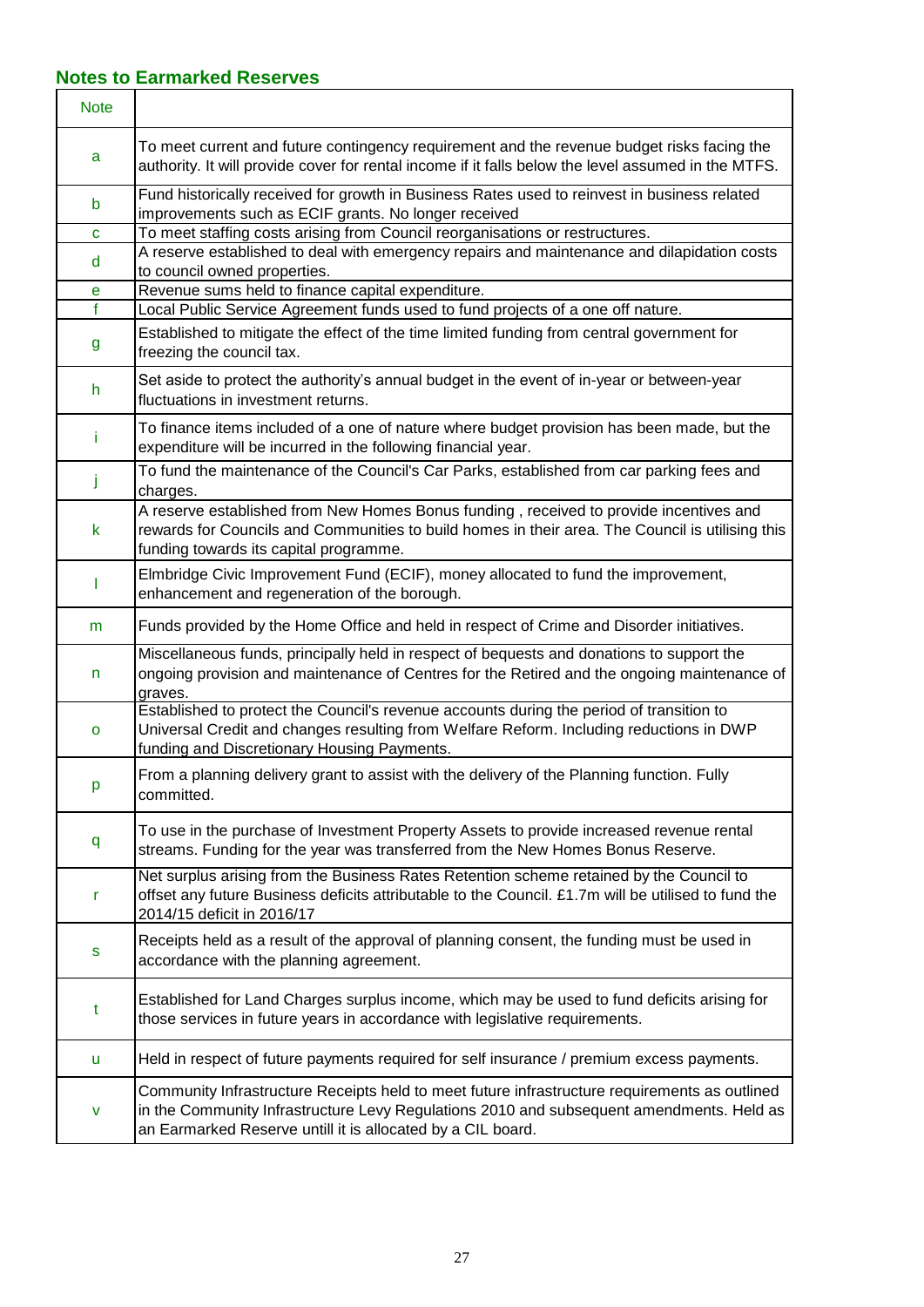## Notes to Earmarked Reserves

| Note | |
|---|---|
| a | To meet current and future contingency requirement and the revenue budget risks facing the authority. It will provide cover for rental income if it falls below the level assumed in the MTFS. |
| b | Fund historically received for growth in Business Rates used to reinvest in business related improvements such as ECIF grants. No longer received |
| c | To meet staffing costs arising from Council reorganisations or restructures. |
| d | A reserve established to deal with emergency repairs and maintenance and dilapidation costs to council owned properties. |
| e | Revenue sums held to finance capital expenditure. |
| f | Local Public Service Agreement funds used to fund projects of a one off nature. |
| g | Established to mitigate the effect of the time limited funding from central government for freezing the council tax. |
| h | Set aside to protect the authority's annual budget in the event of in-year or between-year fluctuations in investment returns. |
| i | To finance items included of a one of nature where budget provision has been made, but the expenditure will be incurred in the following financial year. |
| j | To fund the maintenance of the Council's Car Parks, established from car parking fees and charges. |
| k | A reserve established from New Homes Bonus funding , received to provide incentives and rewards for Councils and Communities to build homes in their area. The Council is utilising this funding towards its capital programme. |
| l | Elmbridge Civic Improvement Fund (ECIF), money allocated to fund the improvement, enhancement and regeneration of the borough. |
| m | Funds provided by the Home Office and held in respect of Crime and Disorder initiatives. |
| n | Miscellaneous funds, principally held in respect of bequests and donations to support the ongoing provision and maintenance of Centres for the Retired and the ongoing maintenance of graves. |
| o | Established to protect the Council's revenue accounts during the period of transition to Universal Credit and changes resulting from Welfare Reform. Including reductions in DWP funding and Discretionary Housing Payments. |
| p | From a planning delivery grant to assist with the delivery of the Planning function. Fully committed. |
| q | To use in the purchase of Investment Property Assets to provide increased revenue rental streams. Funding for the year was transferred from the New Homes Bonus Reserve. |
| r | Net surplus arising from the Business Rates Retention scheme retained by the Council to offset any future Business deficits attributable to the Council. £1.7m will be utilised to fund the 2014/15 deficit in 2016/17 |
| s | Receipts held as a result of the approval of planning consent, the funding must be used in accordance with the planning agreement. |
| t | Established for Land Charges surplus income, which may be used to fund deficits arising for those services in future years in accordance with legislative requirements. |
| u | Held in respect of future payments required for self insurance / premium excess payments. |
| v | Community Infrastructure Receipts held to meet future infrastructure requirements as outlined in the Community Infrastructure Levy Regulations 2010 and subsequent amendments. Held as an Earmarked Reserve untill it is allocated by a CIL board. |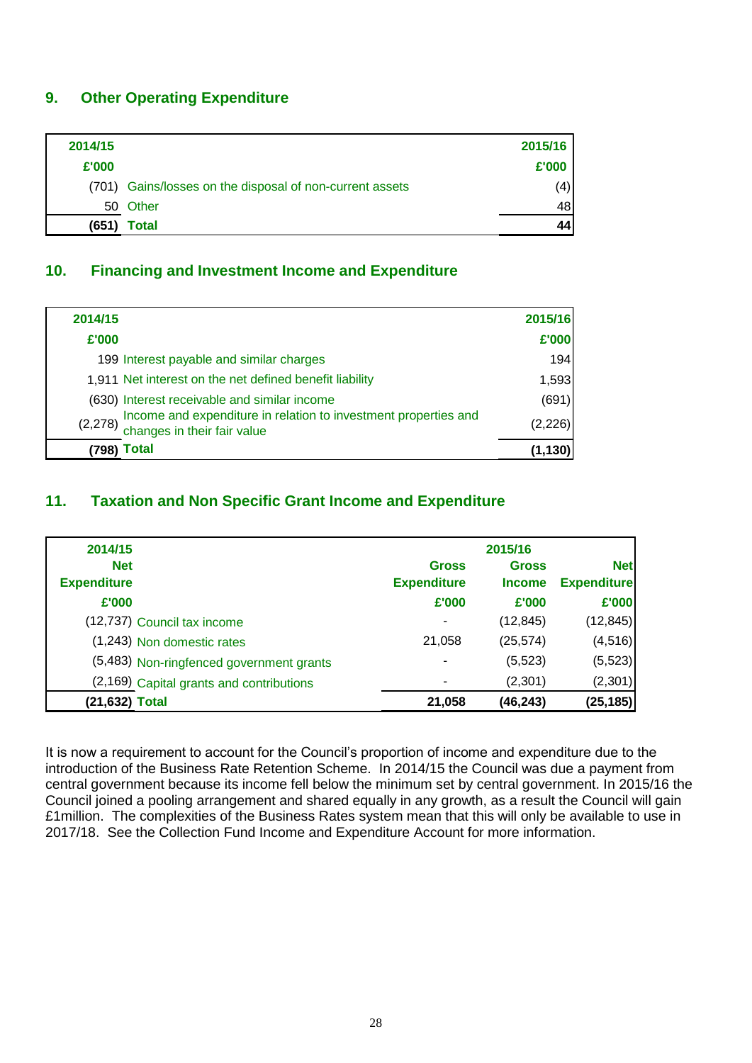## 9. Other Operating Expenditure

| 2014/15 £'000 | | 2015/16 £'000 |
|---|---|---|
| (701) | Gains/losses on the disposal of non-current assets | (4) |
| 50 | Other | 48 |
| **(651)** | **Total** | **44** |

## 10. Financing and Investment Income and Expenditure

| 2014/15 £'000 | | 2015/16 £'000 |
|---|---|---|
| 199 | Interest payable and similar charges | 194 |
| 1,911 | Net interest on the net defined benefit liability | 1,593 |
| (630) | Interest receivable and similar income | (691) |
| (2,278) | Income and expenditure in relation to investment properties and changes in their fair value | (2,226) |
| **(798)** | **Total** | **(1,130)** |

## 11. Taxation and Non Specific Grant Income and Expenditure

| 2014/15 | | 2015/16 | | |
|---|---|---|---|---|
| Net Expenditure £'000 | | Gross Expenditure £'000 | Gross Income £'000 | Net Expenditure £'000 |
| (12,737) | Council tax income | - | (12,845) | (12,845) |
| (1,243) | Non domestic rates | 21,058 | (25,574) | (4,516) |
| (5,483) | Non-ringfenced government grants | - | (5,523) | (5,523) |
| (2,169) | Capital grants and contributions | - | (2,301) | (2,301) |
| **(21,632)** | **Total** | **21,058** | **(46,243)** | **(25,185)** |

It is now a requirement to account for the Council's proportion of income and expenditure due to the introduction of the Business Rate Retention Scheme. In 2014/15 the Council was due a payment from central government because its income fell below the minimum set by central government. In 2015/16 the Council joined a pooling arrangement and shared equally in any growth, as a result the Council will gain £1million. The complexities of the Business Rates system mean that this will only be available to use in 2017/18. See the Collection Fund Income and Expenditure Account for more information.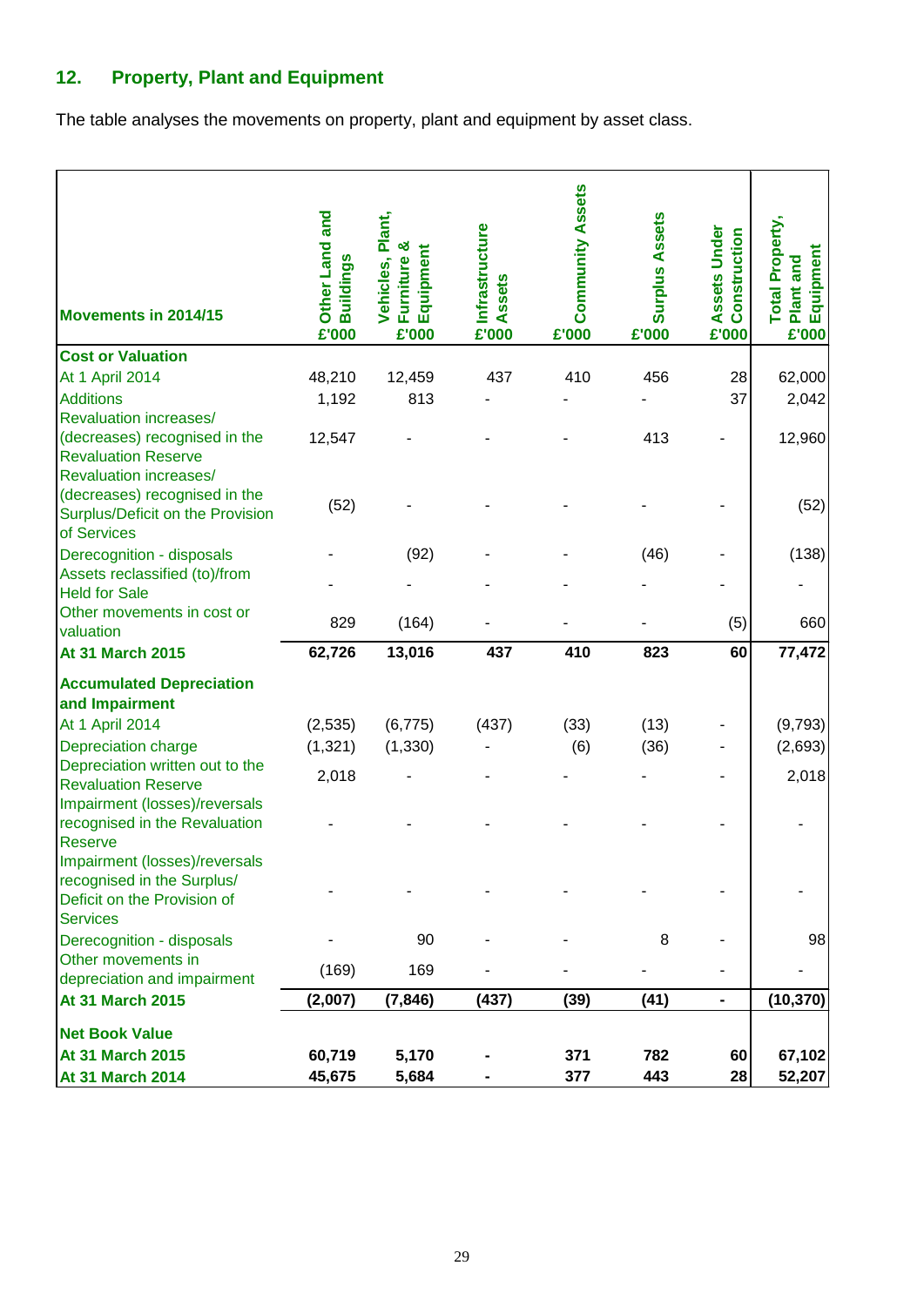## 12. Property, Plant and Equipment

The table analyses the movements on property, plant and equipment by asset class.

| Movements in 2014/15 | Other Land and Buildings £'000 | Vehicles, Plant, Furniture & Equipment £'000 | Infrastructure Assets £'000 | Community Assets £'000 | Surplus Assets £'000 | Assets Under Construction £'000 | Total Property, Plant and Equipment £'000 |
|---|---|---|---|---|---|---|---|
| **Cost or Valuation** | | | | | | | |
| At 1 April 2014 | 48,210 | 12,459 | 437 | 410 | 456 | 28 | 62,000 |
| Additions | 1,192 | 813 | - | - | - | 37 | 2,042 |
| Revaluation increases/ (decreases) recognised in the Revaluation Reserve | 12,547 | - | - | - | 413 | - | 12,960 |
| Revaluation increases/ (decreases) recognised in the Surplus/Deficit on the Provision of Services | (52) | - | - | - | - | - | (52) |
| Derecognition - disposals | - | (92) | - | - | (46) | - | (138) |
| Assets reclassified (to)/from Held for Sale | - | - | - | - | - | - | - |
| Other movements in cost or valuation | 829 | (164) | - | - | - | (5) | 660 |
| **At 31 March 2015** | **62,726** | **13,016** | **437** | **410** | **823** | **60** | **77,472** |
| **Accumulated Depreciation and Impairment** | | | | | | | |
| At 1 April 2014 | (2,535) | (6,775) | (437) | (33) | (13) | - | (9,793) |
| Depreciation charge | (1,321) | (1,330) | - | (6) | (36) | - | (2,693) |
| Depreciation written out to the Revaluation Reserve | 2,018 | - | - | - | - | - | 2,018 |
| Impairment (losses)/reversals recognised in the Revaluation Reserve | - | - | - | - | - | - | - |
| Impairment (losses)/reversals recognised in the Surplus/ Deficit on the Provision of Services | - | - | - | - | - | - | - |
| Derecognition - disposals | - | 90 | - | - | 8 | - | 98 |
| Other movements in depreciation and impairment | (169) | 169 | - | - | - | - | - |
| **At 31 March 2015** | **(2,007)** | **(7,846)** | **(437)** | **(39)** | **(41)** | **-** | **(10,370)** |
| **Net Book Value** | | | | | | | |
| **At 31 March 2015** | **60,719** | **5,170** | **-** | **371** | **782** | **60** | **67,102** |
| **At 31 March 2014** | **45,675** | **5,684** | **-** | **377** | **443** | **28** | **52,207** |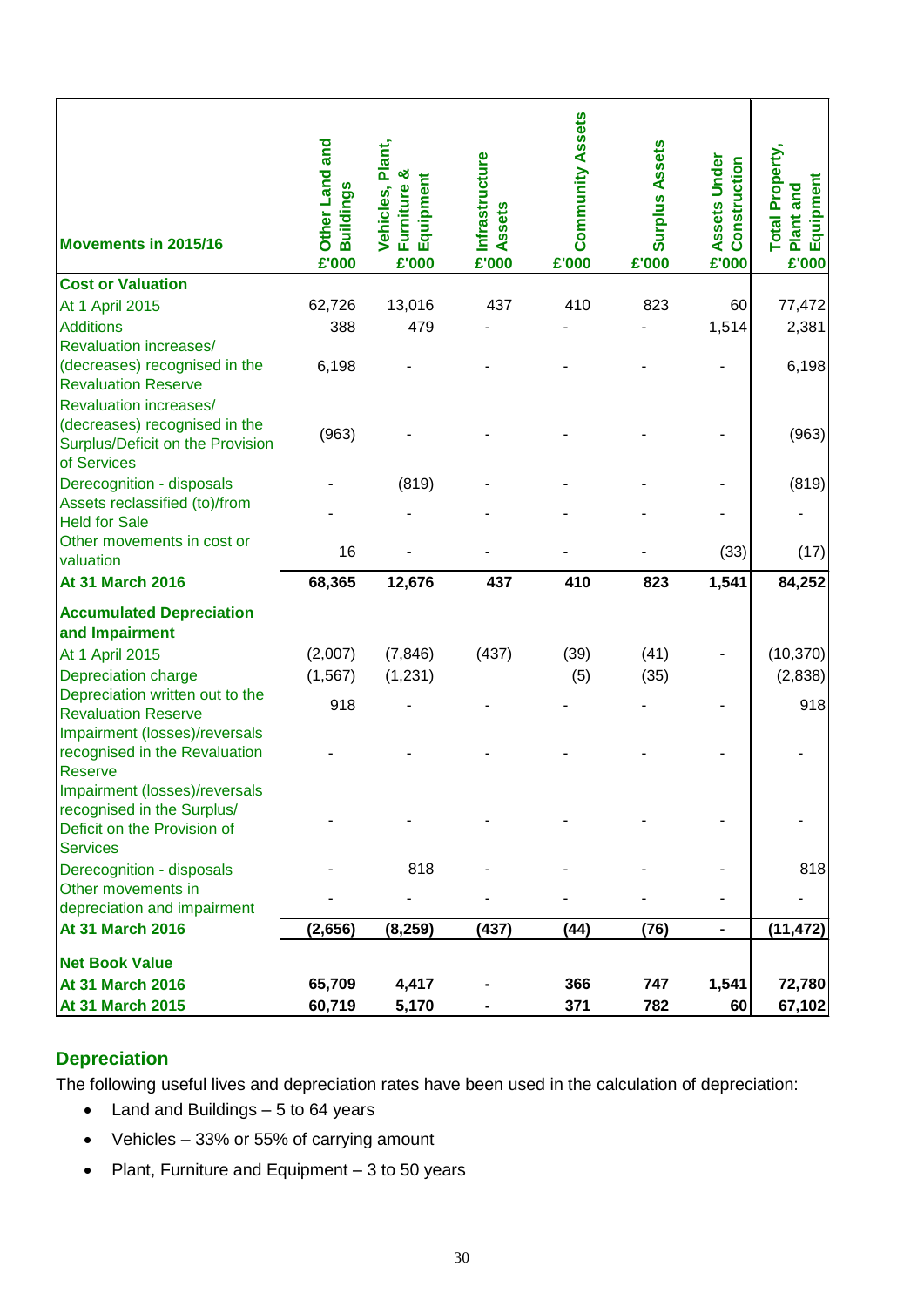| Movements in 2015/16 | Other Land and Buildings £'000 | Vehicles, Plant, Furniture & Equipment £'000 | Infrastructure Assets £'000 | Community Assets £'000 | Surplus Assets £'000 | Assets Under Construction £'000 | Total Property, Plant and Equipment £'000 |
|---|---|---|---|---|---|---|---|
| **Cost or Valuation** | | | | | | | |
| At 1 April 2015 | 62,726 | 13,016 | 437 | 410 | 823 | 60 | 77,472 |
| Additions | 388 | 479 | - | - | - | 1,514 | 2,381 |
| Revaluation increases/ (decreases) recognised in the Revaluation Reserve | 6,198 | - | - | - | - | - | 6,198 |
| Revaluation increases/ (decreases) recognised in the Surplus/Deficit on the Provision of Services | (963) | - | - | - | - | - | (963) |
| Derecognition - disposals | - | (819) | - | - | - | - | (819) |
| Assets reclassified (to)/from Held for Sale | - | - | - | - | - | - | - |
| Other movements in cost or valuation | 16 | - | - | - | - | (33) | (17) |
| **At 31 March 2016** | **68,365** | **12,676** | **437** | **410** | **823** | **1,541** | **84,252** |
| **Accumulated Depreciation and Impairment** | | | | | | | |
| At 1 April 2015 | (2,007) | (7,846) | (437) | (39) | (41) | - | (10,370) |
| Depreciation charge | (1,567) | (1,231) | | (5) | (35) | | (2,838) |
| Depreciation written out to the Revaluation Reserve | 918 | - | - | - | - | - | 918 |
| Impairment (losses)/reversals recognised in the Revaluation Reserve | - | - | - | - | - | - | - |
| Impairment (losses)/reversals recognised in the Surplus/ Deficit on the Provision of Services | - | - | - | - | - | - | - |
| Derecognition - disposals | - | 818 | - | - | - | - | 818 |
| Other movements in depreciation and impairment | - | - | - | - | - | - | - |
| **At 31 March 2016** | **(2,656)** | **(8,259)** | **(437)** | **(44)** | **(76)** | **-** | **(11,472)** |
| **Net Book Value** | | | | | | | |
| **At 31 March 2016** | **65,709** | **4,417** | **-** | **366** | **747** | **1,541** | **72,780** |
| **At 31 March 2015** | **60,719** | **5,170** | **-** | **371** | **782** | **60** | **67,102** |

## Depreciation

The following useful lives and depreciation rates have been used in the calculation of depreciation:

- Land and Buildings – 5 to 64 years
- Vehicles – 33% or 55% of carrying amount
- Plant, Furniture and Equipment – 3 to 50 years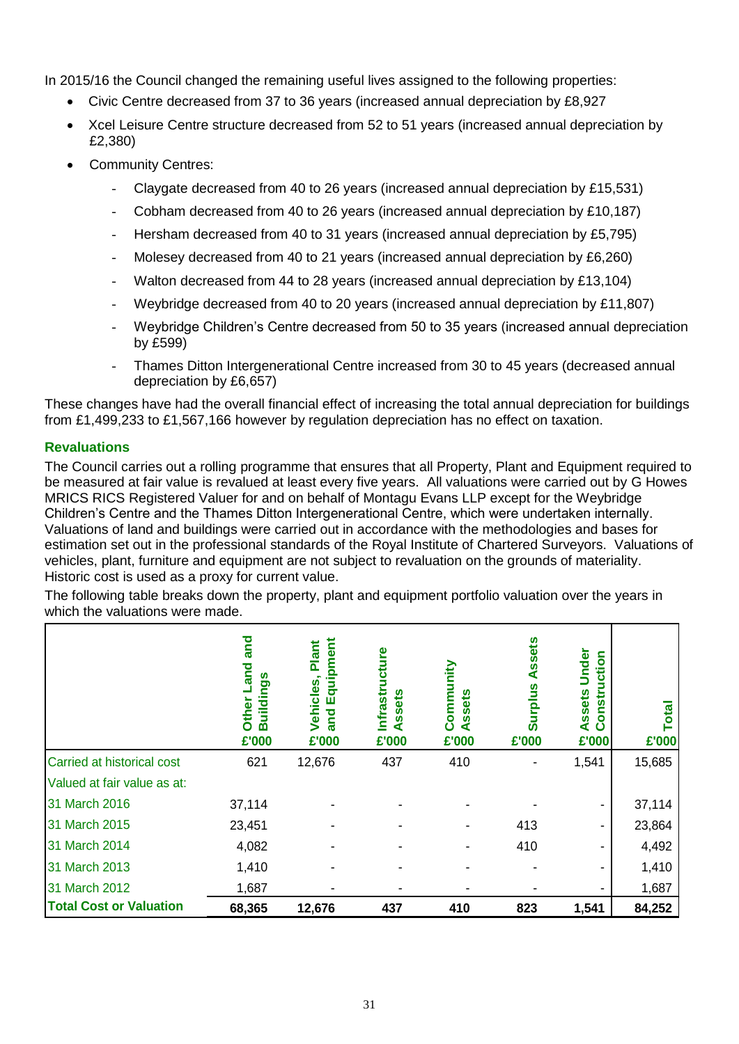In 2015/16 the Council changed the remaining useful lives assigned to the following properties:

- Civic Centre decreased from 37 to 36 years (increased annual depreciation by £8,927
- Xcel Leisure Centre structure decreased from 52 to 51 years (increased annual depreciation by £2,380)
- Community Centres:
    - Claygate decreased from 40 to 26 years (increased annual depreciation by £15,531)
    - Cobham decreased from 40 to 26 years (increased annual depreciation by £10,187)
    - Hersham decreased from 40 to 31 years (increased annual depreciation by £5,795)
    - Molesey decreased from 40 to 21 years (increased annual depreciation by £6,260)
    - Walton decreased from 44 to 28 years (increased annual depreciation by £13,104)
    - Weybridge decreased from 40 to 20 years (increased annual depreciation by £11,807)
    - Weybridge Children's Centre decreased from 50 to 35 years (increased annual depreciation by £599)
    - Thames Ditton Intergenerational Centre increased from 30 to 45 years (decreased annual depreciation by £6,657)

These changes have had the overall financial effect of increasing the total annual depreciation for buildings from £1,499,233 to £1,567,166 however by regulation depreciation has no effect on taxation.

### Revaluations

The Council carries out a rolling programme that ensures that all Property, Plant and Equipment required to be measured at fair value is revalued at least every five years. All valuations were carried out by G Howes MRICS RICS Registered Valuer for and on behalf of Montagu Evans LLP except for the Weybridge Children's Centre and the Thames Ditton Intergenerational Centre, which were undertaken internally. Valuations of land and buildings were carried out in accordance with the methodologies and bases for estimation set out in the professional standards of the Royal Institute of Chartered Surveyors. Valuations of vehicles, plant, furniture and equipment are not subject to revaluation on the grounds of materiality. Historic cost is used as a proxy for current value.

The following table breaks down the property, plant and equipment portfolio valuation over the years in which the valuations were made.

| | Other Land and Buildings £'000 | Vehicles, Plant and Equipment £'000 | Infrastructure Assets £'000 | Community Assets £'000 | Surplus Assets £'000 | Assets Under Construction £'000 | Total £'000 |
|---|---|---|---|---|---|---|---|
| Carried at historical cost | 621 | 12,676 | 437 | 410 | - | 1,541 | 15,685 |
| Valued at fair value as at: | | | | | | | |
| 31 March 2016 | 37,114 | - | - | - | - | - | 37,114 |
| 31 March 2015 | 23,451 | - | - | - | 413 | - | 23,864 |
| 31 March 2014 | 4,082 | - | - | - | 410 | - | 4,492 |
| 31 March 2013 | 1,410 | - | - | - | - | - | 1,410 |
| 31 March 2012 | 1,687 | - | - | - | - | - | 1,687 |
| **Total Cost or Valuation** | **68,365** | **12,676** | **437** | **410** | **823** | **1,541** | **84,252** |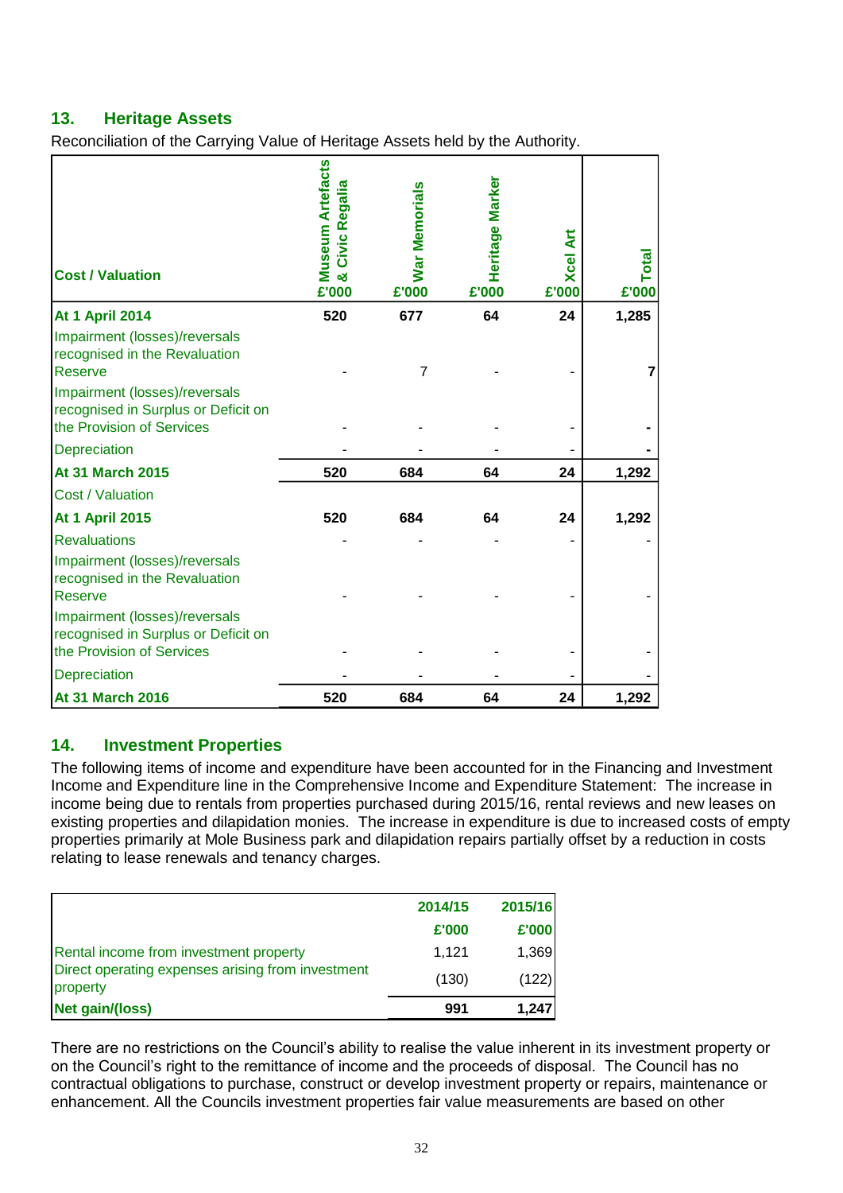## 13. Heritage Assets

Reconciliation of the Carrying Value of Heritage Assets held by the Authority.

| Cost / Valuation | Museum Artefacts & Civic Regalia £'000 | War Memorials £'000 | Heritage Marker £'000 | Xcel Art £'000 | Total £'000 |
|---|---|---|---|---|---|
| **At 1 April 2014** | **520** | **677** | **64** | **24** | **1,285** |
| Impairment (losses)/reversals recognised in the Revaluation Reserve | - | 7 | - | - | **7** |
| Impairment (losses)/reversals recognised in Surplus or Deficit on the Provision of Services | - | - | - | - | **-** |
| Depreciation | - | - | - | - | **-** |
| **At 31 March 2015** | **520** | **684** | **64** | **24** | **1,292** |
| Cost / Valuation | | | | | |
| **At 1 April 2015** | **520** | **684** | **64** | **24** | **1,292** |
| Revaluations | - | - | - | - | - |
| Impairment (losses)/reversals recognised in the Revaluation Reserve | - | - | - | - | - |
| Impairment (losses)/reversals recognised in Surplus or Deficit on the Provision of Services | - | - | - | - | - |
| Depreciation | - | - | - | - | - |
| **At 31 March 2016** | **520** | **684** | **64** | **24** | **1,292** |

## 14. Investment Properties

The following items of income and expenditure have been accounted for in the Financing and Investment Income and Expenditure line in the Comprehensive Income and Expenditure Statement: The increase in income being due to rentals from properties purchased during 2015/16, rental reviews and new leases on existing properties and dilapidation monies. The increase in expenditure is due to increased costs of empty properties primarily at Mole Business park and dilapidation repairs partially offset by a reduction in costs relating to lease renewals and tenancy charges.

| | 2014/15 £'000 | 2015/16 £'000 |
|---|---|---|
| Rental income from investment property | 1,121 | 1,369 |
| Direct operating expenses arising from investment property | (130) | (122) |
| **Net gain/(loss)** | **991** | **1,247** |

There are no restrictions on the Council's ability to realise the value inherent in its investment property or on the Council's right to the remittance of income and the proceeds of disposal. The Council has no contractual obligations to purchase, construct or develop investment property or repairs, maintenance or enhancement. All the Councils investment properties fair value measurements are based on other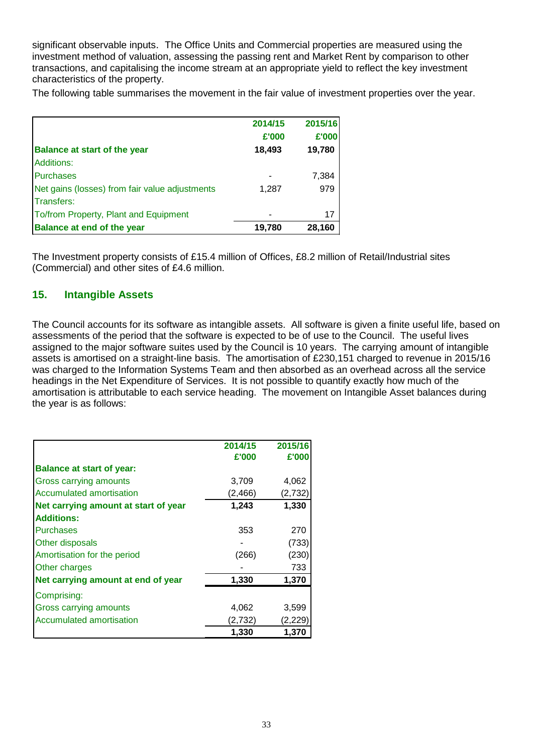significant observable inputs. The Office Units and Commercial properties are measured using the investment method of valuation, assessing the passing rent and Market Rent by comparison to other transactions, and capitalising the income stream at an appropriate yield to reflect the key investment characteristics of the property.

The following table summarises the movement in the fair value of investment properties over the year.

| | 2014/15 £'000 | 2015/16 £'000 |
|---|---|---|
| **Balance at start of the year** | **18,493** | **19,780** |
| Additions: | | |
| Purchases | - | 7,384 |
| Net gains (losses) from fair value adjustments | 1,287 | 979 |
| Transfers: | | |
| To/from Property, Plant and Equipment | - | 17 |
| **Balance at end of the year** | **19,780** | **28,160** |

The Investment property consists of £15.4 million of Offices, £8.2 million of Retail/Industrial sites (Commercial) and other sites of £4.6 million.

## 15. Intangible Assets

The Council accounts for its software as intangible assets. All software is given a finite useful life, based on assessments of the period that the software is expected to be of use to the Council. The useful lives assigned to the major software suites used by the Council is 10 years. The carrying amount of intangible assets is amortised on a straight-line basis. The amortisation of £230,151 charged to revenue in 2015/16 was charged to the Information Systems Team and then absorbed as an overhead across all the service headings in the Net Expenditure of Services. It is not possible to quantify exactly how much of the amortisation is attributable to each service heading. The movement on Intangible Asset balances during the year is as follows:

| | 2014/15 £'000 | 2015/16 £'000 |
|---|---|---|
| **Balance at start of year:** | | |
| Gross carrying amounts | 3,709 | 4,062 |
| Accumulated amortisation | (2,466) | (2,732) |
| **Net carrying amount at start of year** | **1,243** | **1,330** |
| **Additions:** | | |
| Purchases | 353 | 270 |
| Other disposals | - | (733) |
| Amortisation for the period | (266) | (230) |
| Other charges | - | 733 |
| **Net carrying amount at end of year** | **1,330** | **1,370** |
| Comprising: | | |
| Gross carrying amounts | 4,062 | 3,599 |
| Accumulated amortisation | (2,732) | (2,229) |
| | **1,330** | **1,370** |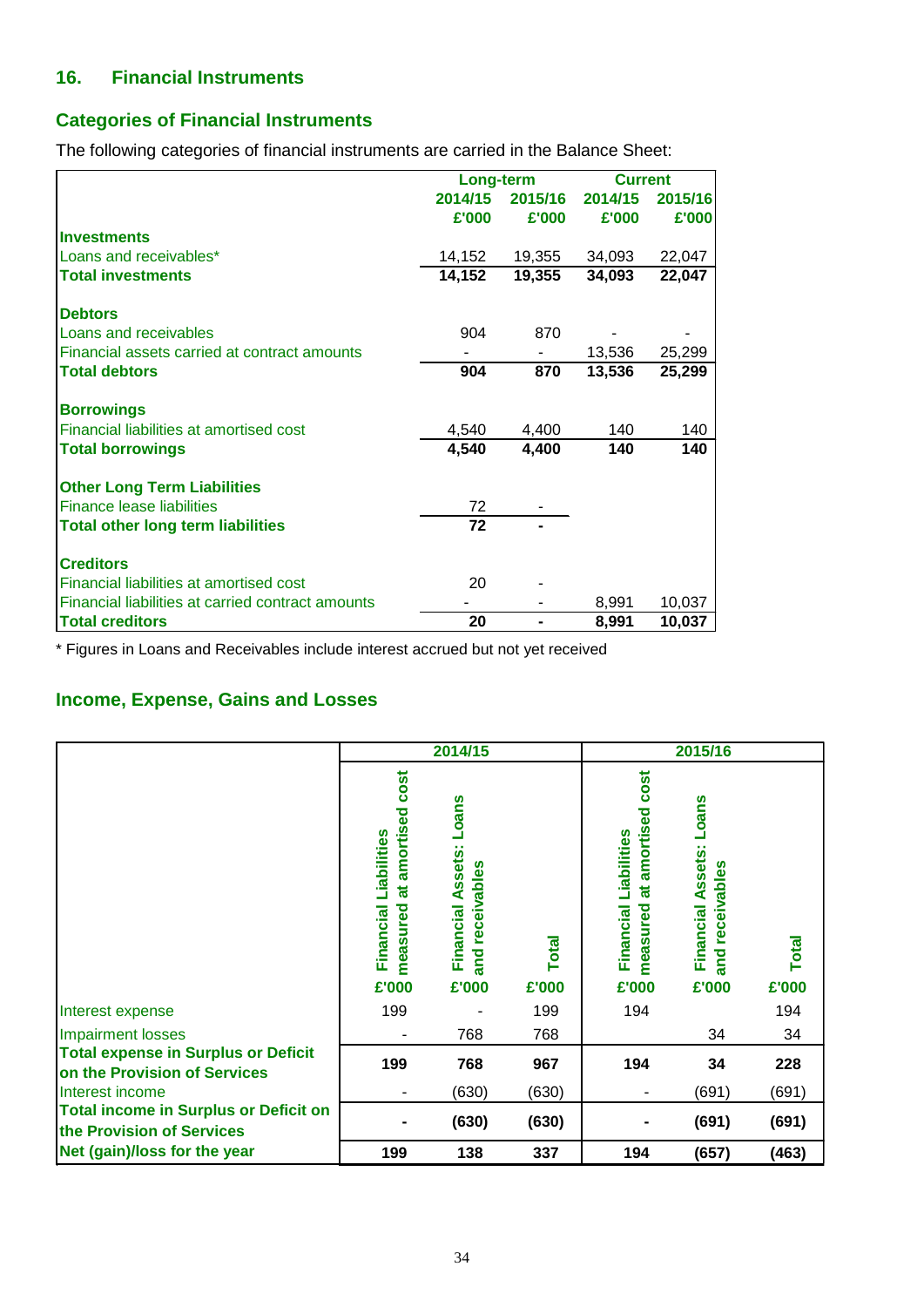## 16. Financial Instruments

### Categories of Financial Instruments

The following categories of financial instruments are carried in the Balance Sheet:

| | Long-term | | Current | |
|---|---|---|---|---|
| | 2014/15 | 2015/16 | 2014/15 | 2015/16 |
| | £'000 | £'000 | £'000 | £'000 |
| **Investments** | | | | |
| Loans and receivables* | 14,152 | 19,355 | 34,093 | 22,047 |
| **Total investments** | **14,152** | **19,355** | **34,093** | **22,047** |
| | | | | |
| **Debtors** | | | | |
| Loans and receivables | 904 | 870 | - | - |
| Financial assets carried at contract amounts | - | - | 13,536 | 25,299 |
| **Total debtors** | **904** | **870** | **13,536** | **25,299** |
| | | | | |
| **Borrowings** | | | | |
| Financial liabilities at amortised cost | 4,540 | 4,400 | 140 | 140 |
| **Total borrowings** | **4,540** | **4,400** | **140** | **140** |
| | | | | |
| **Other Long Term Liabilities** | | | | |
| Finance lease liabilities | 72 | - | | |
| **Total other long term liabilities** | **72** | **-** | | |
| | | | | |
| **Creditors** | | | | |
| Financial liabilities at amortised cost | 20 | - | | |
| Financial liabilities at carried contract amounts | - | - | 8,991 | 10,037 |
| **Total creditors** | **20** | **-** | **8,991** | **10,037** |

\* Figures in Loans and Receivables include interest accrued but not yet received

### Income, Expense, Gains and Losses

| | 2014/15 | | | 2015/16 | | |
|---|---|---|---|---|---|---|
| | Financial Liabilities measured at amortised cost | Financial Assets: Loans and receivables | Total | Financial Liabilities measured at amortised cost | Financial Assets: Loans and receivables | Total |
| | £'000 | £'000 | £'000 | £'000 | £'000 | £'000 |
| Interest expense | 199 | - | 199 | 194 | | 194 |
| Impairment losses | - | 768 | 768 | | 34 | 34 |
| **Total expense in Surplus or Deficit on the Provision of Services** | **199** | **768** | **967** | **194** | **34** | **228** |
| Interest income | - | (630) | (630) | - | (691) | (691) |
| **Total income in Surplus or Deficit on the Provision of Services** | **-** | **(630)** | **(630)** | **-** | **(691)** | **(691)** |
| **Net (gain)/loss for the year** | **199** | **138** | **337** | **194** | **(657)** | **(463)** |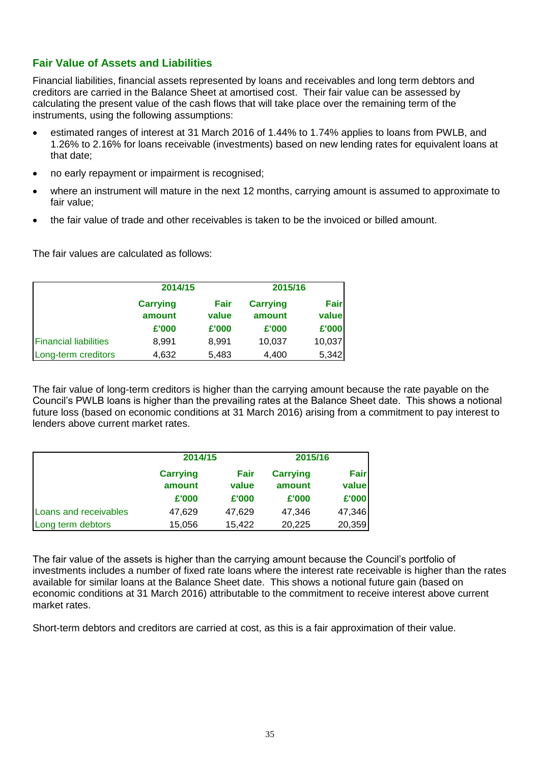## Fair Value of Assets and Liabilities

Financial liabilities, financial assets represented by loans and receivables and long term debtors and creditors are carried in the Balance Sheet at amortised cost. Their fair value can be assessed by calculating the present value of the cash flows that will take place over the remaining term of the instruments, using the following assumptions:

- estimated ranges of interest at 31 March 2016 of 1.44% to 1.74% applies to loans from PWLB, and 1.26% to 2.16% for loans receivable (investments) based on new lending rates for equivalent loans at that date;
- no early repayment or impairment is recognised;
- where an instrument will mature in the next 12 months, carrying amount is assumed to approximate to fair value;
- the fair value of trade and other receivables is taken to be the invoiced or billed amount.

The fair values are calculated as follows:

| | 2014/15 | | 2015/16 | |
|---|---|---|---|---|
| | Carrying amount | Fair value | Carrying amount | Fair value |
| | £'000 | £'000 | £'000 | £'000 |
| Financial liabilities | 8,991 | 8,991 | 10,037 | 10,037 |
| Long-term creditors | 4,632 | 5,483 | 4,400 | 5,342 |

The fair value of long-term creditors is higher than the carrying amount because the rate payable on the Council's PWLB loans is higher than the prevailing rates at the Balance Sheet date. This shows a notional future loss (based on economic conditions at 31 March 2016) arising from a commitment to pay interest to lenders above current market rates.

| | 2014/15 | | 2015/16 | |
|---|---|---|---|---|
| | Carrying amount | Fair value | Carrying amount | Fair value |
| | £'000 | £'000 | £'000 | £'000 |
| Loans and receivables | 47,629 | 47,629 | 47,346 | 47,346 |
| Long term debtors | 15,056 | 15,422 | 20,225 | 20,359 |

The fair value of the assets is higher than the carrying amount because the Council's portfolio of investments includes a number of fixed rate loans where the interest rate receivable is higher than the rates available for similar loans at the Balance Sheet date. This shows a notional future gain (based on economic conditions at 31 March 2016) attributable to the commitment to receive interest above current market rates.

Short-term debtors and creditors are carried at cost, as this is a fair approximation of their value.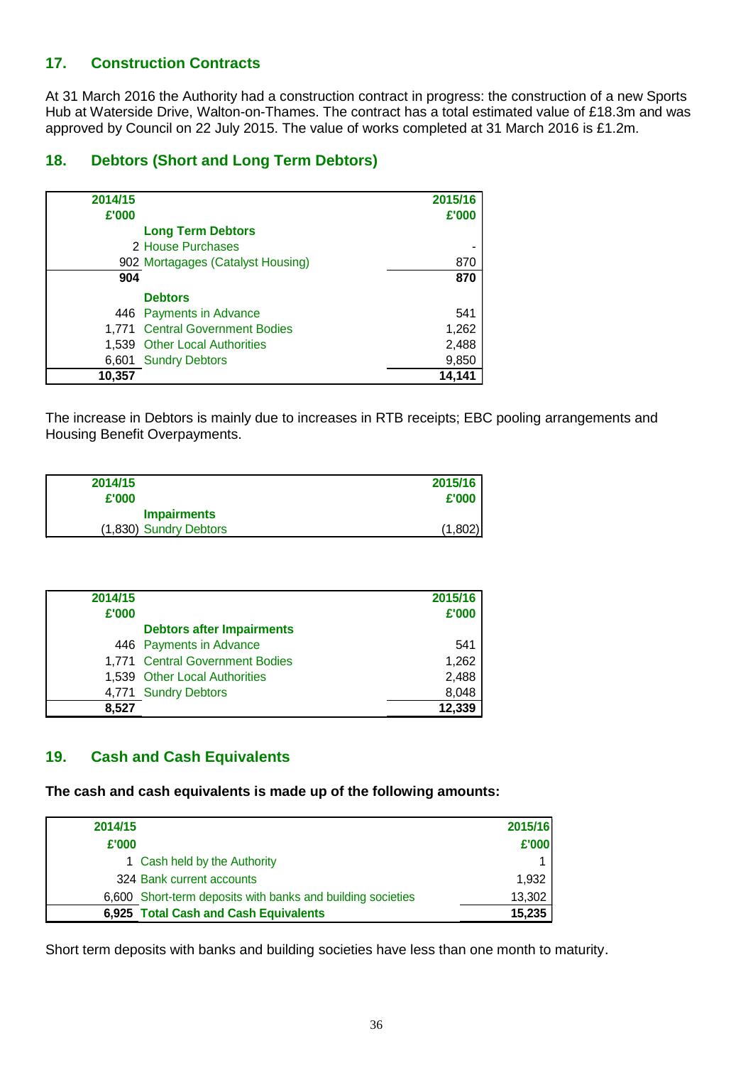## 17. Construction Contracts

At 31 March 2016 the Authority had a construction contract in progress: the construction of a new Sports Hub at Waterside Drive, Walton-on-Thames. The contract has a total estimated value of £18.3m and was approved by Council on 22 July 2015. The value of works completed at 31 March 2016 is £1.2m.

## 18. Debtors (Short and Long Term Debtors)

| 2014/15 £'000 | | 2015/16 £'000 |
|---|---|---|
| | **Long Term Debtors** | |
| 2 | House Purchases | - |
| 902 | Mortagages (Catalyst Housing) | 870 |
| **904** | | **870** |
| | **Debtors** | |
| 446 | Payments in Advance | 541 |
| 1,771 | Central Government Bodies | 1,262 |
| 1,539 | Other Local Authorities | 2,488 |
| 6,601 | Sundry Debtors | 9,850 |
| **10,357** | | **14,141** |

The increase in Debtors is mainly due to increases in RTB receipts; EBC pooling arrangements and Housing Benefit Overpayments.

| 2014/15 £'000 | | 2015/16 £'000 |
|---|---|---|
| | **Impairments** | |
| (1,830) | Sundry Debtors | (1,802) |

| 2014/15 £'000 | | 2015/16 £'000 |
|---|---|---|
| | **Debtors after Impairments** | |
| 446 | Payments in Advance | 541 |
| 1,771 | Central Government Bodies | 1,262 |
| 1,539 | Other Local Authorities | 2,488 |
| 4,771 | Sundry Debtors | 8,048 |
| **8,527** | | **12,339** |

## 19. Cash and Cash Equivalents

**The cash and cash equivalents is made up of the following amounts:**

| 2014/15 £'000 | | 2015/16 £'000 |
|---|---|---|
| 1 | Cash held by the Authority | 1 |
| 324 | Bank current accounts | 1,932 |
| 6,600 | Short-term deposits with banks and building societies | 13,302 |
| **6,925** | **Total Cash and Cash Equivalents** | **15,235** |

Short term deposits with banks and building societies have less than one month to maturity.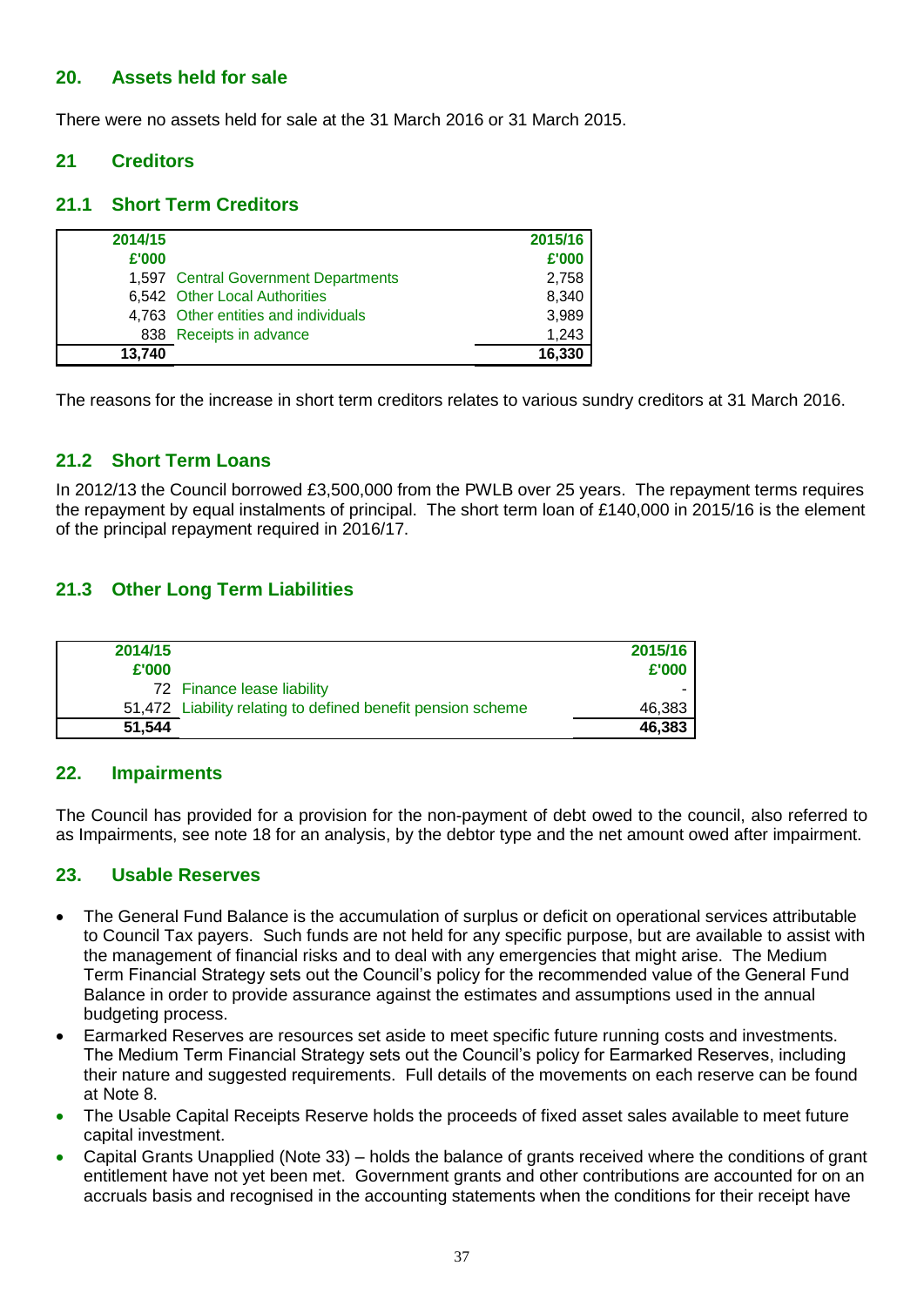## 20. Assets held for sale

There were no assets held for sale at the 31 March 2016 or 31 March 2015.

## 21 Creditors

### 21.1 Short Term Creditors

| 2014/15 £'000 | | 2015/16 £'000 |
|---|---|---|
| 1,597 | Central Government Departments | 2,758 |
| 6,542 | Other Local Authorities | 8,340 |
| 4,763 | Other entities and individuals | 3,989 |
| 838 | Receipts in advance | 1,243 |
| **13,740** | | **16,330** |

The reasons for the increase in short term creditors relates to various sundry creditors at 31 March 2016.

### 21.2 Short Term Loans

In 2012/13 the Council borrowed £3,500,000 from the PWLB over 25 years. The repayment terms requires the repayment by equal instalments of principal. The short term loan of £140,000 in 2015/16 is the element of the principal repayment required in 2016/17.

### 21.3 Other Long Term Liabilities

| 2014/15 £'000 | | 2015/16 £'000 |
|---|---|---|
| 72 | Finance lease liability | - |
| 51,472 | Liability relating to defined benefit pension scheme | 46,383 |
| **51,544** | | **46,383** |

## 22. Impairments

The Council has provided for a provision for the non-payment of debt owed to the council, also referred to as Impairments, see note 18 for an analysis, by the debtor type and the net amount owed after impairment.

## 23. Usable Reserves

- The General Fund Balance is the accumulation of surplus or deficit on operational services attributable to Council Tax payers. Such funds are not held for any specific purpose, but are available to assist with the management of financial risks and to deal with any emergencies that might arise. The Medium Term Financial Strategy sets out the Council's policy for the recommended value of the General Fund Balance in order to provide assurance against the estimates and assumptions used in the annual budgeting process.
- Earmarked Reserves are resources set aside to meet specific future running costs and investments. The Medium Term Financial Strategy sets out the Council's policy for Earmarked Reserves, including their nature and suggested requirements. Full details of the movements on each reserve can be found at Note 8.
- The Usable Capital Receipts Reserve holds the proceeds of fixed asset sales available to meet future capital investment.
- Capital Grants Unapplied (Note 33) – holds the balance of grants received where the conditions of grant entitlement have not yet been met. Government grants and other contributions are accounted for on an accruals basis and recognised in the accounting statements when the conditions for their receipt have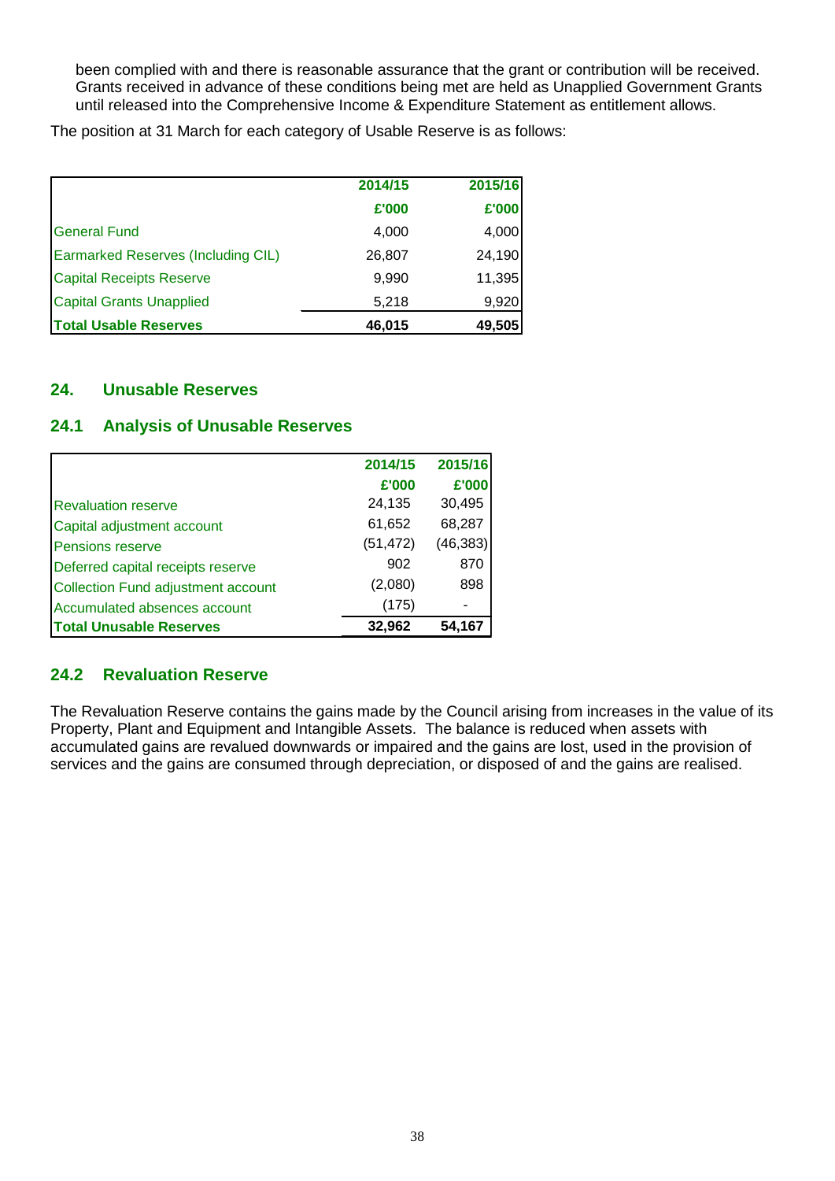been complied with and there is reasonable assurance that the grant or contribution will be received. Grants received in advance of these conditions being met are held as Unapplied Government Grants until released into the Comprehensive Income & Expenditure Statement as entitlement allows.

The position at 31 March for each category of Usable Reserve is as follows:

| | 2014/15 | 2015/16 |
|---|---|---|
| | £'000 | £'000 |
| General Fund | 4,000 | 4,000 |
| Earmarked Reserves (Including CIL) | 26,807 | 24,190 |
| Capital Receipts Reserve | 9,990 | 11,395 |
| Capital Grants Unapplied | 5,218 | 9,920 |
| **Total Usable Reserves** | **46,015** | **49,505** |

## 24. Unusable Reserves

### 24.1 Analysis of Unusable Reserves

| | 2014/15 | 2015/16 |
|---|---|---|
| | £'000 | £'000 |
| Revaluation reserve | 24,135 | 30,495 |
| Capital adjustment account | 61,652 | 68,287 |
| Pensions reserve | (51,472) | (46,383) |
| Deferred capital receipts reserve | 902 | 870 |
| Collection Fund adjustment account | (2,080) | 898 |
| Accumulated absences account | (175) | - |
| **Total Unusable Reserves** | **32,962** | **54,167** |

### 24.2 Revaluation Reserve

The Revaluation Reserve contains the gains made by the Council arising from increases in the value of its Property, Plant and Equipment and Intangible Assets. The balance is reduced when assets with accumulated gains are revalued downwards or impaired and the gains are lost, used in the provision of services and the gains are consumed through depreciation, or disposed of and the gains are realised.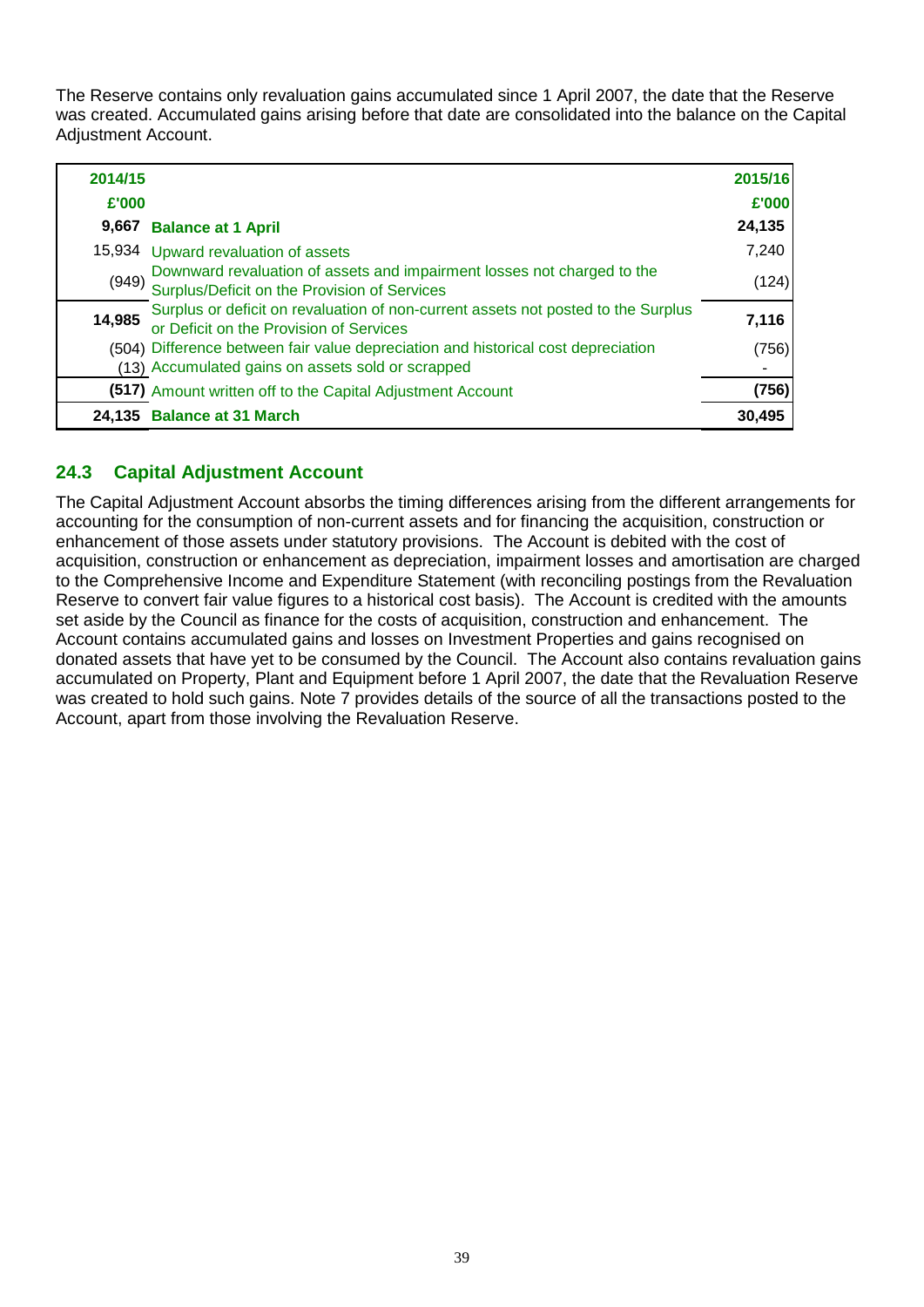The Reserve contains only revaluation gains accumulated since 1 April 2007, the date that the Reserve was created. Accumulated gains arising before that date are consolidated into the balance on the Capital Adjustment Account.

| 2014/15 | | 2015/16 |
|---|---|---|
| £'000 | | £'000 |
| **9,667** | **Balance at 1 April** | **24,135** |
| 15,934 | Upward revaluation of assets | 7,240 |
| (949) | Downward revaluation of assets and impairment losses not charged to the Surplus/Deficit on the Provision of Services | (124) |
| **14,985** | Surplus or deficit on revaluation of non-current assets not posted to the Surplus or Deficit on the Provision of Services | **7,116** |
| (504) | Difference between fair value depreciation and historical cost depreciation | (756) |
| (13) | Accumulated gains on assets sold or scrapped | - |
| **(517)** | Amount written off to the Capital Adjustment Account | **(756)** |
| **24,135** | **Balance at 31 March** | **30,495** |

## 24.3 Capital Adjustment Account

The Capital Adjustment Account absorbs the timing differences arising from the different arrangements for accounting for the consumption of non-current assets and for financing the acquisition, construction or enhancement of those assets under statutory provisions. The Account is debited with the cost of acquisition, construction or enhancement as depreciation, impairment losses and amortisation are charged to the Comprehensive Income and Expenditure Statement (with reconciling postings from the Revaluation Reserve to convert fair value figures to a historical cost basis). The Account is credited with the amounts set aside by the Council as finance for the costs of acquisition, construction and enhancement. The Account contains accumulated gains and losses on Investment Properties and gains recognised on donated assets that have yet to be consumed by the Council. The Account also contains revaluation gains accumulated on Property, Plant and Equipment before 1 April 2007, the date that the Revaluation Reserve was created to hold such gains. Note 7 provides details of the source of all the transactions posted to the Account, apart from those involving the Revaluation Reserve.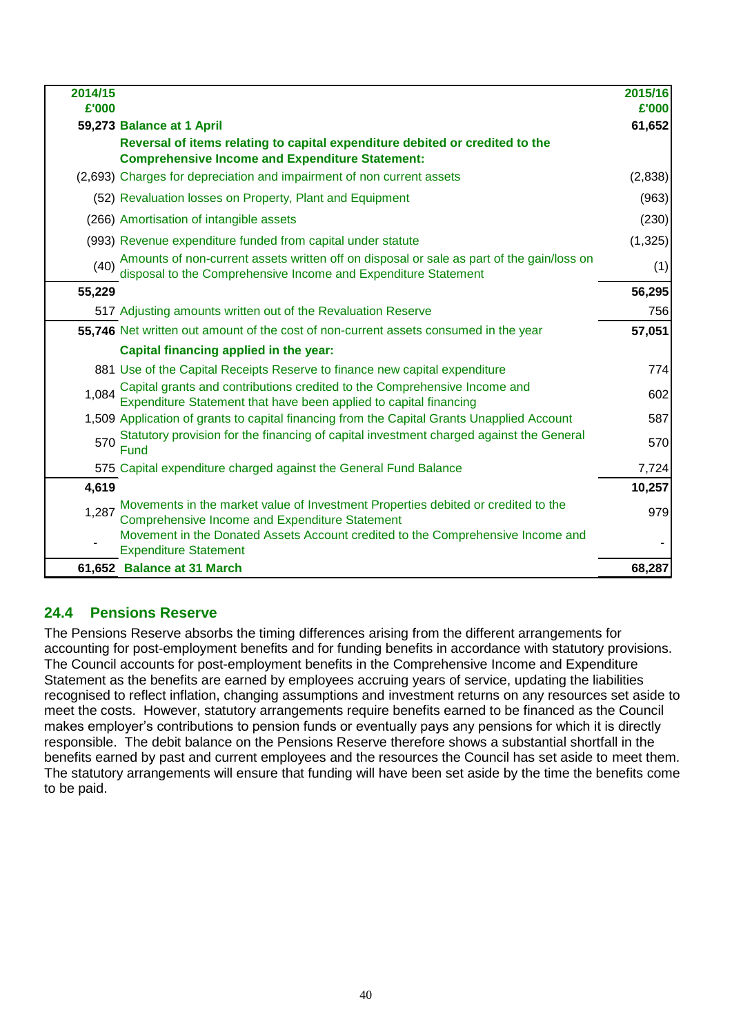| 2014/15<br>£'000 | | 2015/16<br>£'000 |
|---|---|---|
| **59,273** | **Balance at 1 April** | **61,652** |
| | **Reversal of items relating to capital expenditure debited or credited to the Comprehensive Income and Expenditure Statement:** | |
| (2,693) | Charges for depreciation and impairment of non current assets | (2,838) |
| (52) | Revaluation losses on Property, Plant and Equipment | (963) |
| (266) | Amortisation of intangible assets | (230) |
| (993) | Revenue expenditure funded from capital under statute | (1,325) |
| (40) | Amounts of non-current assets written off on disposal or sale as part of the gain/loss on disposal to the Comprehensive Income and Expenditure Statement | (1) |
| **55,229** | | **56,295** |
| 517 | Adjusting amounts written out of the Revaluation Reserve | 756 |
| **55,746** | Net written out amount of the cost of non-current assets consumed in the year | **57,051** |
| | **Capital financing applied in the year:** | |
| 881 | Use of the Capital Receipts Reserve to finance new capital expenditure | 774 |
| 1,084 | Capital grants and contributions credited to the Comprehensive Income and Expenditure Statement that have been applied to capital financing | 602 |
| 1,509 | Application of grants to capital financing from the Capital Grants Unapplied Account | 587 |
| 570 | Statutory provision for the financing of capital investment charged against the General Fund | 570 |
| 575 | Capital expenditure charged against the General Fund Balance | 7,724 |
| **4,619** | | **10,257** |
| 1,287 | Movements in the market value of Investment Properties debited or credited to the Comprehensive Income and Expenditure Statement | 979 |
| - | Movement in the Donated Assets Account credited to the Comprehensive Income and Expenditure Statement | - |
| **61,652** | **Balance at 31 March** | **68,287** |

## 24.4 Pensions Reserve

The Pensions Reserve absorbs the timing differences arising from the different arrangements for accounting for post-employment benefits and for funding benefits in accordance with statutory provisions. The Council accounts for post-employment benefits in the Comprehensive Income and Expenditure Statement as the benefits are earned by employees accruing years of service, updating the liabilities recognised to reflect inflation, changing assumptions and investment returns on any resources set aside to meet the costs. However, statutory arrangements require benefits earned to be financed as the Council makes employer's contributions to pension funds or eventually pays any pensions for which it is directly responsible. The debit balance on the Pensions Reserve therefore shows a substantial shortfall in the benefits earned by past and current employees and the resources the Council has set aside to meet them. The statutory arrangements will ensure that funding will have been set aside by the time the benefits come to be paid.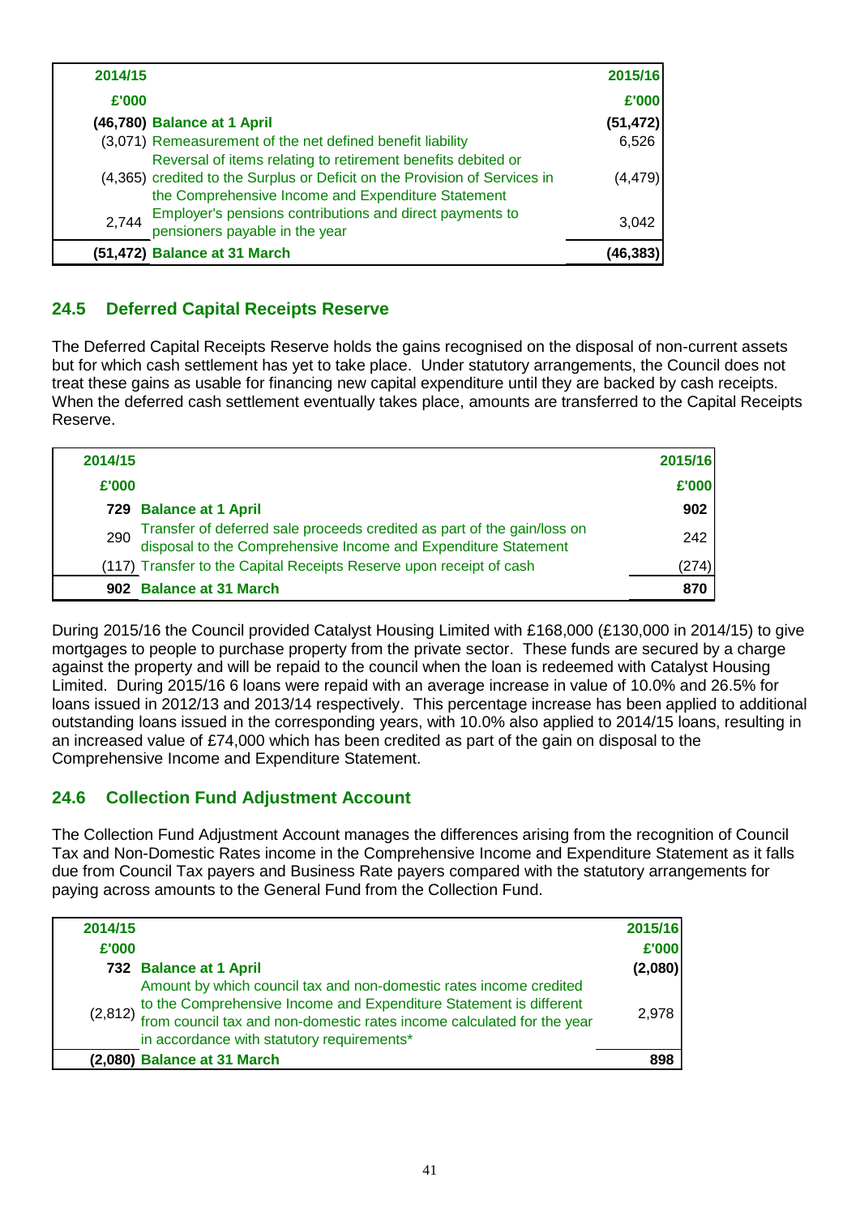| 2014/15 | | 2015/16 |
|---|---|---|
| **£'000** | | **£'000** |
| **(46,780)** | **Balance at 1 April** | **(51,472)** |
| (3,071) | Remeasurement of the net defined benefit liability | 6,526 |
| (4,365) | Reversal of items relating to retirement benefits debited or credited to the Surplus or Deficit on the Provision of Services in the Comprehensive Income and Expenditure Statement | (4,479) |
| 2,744 | Employer's pensions contributions and direct payments to pensioners payable in the year | 3,042 |
| **(51,472)** | **Balance at 31 March** | **(46,383)** |

## 24.5 Deferred Capital Receipts Reserve

The Deferred Capital Receipts Reserve holds the gains recognised on the disposal of non-current assets but for which cash settlement has yet to take place. Under statutory arrangements, the Council does not treat these gains as usable for financing new capital expenditure until they are backed by cash receipts. When the deferred cash settlement eventually takes place, amounts are transferred to the Capital Receipts Reserve.

| 2014/15 | | 2015/16 |
|---|---|---|
| **£'000** | | **£'000** |
| **729** | **Balance at 1 April** | **902** |
| 290 | Transfer of deferred sale proceeds credited as part of the gain/loss on disposal to the Comprehensive Income and Expenditure Statement | 242 |
| (117) | Transfer to the Capital Receipts Reserve upon receipt of cash | (274) |
| **902** | **Balance at 31 March** | **870** |

During 2015/16 the Council provided Catalyst Housing Limited with £168,000 (£130,000 in 2014/15) to give mortgages to people to purchase property from the private sector. These funds are secured by a charge against the property and will be repaid to the council when the loan is redeemed with Catalyst Housing Limited. During 2015/16 6 loans were repaid with an average increase in value of 10.0% and 26.5% for loans issued in 2012/13 and 2013/14 respectively. This percentage increase has been applied to additional outstanding loans issued in the corresponding years, with 10.0% also applied to 2014/15 loans, resulting in an increased value of £74,000 which has been credited as part of the gain on disposal to the Comprehensive Income and Expenditure Statement.

## 24.6 Collection Fund Adjustment Account

The Collection Fund Adjustment Account manages the differences arising from the recognition of Council Tax and Non-Domestic Rates income in the Comprehensive Income and Expenditure Statement as it falls due from Council Tax payers and Business Rate payers compared with the statutory arrangements for paying across amounts to the General Fund from the Collection Fund.

| 2014/15 | | 2015/16 |
|---|---|---|
| **£'000** | | **£'000** |
| **732** | **Balance at 1 April** | **(2,080)** |
| (2,812) | Amount by which council tax and non-domestic rates income credited to the Comprehensive Income and Expenditure Statement is different from council tax and non-domestic rates income calculated for the year in accordance with statutory requirements* | 2,978 |
| **(2,080)** | **Balance at 31 March** | **898** |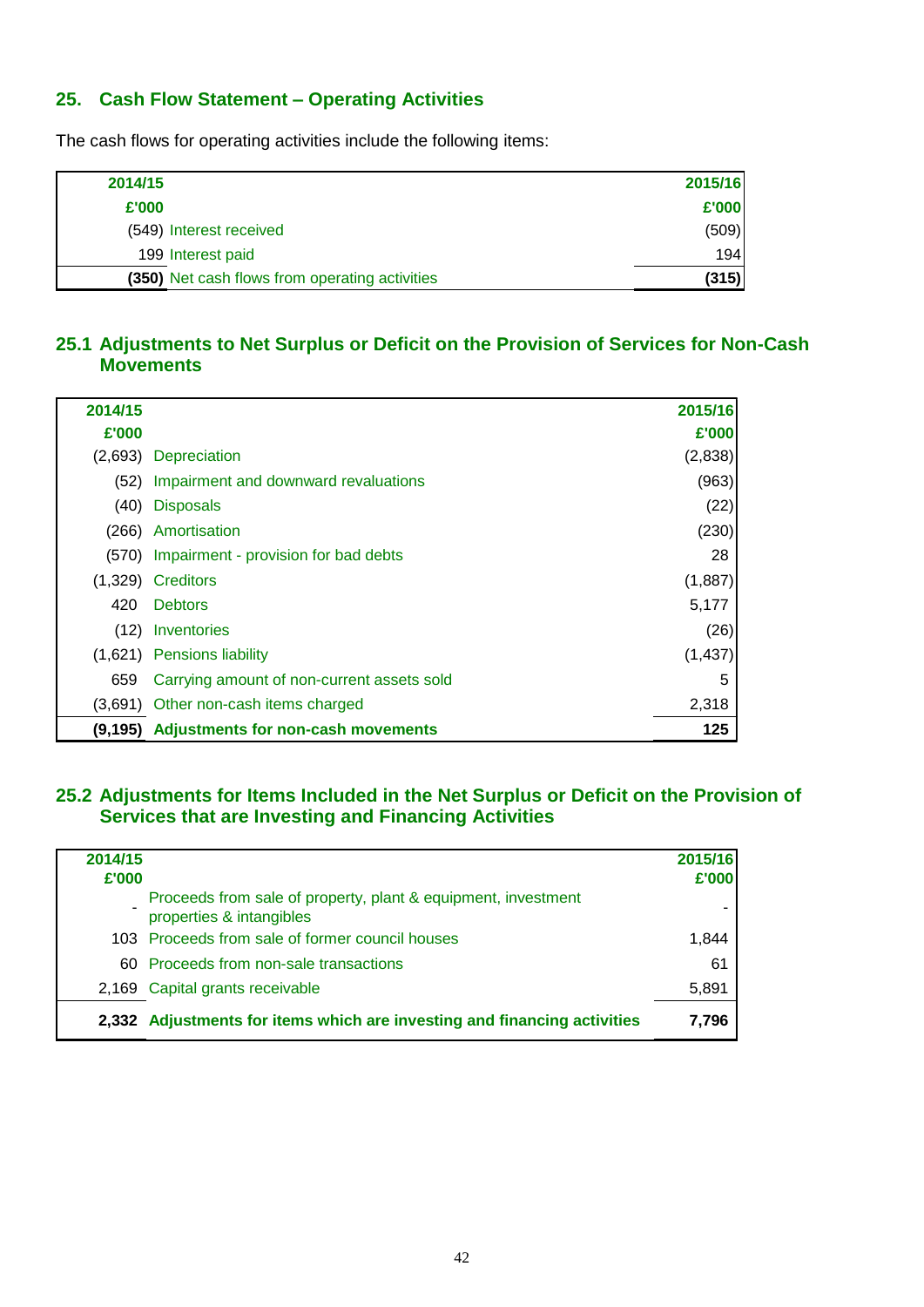## 25. Cash Flow Statement – Operating Activities

The cash flows for operating activities include the following items:

| 2014/15 £'000 | | 2015/16 £'000 |
|---|---|---|
| (549) | Interest received | (509) |
| 199 | Interest paid | 194 |
| **(350)** | Net cash flows from operating activities | **(315)** |

## 25.1 Adjustments to Net Surplus or Deficit on the Provision of Services for Non-Cash Movements

| 2014/15 £'000 | | 2015/16 £'000 |
|---|---|---|
| (2,693) | Depreciation | (2,838) |
| (52) | Impairment and downward revaluations | (963) |
| (40) | Disposals | (22) |
| (266) | Amortisation | (230) |
| (570) | Impairment - provision for bad debts | 28 |
| (1,329) | Creditors | (1,887) |
| 420 | Debtors | 5,177 |
| (12) | Inventories | (26) |
| (1,621) | Pensions liability | (1,437) |
| 659 | Carrying amount of non-current assets sold | 5 |
| (3,691) | Other non-cash items charged | 2,318 |
| **(9,195)** | **Adjustments for non-cash movements** | **125** |

## 25.2 Adjustments for Items Included in the Net Surplus or Deficit on the Provision of Services that are Investing and Financing Activities

| 2014/15 £'000 | | 2015/16 £'000 |
|---|---|---|
| - | Proceeds from sale of property, plant & equipment, investment properties & intangibles | - |
| 103 | Proceeds from sale of former council houses | 1,844 |
| 60 | Proceeds from non-sale transactions | 61 |
| 2,169 | Capital grants receivable | 5,891 |
| **2,332** | **Adjustments for items which are investing and financing activities** | **7,796** |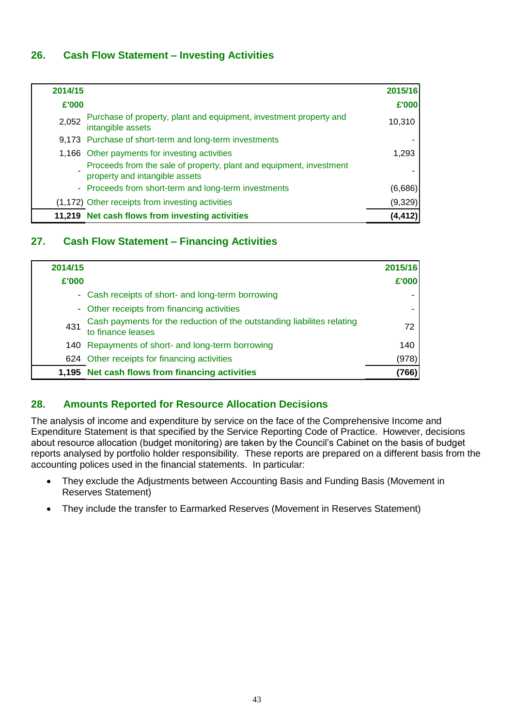## 26. Cash Flow Statement – Investing Activities

| 2014/15 £'000 | | 2015/16 £'000 |
|---|---|---|
| 2,052 | Purchase of property, plant and equipment, investment property and intangible assets | 10,310 |
| 9,173 | Purchase of short-term and long-term investments | - |
| 1,166 | Other payments for investing activities | 1,293 |
| - | Proceeds from the sale of property, plant and equipment, investment property and intangible assets | - |
| - | Proceeds from short-term and long-term investments | (6,686) |
| (1,172) | Other receipts from investing activities | (9,329) |
| **11,219** | **Net cash flows from investing activities** | **(4,412)** |

## 27. Cash Flow Statement – Financing Activities

| 2014/15 £'000 | | 2015/16 £'000 |
|---|---|---|
| - | Cash receipts of short- and long-term borrowing | - |
| - | Other receipts from financing activities | - |
| 431 | Cash payments for the reduction of the outstanding liabilites relating to finance leases | 72 |
| 140 | Repayments of short- and long-term borrowing | 140 |
| 624 | Other receipts for financing activities | (978) |
| **1,195** | **Net cash flows from financing activities** | **(766)** |

## 28. Amounts Reported for Resource Allocation Decisions

The analysis of income and expenditure by service on the face of the Comprehensive Income and Expenditure Statement is that specified by the Service Reporting Code of Practice. However, decisions about resource allocation (budget monitoring) are taken by the Council's Cabinet on the basis of budget reports analysed by portfolio holder responsibility. These reports are prepared on a different basis from the accounting polices used in the financial statements. In particular:

- They exclude the Adjustments between Accounting Basis and Funding Basis (Movement in Reserves Statement)
- They include the transfer to Earmarked Reserves (Movement in Reserves Statement)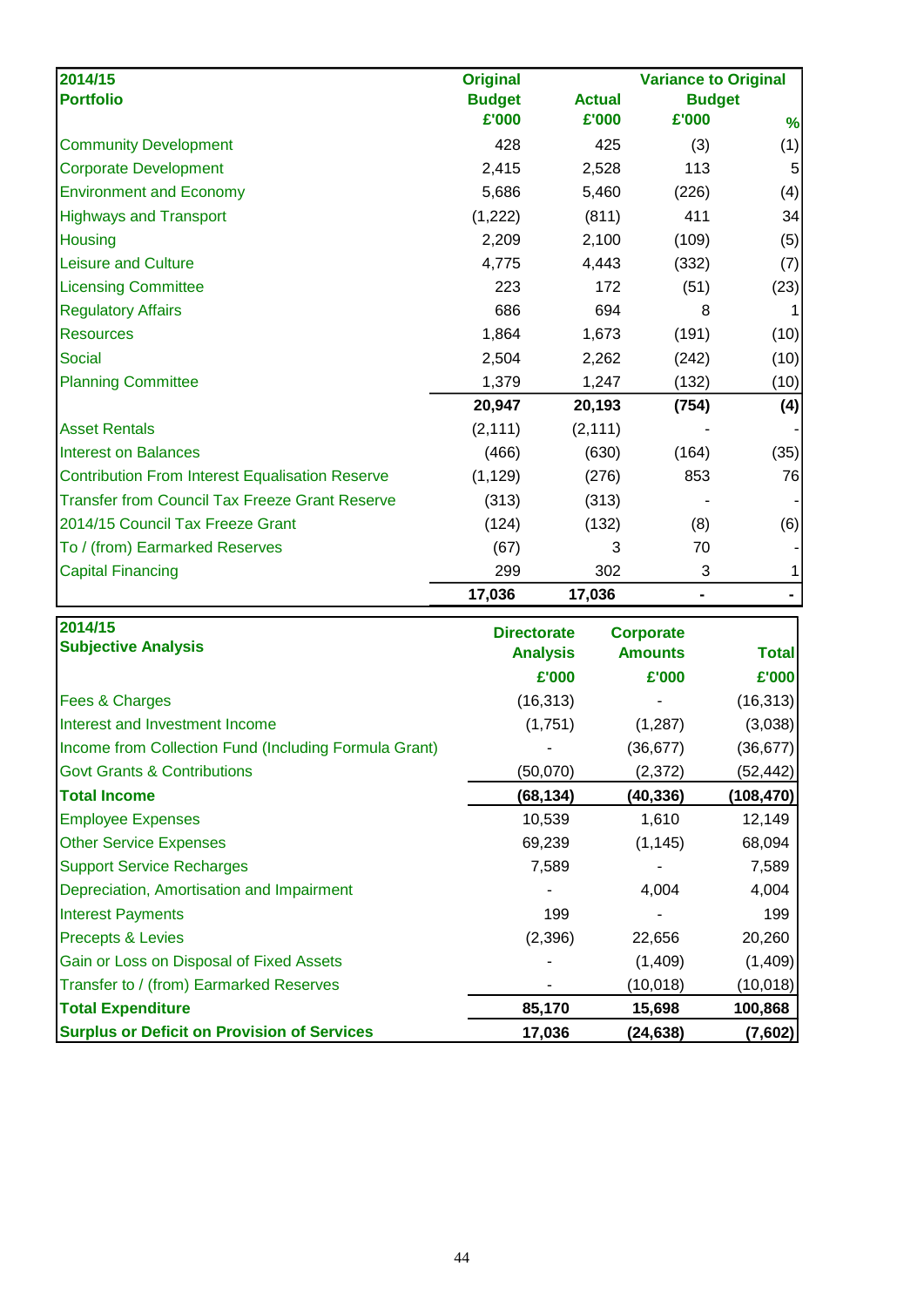| 2014/15 Portfolio | Original Budget £'000 | Actual £'000 | Variance to Original Budget £'000 | % |
|---|---|---|---|---|
| Community Development | 428 | 425 | (3) | (1) |
| Corporate Development | 2,415 | 2,528 | 113 | 5 |
| Environment and Economy | 5,686 | 5,460 | (226) | (4) |
| Highways and Transport | (1,222) | (811) | 411 | 34 |
| Housing | 2,209 | 2,100 | (109) | (5) |
| Leisure and Culture | 4,775 | 4,443 | (332) | (7) |
| Licensing Committee | 223 | 172 | (51) | (23) |
| Regulatory Affairs | 686 | 694 | 8 | 1 |
| Resources | 1,864 | 1,673 | (191) | (10) |
| Social | 2,504 | 2,262 | (242) | (10) |
| Planning Committee | 1,379 | 1,247 | (132) | (10) |
| | **20,947** | **20,193** | **(754)** | **(4)** |
| Asset Rentals | (2,111) | (2,111) | - | - |
| Interest on Balances | (466) | (630) | (164) | (35) |
| Contribution From Interest Equalisation Reserve | (1,129) | (276) | 853 | 76 |
| Transfer from Council Tax Freeze Grant Reserve | (313) | (313) | - | - |
| 2014/15 Council Tax Freeze Grant | (124) | (132) | (8) | (6) |
| To / (from) Earmarked Reserves | (67) | 3 | 70 | - |
| Capital Financing | 299 | 302 | 3 | 1 |
| | **17,036** | **17,036** | **-** | **-** |

| 2014/15 Subjective Analysis | Directorate Analysis £'000 | Corporate Amounts £'000 | Total £'000 |
|---|---|---|---|
| Fees & Charges | (16,313) | - | (16,313) |
| Interest and Investment Income | (1,751) | (1,287) | (3,038) |
| Income from Collection Fund (Including Formula Grant) | - | (36,677) | (36,677) |
| Govt Grants & Contributions | (50,070) | (2,372) | (52,442) |
| **Total Income** | **(68,134)** | **(40,336)** | **(108,470)** |
| Employee Expenses | 10,539 | 1,610 | 12,149 |
| Other Service Expenses | 69,239 | (1,145) | 68,094 |
| Support Service Recharges | 7,589 | - | 7,589 |
| Depreciation, Amortisation and Impairment | - | 4,004 | 4,004 |
| Interest Payments | 199 | - | 199 |
| Precepts & Levies | (2,396) | 22,656 | 20,260 |
| Gain or Loss on Disposal of Fixed Assets | - | (1,409) | (1,409) |
| Transfer to / (from) Earmarked Reserves | - | (10,018) | (10,018) |
| **Total Expenditure** | **85,170** | **15,698** | **100,868** |
| **Surplus or Deficit on Provision of Services** | **17,036** | **(24,638)** | **(7,602)** |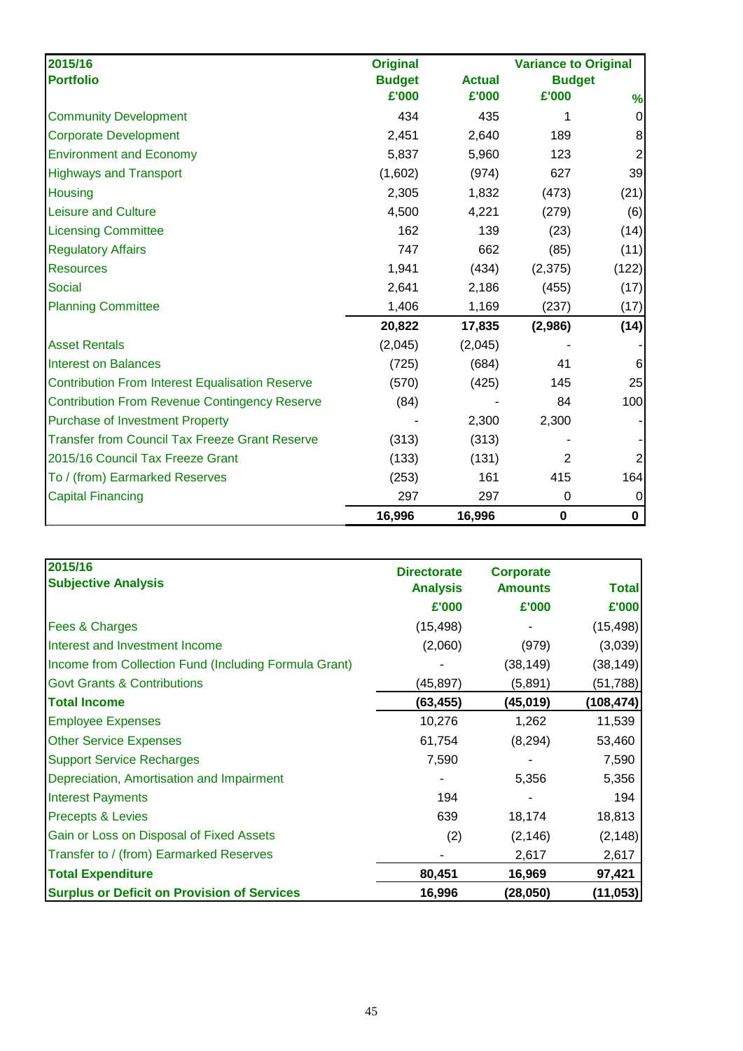| 2015/16<br>Portfolio | Original<br>Budget<br>£'000 | Actual<br>£'000 | Variance to Original<br>Budget<br>£'000 | <br><br>% |
|---|---|---|---|---|
| Community Development | 434 | 435 | 1 | 0 |
| Corporate Development | 2,451 | 2,640 | 189 | 8 |
| Environment and Economy | 5,837 | 5,960 | 123 | 2 |
| Highways and Transport | (1,602) | (974) | 627 | 39 |
| Housing | 2,305 | 1,832 | (473) | (21) |
| Leisure and Culture | 4,500 | 4,221 | (279) | (6) |
| Licensing Committee | 162 | 139 | (23) | (14) |
| Regulatory Affairs | 747 | 662 | (85) | (11) |
| Resources | 1,941 | (434) | (2,375) | (122) |
| Social | 2,641 | 2,186 | (455) | (17) |
| Planning Committee | 1,406 | 1,169 | (237) | (17) |
| | **20,822** | **17,835** | **(2,986)** | **(14)** |
| Asset Rentals | (2,045) | (2,045) | - | - |
| Interest on Balances | (725) | (684) | 41 | 6 |
| Contribution From Interest Equalisation Reserve | (570) | (425) | 145 | 25 |
| Contribution From Revenue Contingency Reserve | (84) | - | 84 | 100 |
| Purchase of Investment Property | - | 2,300 | 2,300 | - |
| Transfer from Council Tax Freeze Grant Reserve | (313) | (313) | - | - |
| 2015/16 Council Tax Freeze Grant | (133) | (131) | 2 | 2 |
| To / (from) Earmarked Reserves | (253) | 161 | 415 | 164 |
| Capital Financing | 297 | 297 | 0 | 0 |
| | **16,996** | **16,996** | **0** | **0** |

| 2015/16<br>Subjective Analysis | Directorate<br>Analysis<br>£'000 | Corporate<br>Amounts<br>£'000 | <br>Total<br>£'000 |
|---|---|---|---|
| Fees & Charges | (15,498) | - | (15,498) |
| Interest and Investment Income | (2,060) | (979) | (3,039) |
| Income from Collection Fund (Including Formula Grant) | - | (38,149) | (38,149) |
| Govt Grants & Contributions | (45,897) | (5,891) | (51,788) |
| **Total Income** | **(63,455)** | **(45,019)** | **(108,474)** |
| Employee Expenses | 10,276 | 1,262 | 11,539 |
| Other Service Expenses | 61,754 | (8,294) | 53,460 |
| Support Service Recharges | 7,590 | - | 7,590 |
| Depreciation, Amortisation and Impairment | - | 5,356 | 5,356 |
| Interest Payments | 194 | - | 194 |
| Precepts & Levies | 639 | 18,174 | 18,813 |
| Gain or Loss on Disposal of Fixed Assets | (2) | (2,146) | (2,148) |
| Transfer to / (from) Earmarked Reserves | - | 2,617 | 2,617 |
| **Total Expenditure** | **80,451** | **16,969** | **97,421** |
| **Surplus or Deficit on Provision of Services** | **16,996** | **(28,050)** | **(11,053)** |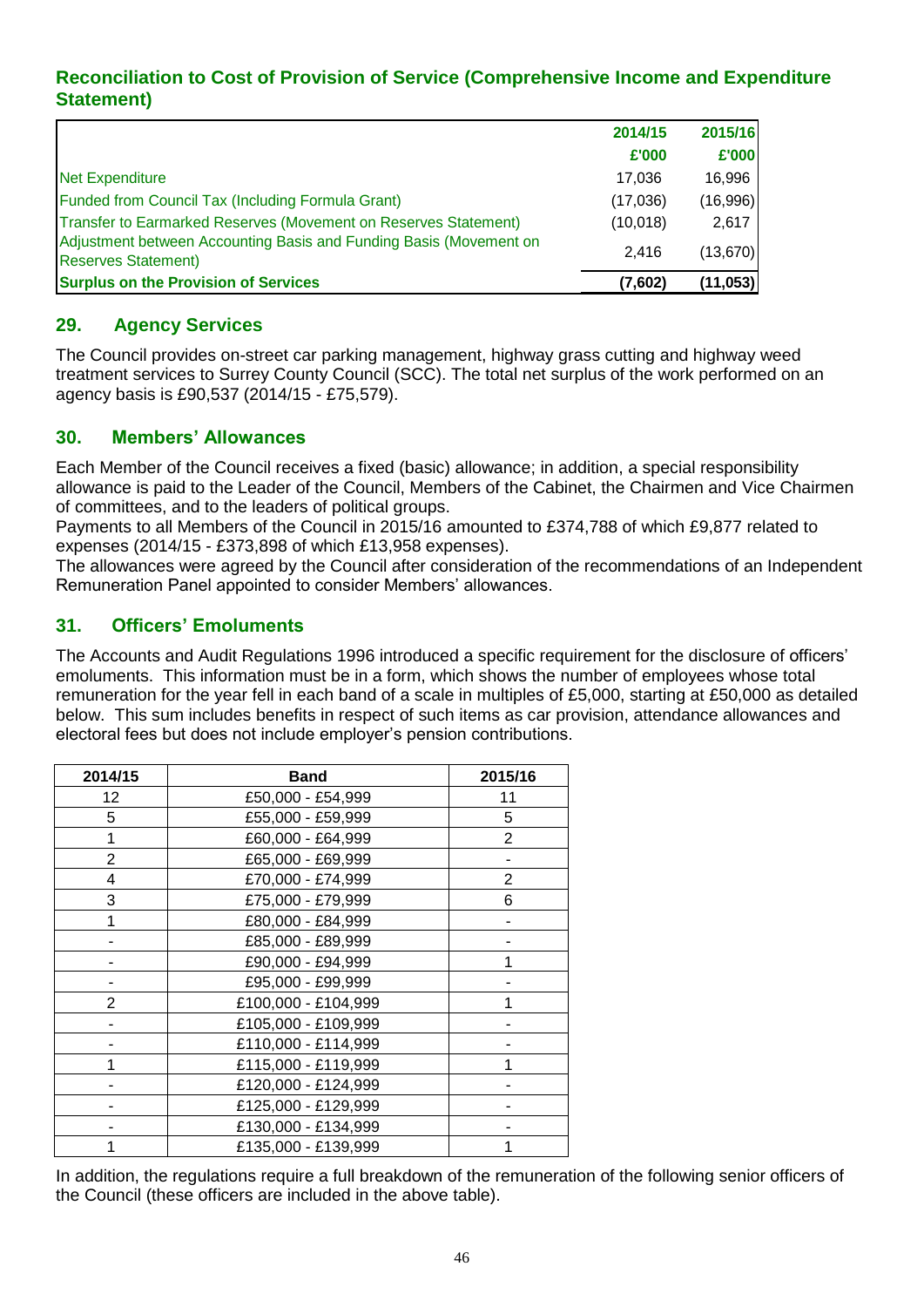### Reconciliation to Cost of Provision of Service (Comprehensive Income and Expenditure Statement)

| | 2014/15 | 2015/16 |
|---|---|---|
| | £'000 | £'000 |
| Net Expenditure | 17,036 | 16,996 |
| Funded from Council Tax (Including Formula Grant) | (17,036) | (16,996) |
| Transfer to Earmarked Reserves (Movement on Reserves Statement) | (10,018) | 2,617 |
| Adjustment between Accounting Basis and Funding Basis (Movement on Reserves Statement) | 2,416 | (13,670) |
| **Surplus on the Provision of Services** | **(7,602)** | **(11,053)** |

## 29. Agency Services

The Council provides on-street car parking management, highway grass cutting and highway weed treatment services to Surrey County Council (SCC). The total net surplus of the work performed on an agency basis is £90,537 (2014/15 - £75,579).

## 30. Members' Allowances

Each Member of the Council receives a fixed (basic) allowance; in addition, a special responsibility allowance is paid to the Leader of the Council, Members of the Cabinet, the Chairmen and Vice Chairmen of committees, and to the leaders of political groups.

Payments to all Members of the Council in 2015/16 amounted to £374,788 of which £9,877 related to expenses (2014/15 - £373,898 of which £13,958 expenses).

The allowances were agreed by the Council after consideration of the recommendations of an Independent Remuneration Panel appointed to consider Members' allowances.

## 31. Officers' Emoluments

The Accounts and Audit Regulations 1996 introduced a specific requirement for the disclosure of officers' emoluments. This information must be in a form, which shows the number of employees whose total remuneration for the year fell in each band of a scale in multiples of £5,000, starting at £50,000 as detailed below. This sum includes benefits in respect of such items as car provision, attendance allowances and electoral fees but does not include employer's pension contributions.

| 2014/15 | Band | 2015/16 |
|---|---|---|
| 12 | £50,000 - £54,999 | 11 |
| 5 | £55,000 - £59,999 | 5 |
| 1 | £60,000 - £64,999 | 2 |
| 2 | £65,000 - £69,999 | - |
| 4 | £70,000 - £74,999 | 2 |
| 3 | £75,000 - £79,999 | 6 |
| 1 | £80,000 - £84,999 | - |
| - | £85,000 - £89,999 | - |
| - | £90,000 - £94,999 | 1 |
| - | £95,000 - £99,999 | - |
| 2 | £100,000 - £104,999 | 1 |
| - | £105,000 - £109,999 | - |
| - | £110,000 - £114,999 | - |
| 1 | £115,000 - £119,999 | 1 |
| - | £120,000 - £124,999 | - |
| - | £125,000 - £129,999 | - |
| - | £130,000 - £134,999 | - |
| 1 | £135,000 - £139,999 | 1 |

In addition, the regulations require a full breakdown of the remuneration of the following senior officers of the Council (these officers are included in the above table).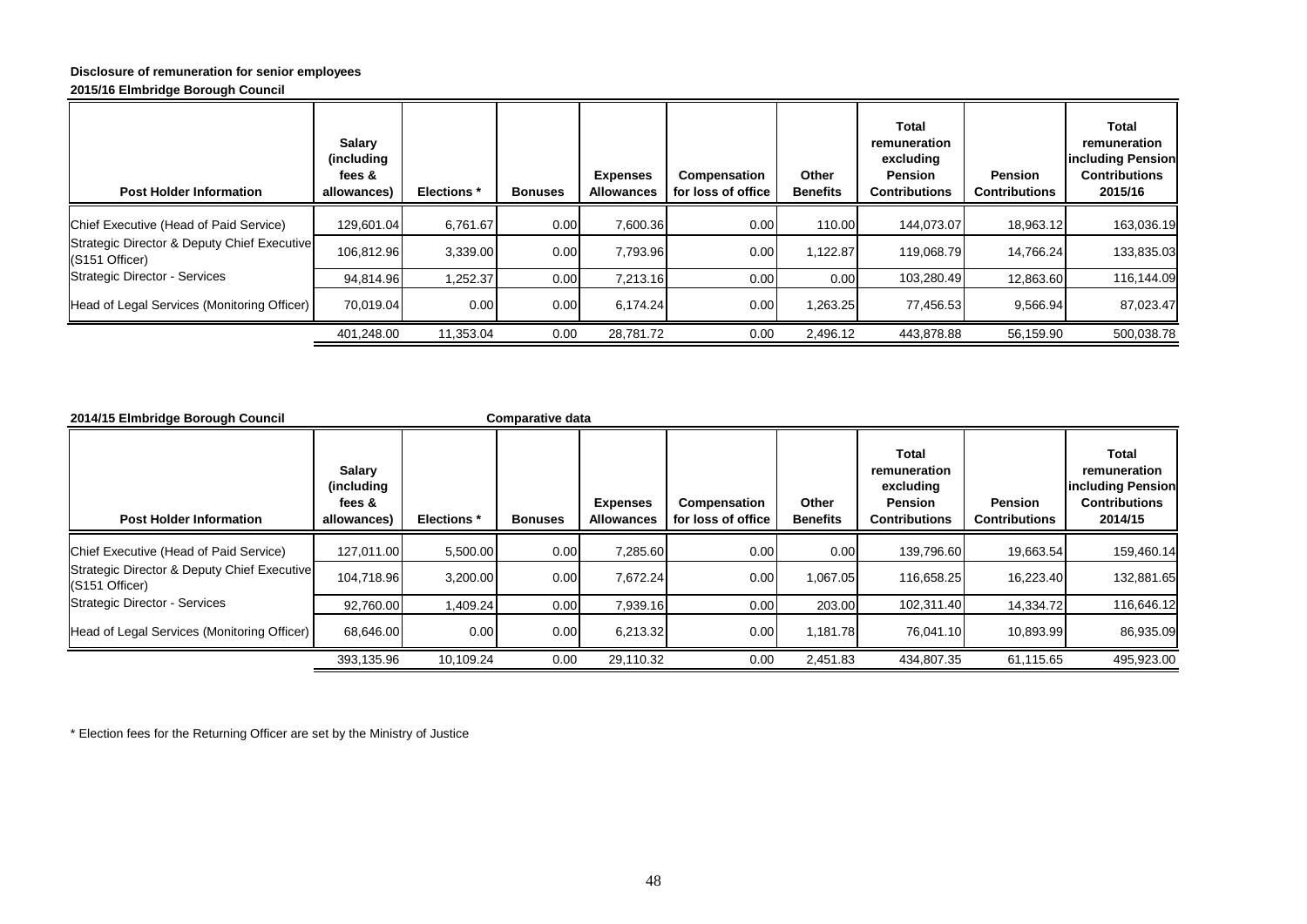**Disclosure of remuneration for senior employees**

**2015/16 Elmbridge Borough Council**

| Post Holder Information | Salary (including fees & allowances) | Elections * | Bonuses | Expenses Allowances | Compensation for loss of office | Other Benefits | Total remuneration excluding Pension Contributions | Pension Contributions | Total remuneration including Pension Contributions 2015/16 |
|---|---|---|---|---|---|---|---|---|---|
| Chief Executive (Head of Paid Service) | 129,601.04 | 6,761.67 | 0.00 | 7,600.36 | 0.00 | 110.00 | 144,073.07 | 18,963.12 | 163,036.19 |
| Strategic Director & Deputy Chief Executive (S151 Officer) | 106,812.96 | 3,339.00 | 0.00 | 7,793.96 | 0.00 | 1,122.87 | 119,068.79 | 14,766.24 | 133,835.03 |
| Strategic Director - Services | 94,814.96 | 1,252.37 | 0.00 | 7,213.16 | 0.00 | 0.00 | 103,280.49 | 12,863.60 | 116,144.09 |
| Head of Legal Services (Monitoring Officer) | 70,019.04 | 0.00 | 0.00 | 6,174.24 | 0.00 | 1,263.25 | 77,456.53 | 9,566.94 | 87,023.47 |
| | 401,248.00 | 11,353.04 | 0.00 | 28,781.72 | 0.00 | 2,496.12 | 443,878.88 | 56,159.90 | 500,038.78 |

**2014/15 Elmbridge Borough Council** **Comparative data**

| Post Holder Information | Salary (including fees & allowances) | Elections * | Bonuses | Expenses Allowances | Compensation for loss of office | Other Benefits | Total remuneration excluding Pension Contributions | Pension Contributions | Total remuneration including Pension Contributions 2014/15 |
|---|---|---|---|---|---|---|---|---|---|
| Chief Executive (Head of Paid Service) | 127,011.00 | 5,500.00 | 0.00 | 7,285.60 | 0.00 | 0.00 | 139,796.60 | 19,663.54 | 159,460.14 |
| Strategic Director & Deputy Chief Executive (S151 Officer) | 104,718.96 | 3,200.00 | 0.00 | 7,672.24 | 0.00 | 1,067.05 | 116,658.25 | 16,223.40 | 132,881.65 |
| Strategic Director - Services | 92,760.00 | 1,409.24 | 0.00 | 7,939.16 | 0.00 | 203.00 | 102,311.40 | 14,334.72 | 116,646.12 |
| Head of Legal Services (Monitoring Officer) | 68,646.00 | 0.00 | 0.00 | 6,213.32 | 0.00 | 1,181.78 | 76,041.10 | 10,893.99 | 86,935.09 |
| | 393,135.96 | 10,109.24 | 0.00 | 29,110.32 | 0.00 | 2,451.83 | 434,807.35 | 61,115.65 | 495,923.00 |

* Election fees for the Returning Officer are set by the Ministry of Justice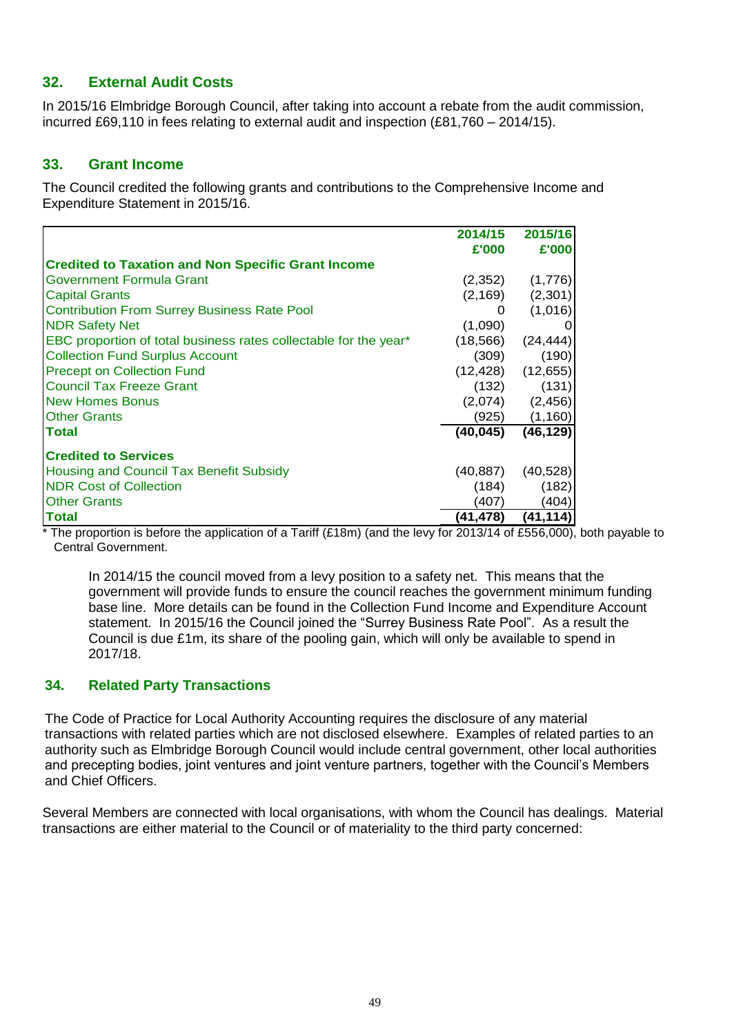## 32. External Audit Costs

In 2015/16 Elmbridge Borough Council, after taking into account a rebate from the audit commission, incurred £69,110 in fees relating to external audit and inspection (£81,760 – 2014/15).

## 33. Grant Income

The Council credited the following grants and contributions to the Comprehensive Income and Expenditure Statement in 2015/16.

| | 2014/15 £'000 | 2015/16 £'000 |
|---|---|---|
| **Credited to Taxation and Non Specific Grant Income** | | |
| Government Formula Grant | (2,352) | (1,776) |
| Capital Grants | (2,169) | (2,301) |
| Contribution From Surrey Business Rate Pool | 0 | (1,016) |
| NDR Safety Net | (1,090) | 0 |
| EBC proportion of total business rates collectable for the year* | (18,566) | (24,444) |
| Collection Fund Surplus Account | (309) | (190) |
| Precept on Collection Fund | (12,428) | (12,655) |
| Council Tax Freeze Grant | (132) | (131) |
| New Homes Bonus | (2,074) | (2,456) |
| Other Grants | (925) | (1,160) |
| **Total** | **(40,045)** | **(46,129)** |
| **Credited to Services** | | |
| Housing and Council Tax Benefit Subsidy | (40,887) | (40,528) |
| NDR Cost of Collection | (184) | (182) |
| Other Grants | (407) | (404) |
| **Total** | **(41,478)** | **(41,114)** |

* The proportion is before the application of a Tariff (£18m) (and the levy for 2013/14 of £556,000), both payable to Central Government.

In 2014/15 the council moved from a levy position to a safety net. This means that the government will provide funds to ensure the council reaches the government minimum funding base line. More details can be found in the Collection Fund Income and Expenditure Account statement. In 2015/16 the Council joined the "Surrey Business Rate Pool". As a result the Council is due £1m, its share of the pooling gain, which will only be available to spend in 2017/18.

## 34. Related Party Transactions

The Code of Practice for Local Authority Accounting requires the disclosure of any material transactions with related parties which are not disclosed elsewhere. Examples of related parties to an authority such as Elmbridge Borough Council would include central government, other local authorities and precepting bodies, joint ventures and joint venture partners, together with the Council's Members and Chief Officers.

Several Members are connected with local organisations, with whom the Council has dealings. Material transactions are either material to the Council or of materiality to the third party concerned: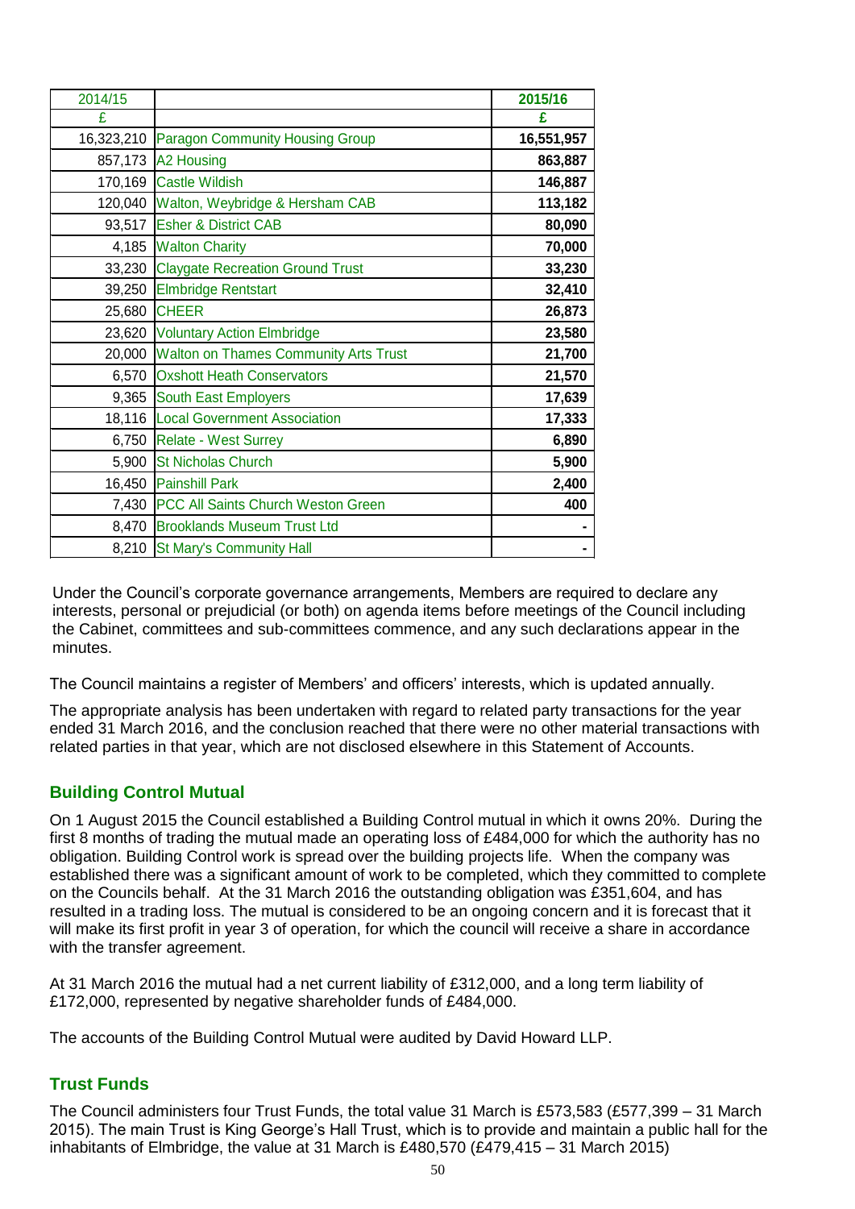| 2014/15 | | 2015/16 |
|---|---|---|
| £ | | **£** |
| 16,323,210 | Paragon Community Housing Group | **16,551,957** |
| 857,173 | A2 Housing | **863,887** |
| 170,169 | Castle Wildish | **146,887** |
| 120,040 | Walton, Weybridge & Hersham CAB | **113,182** |
| 93,517 | Esher & District CAB | **80,090** |
| 4,185 | Walton Charity | **70,000** |
| 33,230 | Claygate Recreation Ground Trust | **33,230** |
| 39,250 | Elmbridge Rentstart | **32,410** |
| 25,680 | CHEER | **26,873** |
| 23,620 | Voluntary Action Elmbridge | **23,580** |
| 20,000 | Walton on Thames Community Arts Trust | **21,700** |
| 6,570 | Oxshott Heath Conservators | **21,570** |
| 9,365 | South East Employers | **17,639** |
| 18,116 | Local Government Association | **17,333** |
| 6,750 | Relate - West Surrey | **6,890** |
| 5,900 | St Nicholas Church | **5,900** |
| 16,450 | Painshill Park | **2,400** |
| 7,430 | PCC All Saints Church Weston Green | **400** |
| 8,470 | Brooklands Museum Trust Ltd | **-** |
| 8,210 | St Mary's Community Hall | **-** |

Under the Council's corporate governance arrangements, Members are required to declare any interests, personal or prejudicial (or both) on agenda items before meetings of the Council including the Cabinet, committees and sub-committees commence, and any such declarations appear in the minutes.

The Council maintains a register of Members' and officers' interests, which is updated annually.

The appropriate analysis has been undertaken with regard to related party transactions for the year ended 31 March 2016, and the conclusion reached that there were no other material transactions with related parties in that year, which are not disclosed elsewhere in this Statement of Accounts.

## Building Control Mutual

On 1 August 2015 the Council established a Building Control mutual in which it owns 20%. During the first 8 months of trading the mutual made an operating loss of £484,000 for which the authority has no obligation. Building Control work is spread over the building projects life. When the company was established there was a significant amount of work to be completed, which they committed to complete on the Councils behalf. At the 31 March 2016 the outstanding obligation was £351,604, and has resulted in a trading loss. The mutual is considered to be an ongoing concern and it is forecast that it will make its first profit in year 3 of operation, for which the council will receive a share in accordance with the transfer agreement.

At 31 March 2016 the mutual had a net current liability of £312,000, and a long term liability of £172,000, represented by negative shareholder funds of £484,000.

The accounts of the Building Control Mutual were audited by David Howard LLP.

## Trust Funds

The Council administers four Trust Funds, the total value 31 March is £573,583 (£577,399 – 31 March 2015). The main Trust is King George's Hall Trust, which is to provide and maintain a public hall for the inhabitants of Elmbridge, the value at 31 March is £480,570 (£479,415 – 31 March 2015)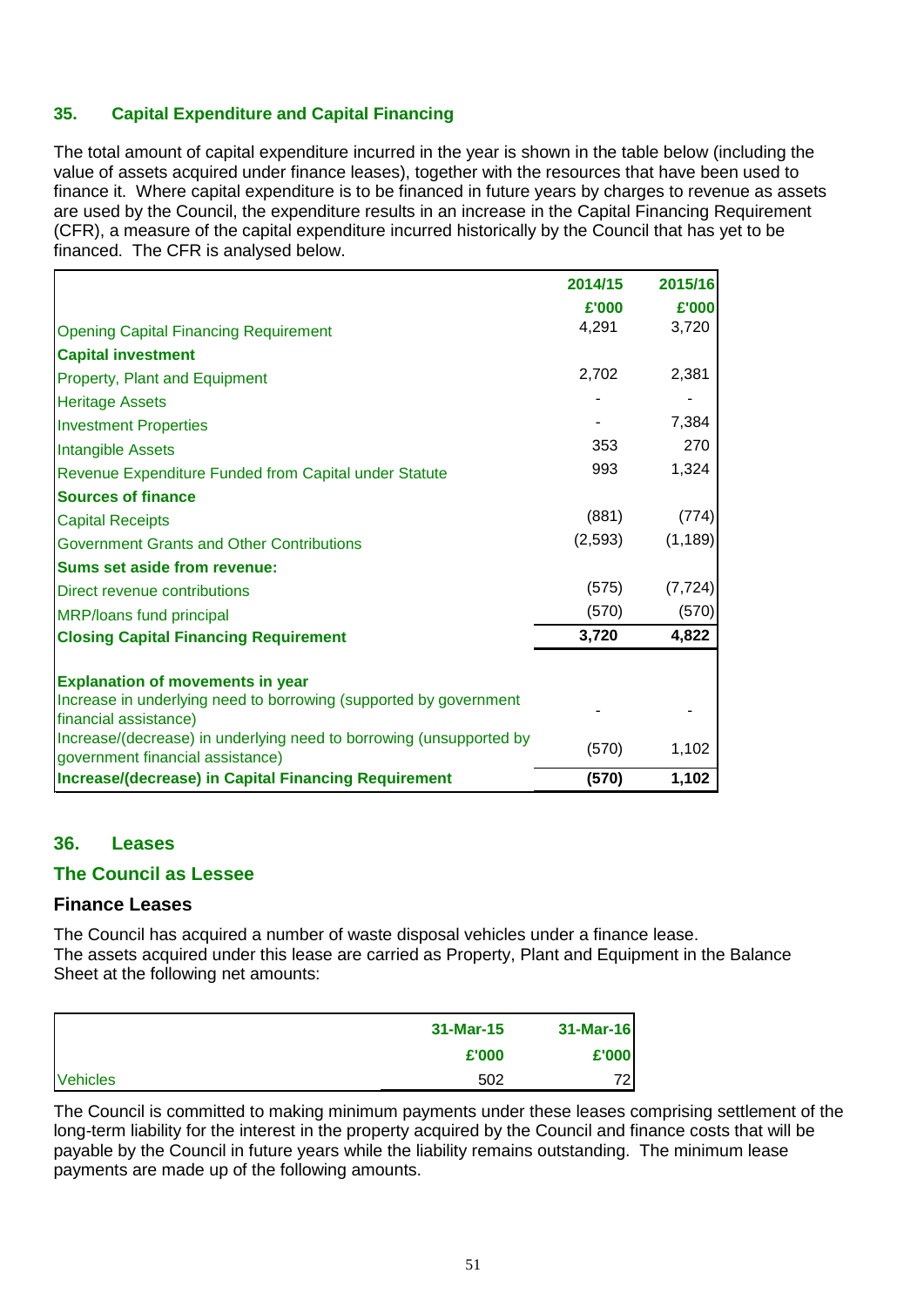## 35. Capital Expenditure and Capital Financing

The total amount of capital expenditure incurred in the year is shown in the table below (including the value of assets acquired under finance leases), together with the resources that have been used to finance it. Where capital expenditure is to be financed in future years by charges to revenue as assets are used by the Council, the expenditure results in an increase in the Capital Financing Requirement (CFR), a measure of the capital expenditure incurred historically by the Council that has yet to be financed. The CFR is analysed below.

| | 2014/15 | 2015/16 |
|---|---|---|
| | £'000 | £'000 |
| Opening Capital Financing Requirement | 4,291 | 3,720 |
| **Capital investment** | | |
| Property, Plant and Equipment | 2,702 | 2,381 |
| Heritage Assets | - | - |
| Investment Properties | - | 7,384 |
| Intangible Assets | 353 | 270 |
| Revenue Expenditure Funded from Capital under Statute | 993 | 1,324 |
| **Sources of finance** | | |
| Capital Receipts | (881) | (774) |
| Government Grants and Other Contributions | (2,593) | (1,189) |
| **Sums set aside from revenue:** | | |
| Direct revenue contributions | (575) | (7,724) |
| MRP/loans fund principal | (570) | (570) |
| **Closing Capital Financing Requirement** | **3,720** | **4,822** |
| | | |
| **Explanation of movements in year** | | |
| Increase in underlying need to borrowing (supported by government financial assistance) | - | - |
| Increase/(decrease) in underlying need to borrowing (unsupported by government financial assistance) | (570) | 1,102 |
| **Increase/(decrease) in Capital Financing Requirement** | **(570)** | **1,102** |

## 36. Leases

### The Council as Lessee

### Finance Leases

The Council has acquired a number of waste disposal vehicles under a finance lease.
The assets acquired under this lease are carried as Property, Plant and Equipment in the Balance Sheet at the following net amounts:

| | 31-Mar-15 | 31-Mar-16 |
|---|---|---|
| | £'000 | £'000 |
| Vehicles | 502 | 72 |

The Council is committed to making minimum payments under these leases comprising settlement of the long-term liability for the interest in the property acquired by the Council and finance costs that will be payable by the Council in future years while the liability remains outstanding. The minimum lease payments are made up of the following amounts.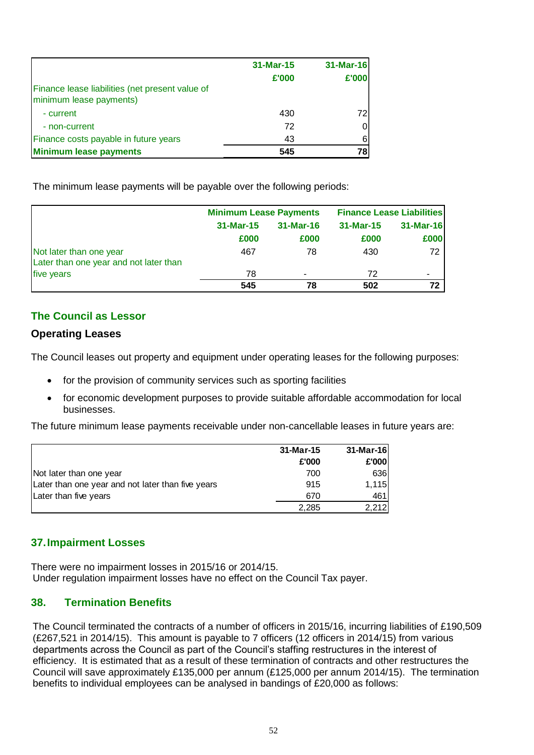| | 31-Mar-15 | 31-Mar-16 |
|---|---|---|
| | £'000 | £'000 |
| Finance lease liabilities (net present value of minimum lease payments) | | |
| - current | 430 | 72 |
| - non-current | 72 | 0 |
| Finance costs payable in future years | 43 | 6 |
| **Minimum lease payments** | **545** | **78** |

The minimum lease payments will be payable over the following periods:

| | Minimum Lease Payments | | Finance Lease Liabilities | |
|---|---|---|---|---|
| | 31-Mar-15 | 31-Mar-16 | 31-Mar-15 | 31-Mar-16 |
| | £000 | £000 | £000 | £000 |
| Not later than one year | 467 | 78 | 430 | 72 |
| Later than one year and not later than five years | 78 | - | 72 | - |
| | **545** | **78** | **502** | **72** |

## The Council as Lessor

### Operating Leases

The Council leases out property and equipment under operating leases for the following purposes:

- for the provision of community services such as sporting facilities
- for economic development purposes to provide suitable affordable accommodation for local businesses.

The future minimum lease payments receivable under non-cancellable leases in future years are:

| | 31-Mar-15 | 31-Mar-16 |
|---|---|---|
| | £'000 | £'000 |
| Not later than one year | 700 | 636 |
| Later than one year and not later than five years | 915 | 1,115 |
| Later than five years | 670 | 461 |
| | 2,285 | 2,212 |

## 37. Impairment Losses

There were no impairment losses in 2015/16 or 2014/15.
Under regulation impairment losses have no effect on the Council Tax payer.

## 38. Termination Benefits

The Council terminated the contracts of a number of officers in 2015/16, incurring liabilities of £190,509 (£267,521 in 2014/15). This amount is payable to 7 officers (12 officers in 2014/15) from various departments across the Council as part of the Council's staffing restructures in the interest of efficiency. It is estimated that as a result of these termination of contracts and other restructures the Council will save approximately £135,000 per annum (£125,000 per annum 2014/15). The termination benefits to individual employees can be analysed in bandings of £20,000 as follows: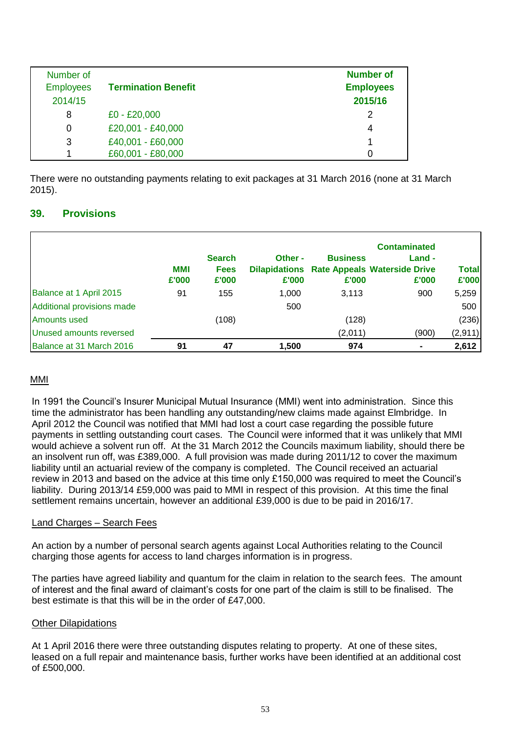| Number of Employees 2014/15 | Termination Benefit | Number of Employees 2015/16 |
|---|---|---|
| 8 | £0 - £20,000 | 2 |
| 0 | £20,001 - £40,000 | 4 |
| 3 | £40,001 - £60,000 | 1 |
| 1 | £60,001 - £80,000 | 0 |

There were no outstanding payments relating to exit packages at 31 March 2016 (none at 31 March 2015).

## 39. Provisions

| | MMI £'000 | Search Fees £'000 | Other - Dilapidations £'000 | Business Rate Appeals £'000 | Contaminated Land - Waterside Drive £'000 | Total £'000 |
|---|---|---|---|---|---|---|
| Balance at 1 April 2015 | 91 | 155 | 1,000 | 3,113 | 900 | 5,259 |
| Additional provisions made | | | 500 | | | 500 |
| Amounts used | | (108) | | (128) | | (236) |
| Unused amounts reversed | | | | (2,011) | (900) | (2,911) |
| **Balance at 31 March 2016** | **91** | **47** | **1,500** | **974** | **-** | **2,612** |

MMI

In 1991 the Council's Insurer Municipal Mutual Insurance (MMI) went into administration. Since this time the administrator has been handling any outstanding/new claims made against Elmbridge. In April 2012 the Council was notified that MMI had lost a court case regarding the possible future payments in settling outstanding court cases. The Council were informed that it was unlikely that MMI would achieve a solvent run off. At the 31 March 2012 the Councils maximum liability, should there be an insolvent run off, was £389,000. A full provision was made during 2011/12 to cover the maximum liability until an actuarial review of the company is completed. The Council received an actuarial review in 2013 and based on the advice at this time only £150,000 was required to meet the Council's liability. During 2013/14 £59,000 was paid to MMI in respect of this provision. At this time the final settlement remains uncertain, however an additional £39,000 is due to be paid in 2016/17.

Land Charges – Search Fees

An action by a number of personal search agents against Local Authorities relating to the Council charging those agents for access to land charges information is in progress.

The parties have agreed liability and quantum for the claim in relation to the search fees. The amount of interest and the final award of claimant's costs for one part of the claim is still to be finalised. The best estimate is that this will be in the order of £47,000.

Other Dilapidations

At 1 April 2016 there were three outstanding disputes relating to property. At one of these sites, leased on a full repair and maintenance basis, further works have been identified at an additional cost of £500,000.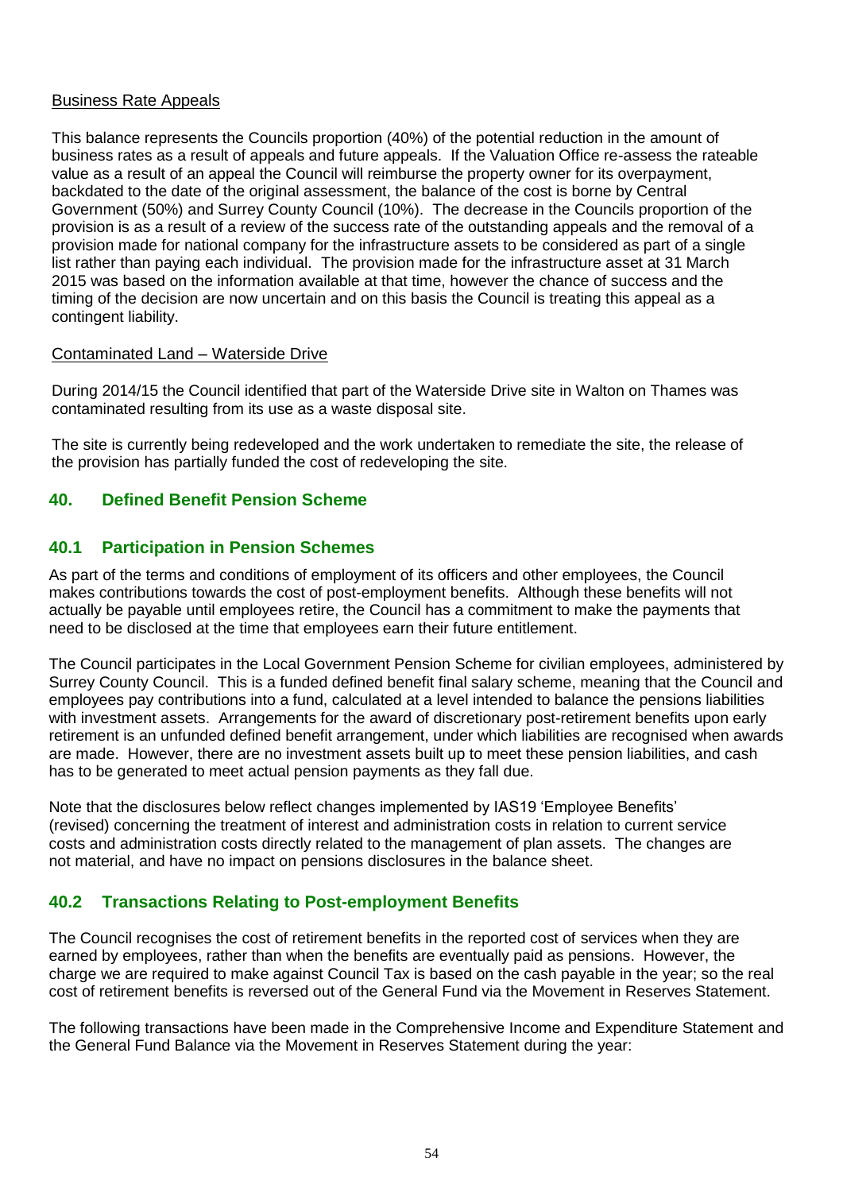Business Rate Appeals

This balance represents the Councils proportion (40%) of the potential reduction in the amount of business rates as a result of appeals and future appeals. If the Valuation Office re-assess the rateable value as a result of an appeal the Council will reimburse the property owner for its overpayment, backdated to the date of the original assessment, the balance of the cost is borne by Central Government (50%) and Surrey County Council (10%). The decrease in the Councils proportion of the provision is as a result of a review of the success rate of the outstanding appeals and the removal of a provision made for national company for the infrastructure assets to be considered as part of a single list rather than paying each individual. The provision made for the infrastructure asset at 31 March 2015 was based on the information available at that time, however the chance of success and the timing of the decision are now uncertain and on this basis the Council is treating this appeal as a contingent liability.

Contaminated Land – Waterside Drive

During 2014/15 the Council identified that part of the Waterside Drive site in Walton on Thames was contaminated resulting from its use as a waste disposal site.

The site is currently being redeveloped and the work undertaken to remediate the site, the release of the provision has partially funded the cost of redeveloping the site.

## 40. Defined Benefit Pension Scheme

### 40.1 Participation in Pension Schemes

As part of the terms and conditions of employment of its officers and other employees, the Council makes contributions towards the cost of post-employment benefits. Although these benefits will not actually be payable until employees retire, the Council has a commitment to make the payments that need to be disclosed at the time that employees earn their future entitlement.

The Council participates in the Local Government Pension Scheme for civilian employees, administered by Surrey County Council. This is a funded defined benefit final salary scheme, meaning that the Council and employees pay contributions into a fund, calculated at a level intended to balance the pensions liabilities with investment assets. Arrangements for the award of discretionary post-retirement benefits upon early retirement is an unfunded defined benefit arrangement, under which liabilities are recognised when awards are made. However, there are no investment assets built up to meet these pension liabilities, and cash has to be generated to meet actual pension payments as they fall due.

Note that the disclosures below reflect changes implemented by IAS19 'Employee Benefits' (revised) concerning the treatment of interest and administration costs in relation to current service costs and administration costs directly related to the management of plan assets. The changes are not material, and have no impact on pensions disclosures in the balance sheet.

### 40.2 Transactions Relating to Post-employment Benefits

The Council recognises the cost of retirement benefits in the reported cost of services when they are earned by employees, rather than when the benefits are eventually paid as pensions. However, the charge we are required to make against Council Tax is based on the cash payable in the year; so the real cost of retirement benefits is reversed out of the General Fund via the Movement in Reserves Statement.

The following transactions have been made in the Comprehensive Income and Expenditure Statement and the General Fund Balance via the Movement in Reserves Statement during the year: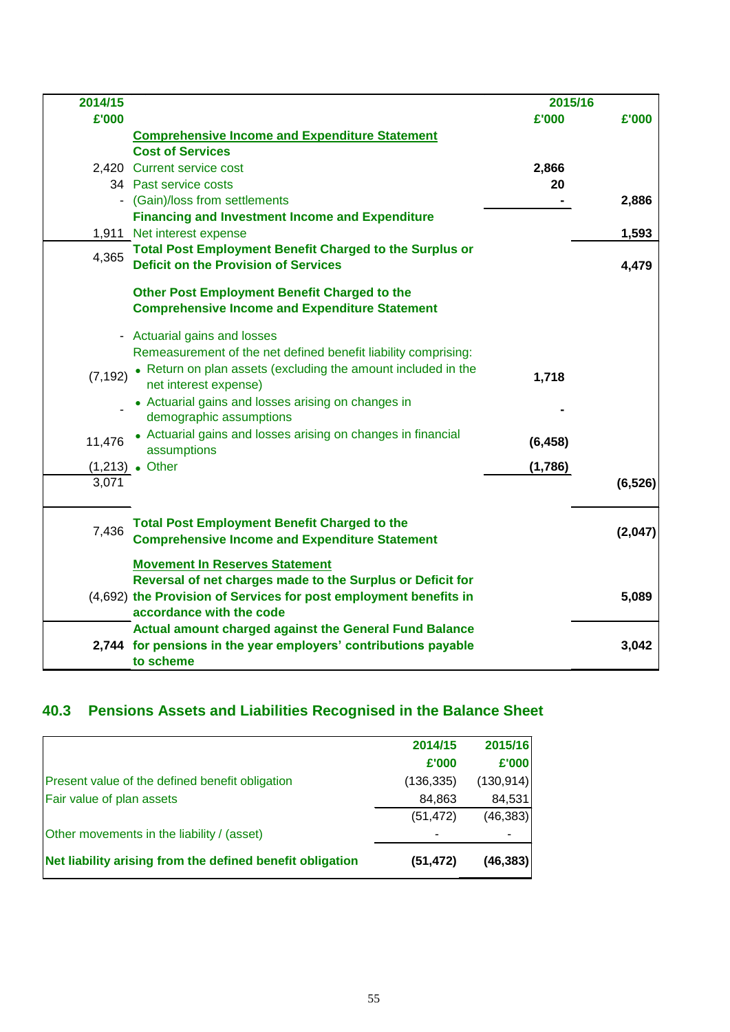| 2014/15 | | 2015/16 | |
|---|---|---|---|
| £'000 | | £'000 | £'000 |
| | **Comprehensive Income and Expenditure Statement** | | |
| | **Cost of Services** | | |
| 2,420 | Current service cost | **2,866** | |
| 34 | Past service costs | **20** | |
| - | (Gain)/loss from settlements | **-** | **2,886** |
| | **Financing and Investment Income and Expenditure** | | |
| 1,911 | Net interest expense | | **1,593** |
| 4,365 | **Total Post Employment Benefit Charged to the Surplus or Deficit on the Provision of Services** | | **4,479** |
| | **Other Post Employment Benefit Charged to the Comprehensive Income and Expenditure Statement** | | |
| - | Actuarial gains and losses | | |
| | Remeasurement of the net defined benefit liability comprising: | | |
| (7,192) | • Return on plan assets (excluding the amount included in the net interest expense) | **1,718** | |
| - | • Actuarial gains and losses arising on changes in demographic assumptions | **-** | |
| 11,476 | • Actuarial gains and losses arising on changes in financial assumptions | **(6,458)** | |
| (1,213) | • Other | **(1,786)** | |
| 3,071 | | | **(6,526)** |
| 7,436 | **Total Post Employment Benefit Charged to the Comprehensive Income and Expenditure Statement** | | **(2,047)** |
| | **Movement In Reserves Statement** | | |
| (4,692) | **Reversal of net charges made to the Surplus or Deficit for the Provision of Services for post employment benefits in accordance with the code** | | **5,089** |
| **2,744** | **Actual amount charged against the General Fund Balance for pensions in the year employers' contributions payable to scheme** | | **3,042** |

## 40.3 Pensions Assets and Liabilities Recognised in the Balance Sheet

| | 2014/15 | 2015/16 |
|---|---|---|
| | £'000 | £'000 |
| Present value of the defined benefit obligation | (136,335) | (130,914) |
| Fair value of plan assets | 84,863 | 84,531 |
| | (51,472) | (46,383) |
| Other movements in the liability / (asset) | - | - |
| **Net liability arising from the defined benefit obligation** | **(51,472)** | **(46,383)** |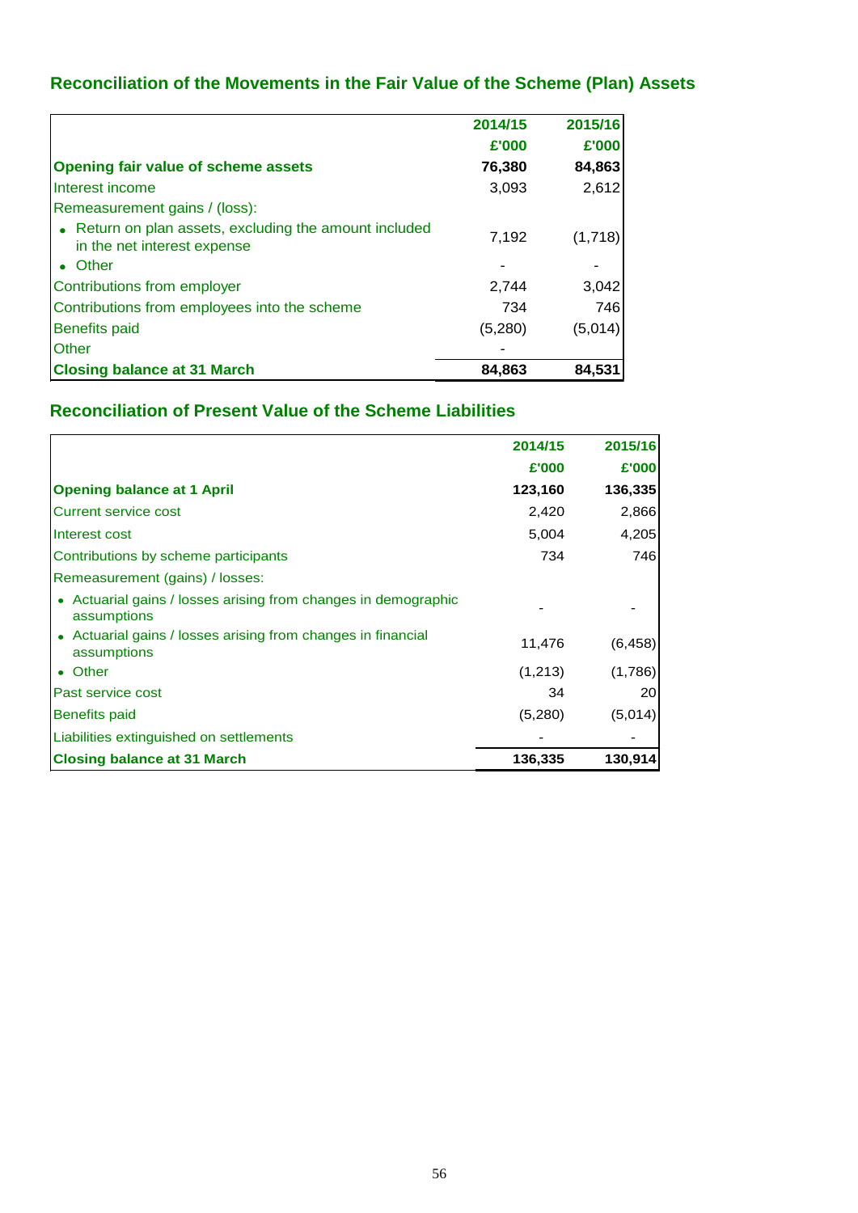## Reconciliation of the Movements in the Fair Value of the Scheme (Plan) Assets

| | 2014/15 | 2015/16 |
|---|---|---|
| | £'000 | £'000 |
| **Opening fair value of scheme assets** | **76,380** | **84,863** |
| Interest income | 3,093 | 2,612 |
| Remeasurement gains / (loss): | | |
| • Return on plan assets, excluding the amount included in the net interest expense | 7,192 | (1,718) |
| • Other | - | - |
| Contributions from employer | 2,744 | 3,042 |
| Contributions from employees into the scheme | 734 | 746 |
| Benefits paid | (5,280) | (5,014) |
| Other | - | |
| **Closing balance at 31 March** | **84,863** | **84,531** |

## Reconciliation of Present Value of the Scheme Liabilities

| | 2014/15 | 2015/16 |
|---|---|---|
| | £'000 | £'000 |
| **Opening balance at 1 April** | **123,160** | **136,335** |
| Current service cost | 2,420 | 2,866 |
| Interest cost | 5,004 | 4,205 |
| Contributions by scheme participants | 734 | 746 |
| Remeasurement (gains) / losses: | | |
| • Actuarial gains / losses arising from changes in demographic assumptions | - | - |
| • Actuarial gains / losses arising from changes in financial assumptions | 11,476 | (6,458) |
| • Other | (1,213) | (1,786) |
| Past service cost | 34 | 20 |
| Benefits paid | (5,280) | (5,014) |
| Liabilities extinguished on settlements | - | - |
| **Closing balance at 31 March** | **136,335** | **130,914** |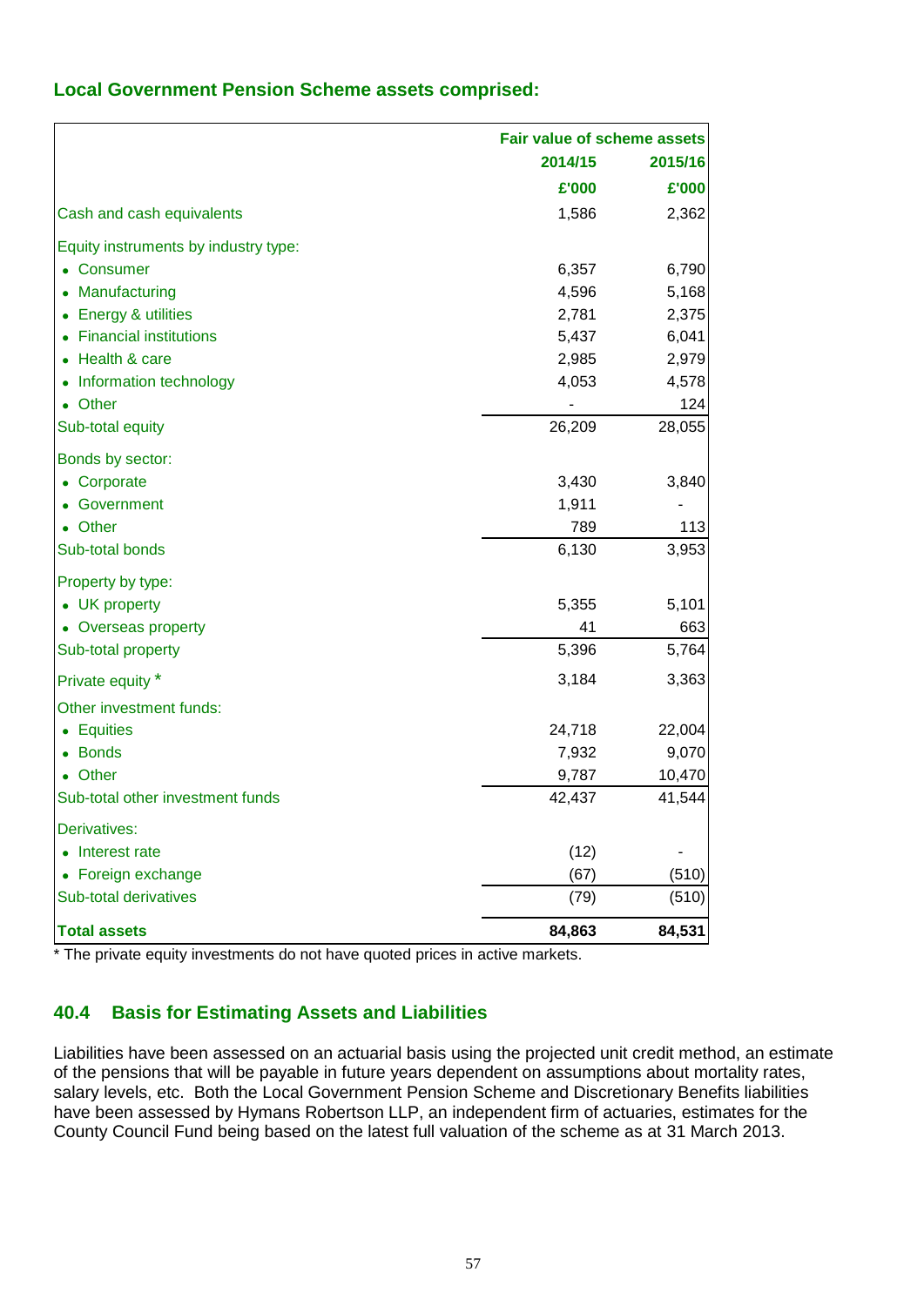## Local Government Pension Scheme assets comprised:

| | Fair value of scheme assets | |
|---|---|---|
| | 2014/15 | 2015/16 |
| | £'000 | £'000 |
| Cash and cash equivalents | 1,586 | 2,362 |
| Equity instruments by industry type: | | |
| • Consumer | 6,357 | 6,790 |
| • Manufacturing | 4,596 | 5,168 |
| • Energy & utilities | 2,781 | 2,375 |
| • Financial institutions | 5,437 | 6,041 |
| • Health & care | 2,985 | 2,979 |
| • Information technology | 4,053 | 4,578 |
| • Other | - | 124 |
| Sub-total equity | 26,209 | 28,055 |
| Bonds by sector: | | |
| • Corporate | 3,430 | 3,840 |
| • Government | 1,911 | - |
| • Other | 789 | 113 |
| Sub-total bonds | 6,130 | 3,953 |
| Property by type: | | |
| • UK property | 5,355 | 5,101 |
| • Overseas property | 41 | 663 |
| Sub-total property | 5,396 | 5,764 |
| Private equity * | 3,184 | 3,363 |
| Other investment funds: | | |
| • Equities | 24,718 | 22,004 |
| • Bonds | 7,932 | 9,070 |
| • Other | 9,787 | 10,470 |
| Sub-total other investment funds | 42,437 | 41,544 |
| Derivatives: | | |
| • Interest rate | (12) | - |
| • Foreign exchange | (67) | (510) |
| Sub-total derivatives | (79) | (510) |
| **Total assets** | **84,863** | **84,531** |

* The private equity investments do not have quoted prices in active markets.

## 40.4 Basis for Estimating Assets and Liabilities

Liabilities have been assessed on an actuarial basis using the projected unit credit method, an estimate of the pensions that will be payable in future years dependent on assumptions about mortality rates, salary levels, etc. Both the Local Government Pension Scheme and Discretionary Benefits liabilities have been assessed by Hymans Robertson LLP, an independent firm of actuaries, estimates for the County Council Fund being based on the latest full valuation of the scheme as at 31 March 2013.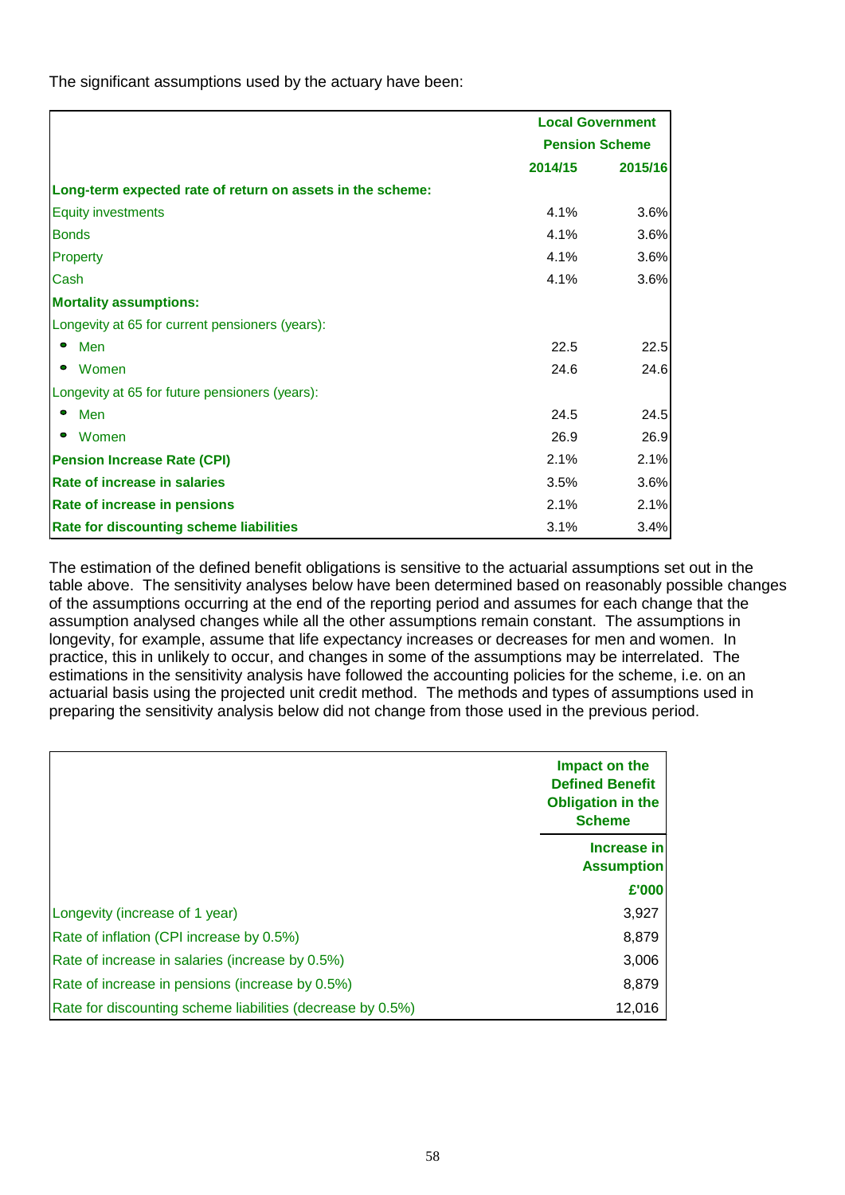The significant assumptions used by the actuary have been:

| | Local Government Pension Scheme | |
|---|---|---|
| | **2014/15** | **2015/16** |
| **Long-term expected rate of return on assets in the scheme:** | | |
| Equity investments | 4.1% | 3.6% |
| Bonds | 4.1% | 3.6% |
| Property | 4.1% | 3.6% |
| Cash | 4.1% | 3.6% |
| **Mortality assumptions:** | | |
| Longevity at 65 for current pensioners (years): | | |
| • Men | 22.5 | 22.5 |
| • Women | 24.6 | 24.6 |
| Longevity at 65 for future pensioners (years): | | |
| • Men | 24.5 | 24.5 |
| • Women | 26.9 | 26.9 |
| **Pension Increase Rate (CPI)** | 2.1% | 2.1% |
| **Rate of increase in salaries** | 3.5% | 3.6% |
| **Rate of increase in pensions** | 2.1% | 2.1% |
| **Rate for discounting scheme liabilities** | 3.1% | 3.4% |

The estimation of the defined benefit obligations is sensitive to the actuarial assumptions set out in the table above. The sensitivity analyses below have been determined based on reasonably possible changes of the assumptions occurring at the end of the reporting period and assumes for each change that the assumption analysed changes while all the other assumptions remain constant. The assumptions in longevity, for example, assume that life expectancy increases or decreases for men and women. In practice, this in unlikely to occur, and changes in some of the assumptions may be interrelated. The estimations in the sensitivity analysis have followed the accounting policies for the scheme, i.e. on an actuarial basis using the projected unit credit method. The methods and types of assumptions used in preparing the sensitivity analysis below did not change from those used in the previous period.

| | Impact on the Defined Benefit Obligation in the Scheme |
|---|---|
| | **Increase in Assumption** |
| | **£'000** |
| Longevity (increase of 1 year) | 3,927 |
| Rate of inflation (CPI increase by 0.5%) | 8,879 |
| Rate of increase in salaries (increase by 0.5%) | 3,006 |
| Rate of increase in pensions (increase by 0.5%) | 8,879 |
| Rate for discounting scheme liabilities (decrease by 0.5%) | 12,016 |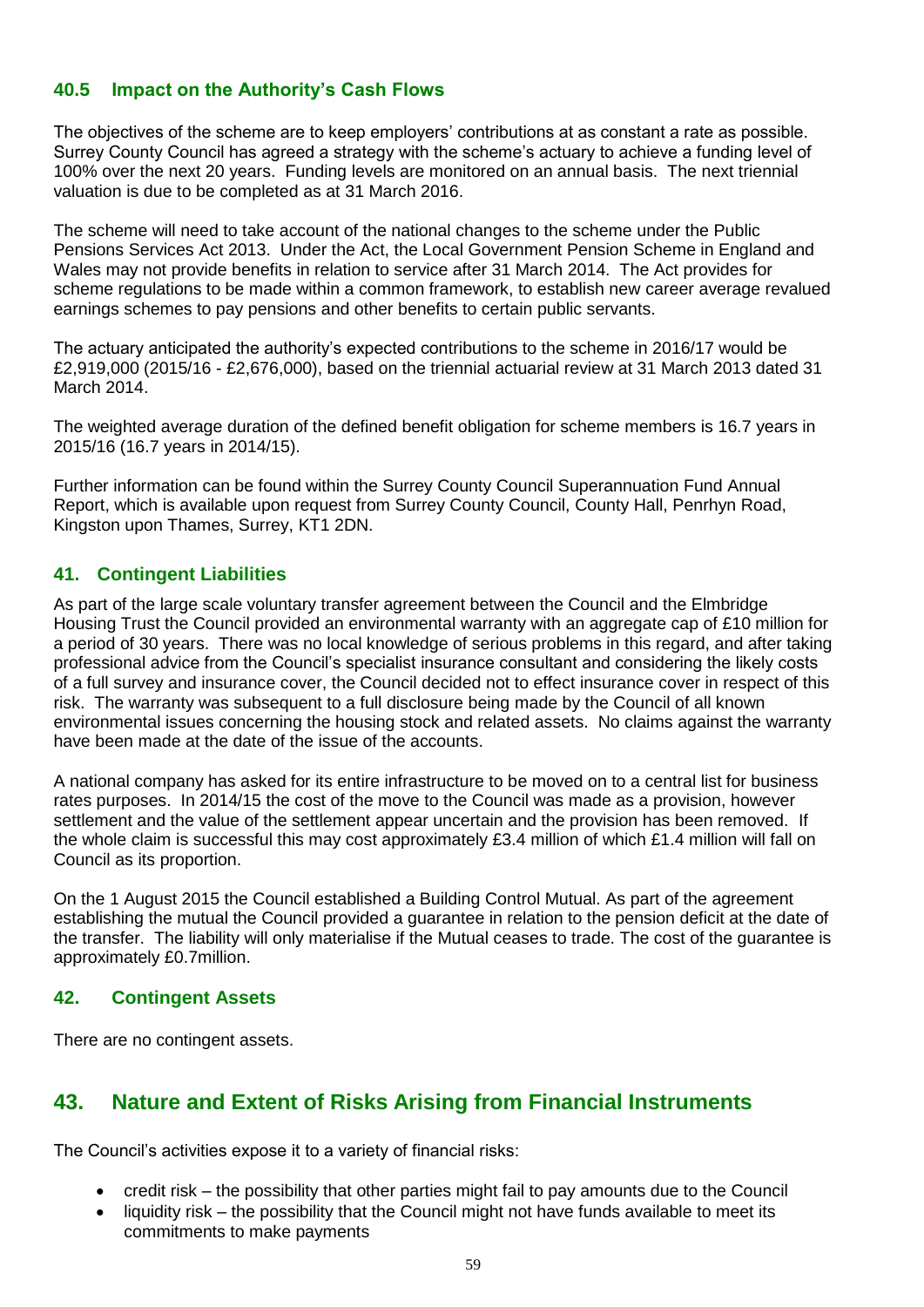### 40.5 Impact on the Authority's Cash Flows

The objectives of the scheme are to keep employers' contributions at as constant a rate as possible. Surrey County Council has agreed a strategy with the scheme's actuary to achieve a funding level of 100% over the next 20 years. Funding levels are monitored on an annual basis. The next triennial valuation is due to be completed as at 31 March 2016.

The scheme will need to take account of the national changes to the scheme under the Public Pensions Services Act 2013. Under the Act, the Local Government Pension Scheme in England and Wales may not provide benefits in relation to service after 31 March 2014. The Act provides for scheme regulations to be made within a common framework, to establish new career average revalued earnings schemes to pay pensions and other benefits to certain public servants.

The actuary anticipated the authority's expected contributions to the scheme in 2016/17 would be £2,919,000 (2015/16 - £2,676,000), based on the triennial actuarial review at 31 March 2013 dated 31 March 2014.

The weighted average duration of the defined benefit obligation for scheme members is 16.7 years in 2015/16 (16.7 years in 2014/15).

Further information can be found within the Surrey County Council Superannuation Fund Annual Report, which is available upon request from Surrey County Council, County Hall, Penrhyn Road, Kingston upon Thames, Surrey, KT1 2DN.

### 41. Contingent Liabilities

As part of the large scale voluntary transfer agreement between the Council and the Elmbridge Housing Trust the Council provided an environmental warranty with an aggregate cap of £10 million for a period of 30 years. There was no local knowledge of serious problems in this regard, and after taking professional advice from the Council's specialist insurance consultant and considering the likely costs of a full survey and insurance cover, the Council decided not to effect insurance cover in respect of this risk. The warranty was subsequent to a full disclosure being made by the Council of all known environmental issues concerning the housing stock and related assets. No claims against the warranty have been made at the date of the issue of the accounts.

A national company has asked for its entire infrastructure to be moved on to a central list for business rates purposes. In 2014/15 the cost of the move to the Council was made as a provision, however settlement and the value of the settlement appear uncertain and the provision has been removed. If the whole claim is successful this may cost approximately £3.4 million of which £1.4 million will fall on Council as its proportion.

On the 1 August 2015 the Council established a Building Control Mutual. As part of the agreement establishing the mutual the Council provided a guarantee in relation to the pension deficit at the date of the transfer. The liability will only materialise if the Mutual ceases to trade. The cost of the guarantee is approximately £0.7million.

### 42. Contingent Assets

There are no contingent assets.

## 43. Nature and Extent of Risks Arising from Financial Instruments

The Council's activities expose it to a variety of financial risks:

- credit risk – the possibility that other parties might fail to pay amounts due to the Council
- liquidity risk – the possibility that the Council might not have funds available to meet its commitments to make payments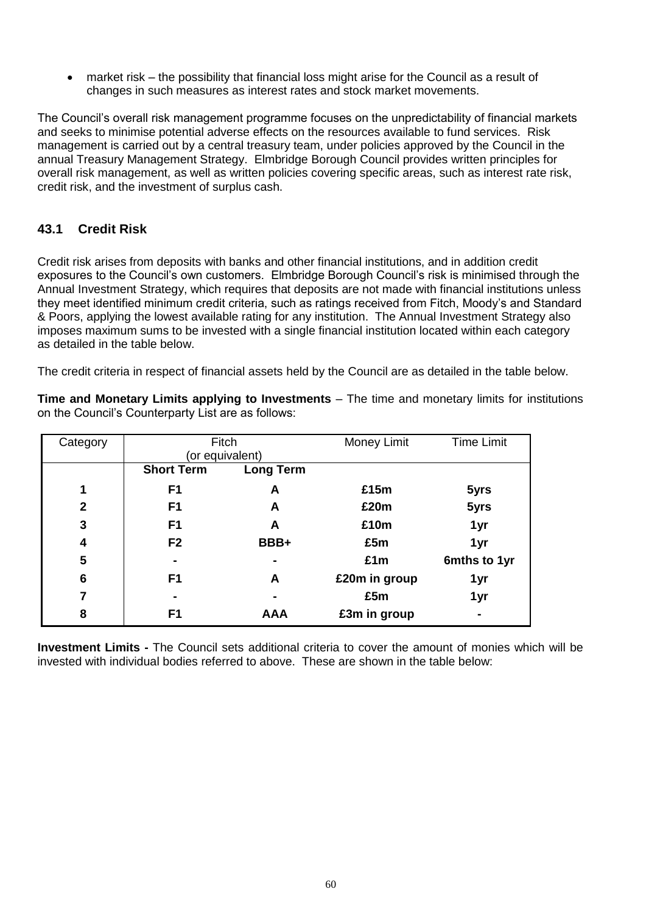- market risk – the possibility that financial loss might arise for the Council as a result of changes in such measures as interest rates and stock market movements.

The Council's overall risk management programme focuses on the unpredictability of financial markets and seeks to minimise potential adverse effects on the resources available to fund services. Risk management is carried out by a central treasury team, under policies approved by the Council in the annual Treasury Management Strategy. Elmbridge Borough Council provides written principles for overall risk management, as well as written policies covering specific areas, such as interest rate risk, credit risk, and the investment of surplus cash.

### 43.1 Credit Risk

Credit risk arises from deposits with banks and other financial institutions, and in addition credit exposures to the Council's own customers. Elmbridge Borough Council's risk is minimised through the Annual Investment Strategy, which requires that deposits are not made with financial institutions unless they meet identified minimum credit criteria, such as ratings received from Fitch, Moody's and Standard & Poors, applying the lowest available rating for any institution. The Annual Investment Strategy also imposes maximum sums to be invested with a single financial institution located within each category as detailed in the table below.

The credit criteria in respect of financial assets held by the Council are as detailed in the table below.

**Time and Monetary Limits applying to Investments** – The time and monetary limits for institutions on the Council's Counterparty List are as follows:

| Category | Fitch (or equivalent) | | Money Limit | Time Limit |
|---|---|---|---|---|
| | **Short Term** | **Long Term** | | |
| **1** | **F1** | **A** | **£15m** | **5yrs** |
| **2** | **F1** | **A** | **£20m** | **5yrs** |
| **3** | **F1** | **A** | **£10m** | **1yr** |
| **4** | **F2** | **BBB+** | **£5m** | **1yr** |
| **5** | **-** | **-** | **£1m** | **6mths to 1yr** |
| **6** | **F1** | **A** | **£20m in group** | **1yr** |
| **7** | **-** | **-** | **£5m** | **1yr** |
| **8** | **F1** | **AAA** | **£3m in group** | **-** |

**Investment Limits -** The Council sets additional criteria to cover the amount of monies which will be invested with individual bodies referred to above. These are shown in the table below: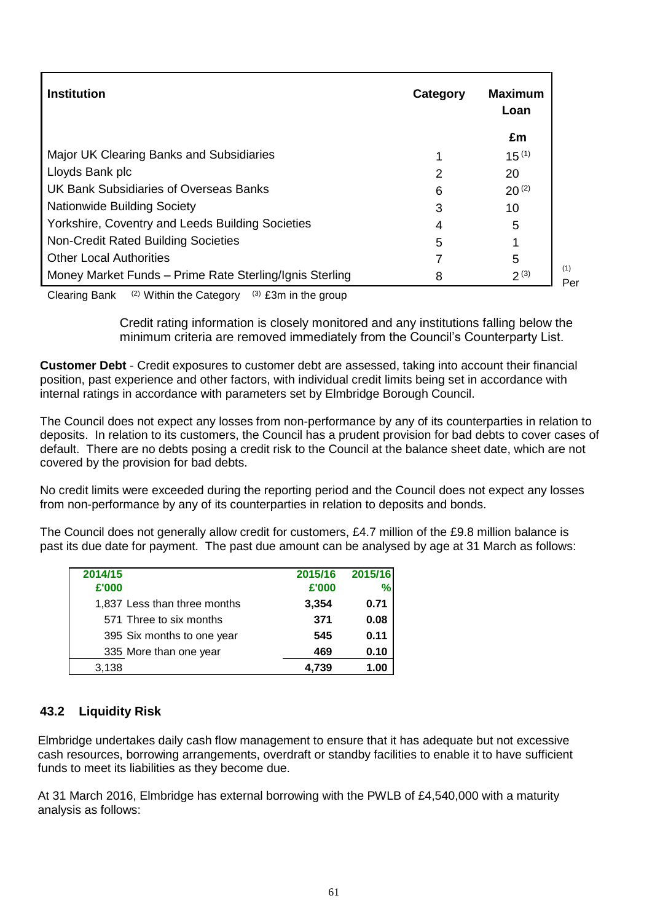| Institution | Category | Maximum Loan |
|---|---|---|
| | | £m |
| Major UK Clearing Banks and Subsidiaries | 1 | 15 [1] |
| Lloyds Bank plc | 2 | 20 |
| UK Bank Subsidiaries of Overseas Banks | 6 | 20 [2] |
| Nationwide Building Society | 3 | 10 |
| Yorkshire, Coventry and Leeds Building Societies | 4 | 5 |
| Non-Credit Rated Building Societies | 5 | 1 |
| Other Local Authorities | 7 | 5 |
| Money Market Funds – Prime Rate Sterling/Ignis Sterling | 8 | 2 [3] |

[1] Per Clearing Bank [2] Within the Category [3] £3m in the group

Credit rating information is closely monitored and any institutions falling below the minimum criteria are removed immediately from the Council's Counterparty List.

**Customer Debt** - Credit exposures to customer debt are assessed, taking into account their financial position, past experience and other factors, with individual credit limits being set in accordance with internal ratings in accordance with parameters set by Elmbridge Borough Council.

The Council does not expect any losses from non-performance by any of its counterparties in relation to deposits. In relation to its customers, the Council has a prudent provision for bad debts to cover cases of default. There are no debts posing a credit risk to the Council at the balance sheet date, which are not covered by the provision for bad debts.

No credit limits were exceeded during the reporting period and the Council does not expect any losses from non-performance by any of its counterparties in relation to deposits and bonds.

The Council does not generally allow credit for customers, £4.7 million of the £9.8 million balance is past its due date for payment. The past due amount can be analysed by age at 31 March as follows:

| 2014/15 £'000 | | 2015/16 £'000 | 2015/16 % |
|---|---|---|---|
| 1,837 | Less than three months | **3,354** | **0.71** |
| 571 | Three to six months | **371** | **0.08** |
| 395 | Six months to one year | **545** | **0.11** |
| 335 | More than one year | **469** | **0.10** |
| 3,138 | | **4,739** | **1.00** |

## 43.2 Liquidity Risk

Elmbridge undertakes daily cash flow management to ensure that it has adequate but not excessive cash resources, borrowing arrangements, overdraft or standby facilities to enable it to have sufficient funds to meet its liabilities as they become due.

At 31 March 2016, Elmbridge has external borrowing with the PWLB of £4,540,000 with a maturity analysis as follows: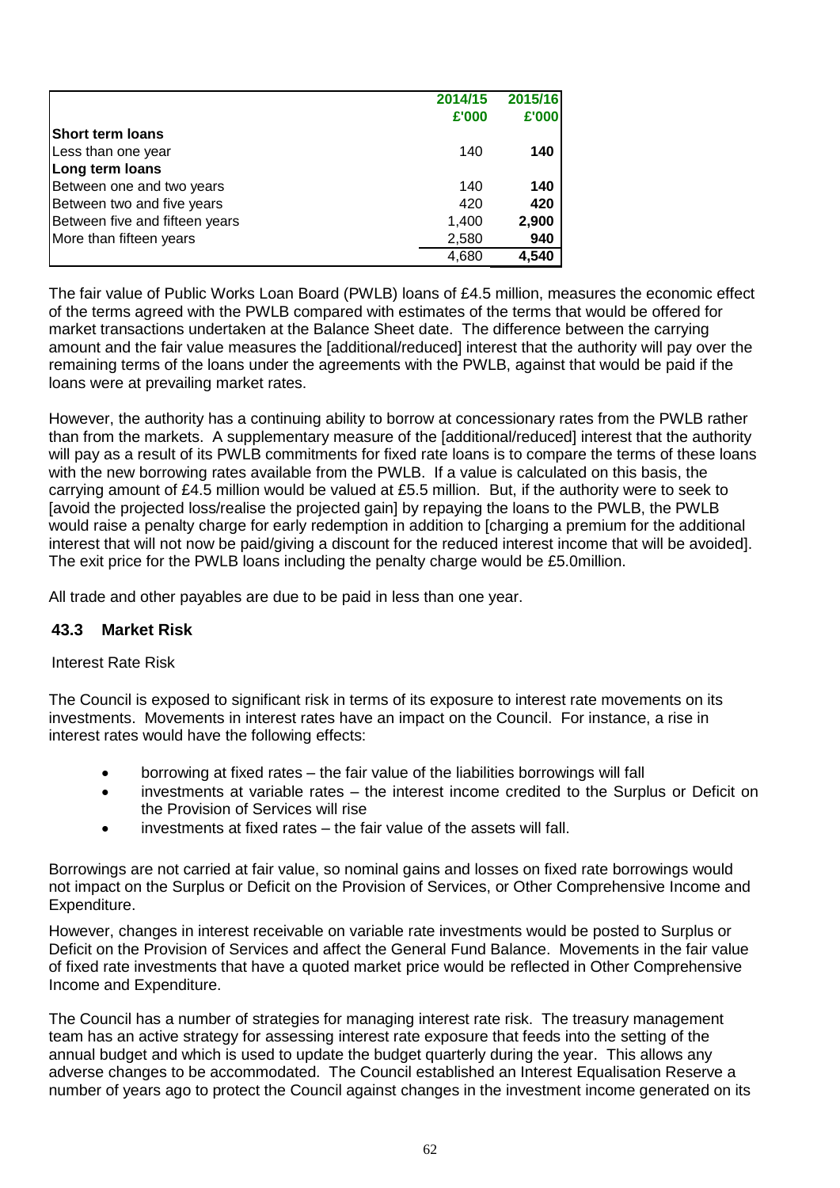| | 2014/15 | 2015/16 |
|---|---|---|
| | £'000 | £'000 |
| **Short term loans** | | |
| Less than one year | 140 | **140** |
| **Long term loans** | | |
| Between one and two years | 140 | **140** |
| Between two and five years | 420 | **420** |
| Between five and fifteen years | 1,400 | **2,900** |
| More than fifteen years | 2,580 | **940** |
| | 4,680 | **4,540** |

The fair value of Public Works Loan Board (PWLB) loans of £4.5 million, measures the economic effect of the terms agreed with the PWLB compared with estimates of the terms that would be offered for market transactions undertaken at the Balance Sheet date. The difference between the carrying amount and the fair value measures the [additional/reduced] interest that the authority will pay over the remaining terms of the loans under the agreements with the PWLB, against that would be paid if the loans were at prevailing market rates.

However, the authority has a continuing ability to borrow at concessionary rates from the PWLB rather than from the markets. A supplementary measure of the [additional/reduced] interest that the authority will pay as a result of its PWLB commitments for fixed rate loans is to compare the terms of these loans with the new borrowing rates available from the PWLB. If a value is calculated on this basis, the carrying amount of £4.5 million would be valued at £5.5 million. But, if the authority were to seek to [avoid the projected loss/realise the projected gain] by repaying the loans to the PWLB, the PWLB would raise a penalty charge for early redemption in addition to [charging a premium for the additional interest that will not now be paid/giving a discount for the reduced interest income that will be avoided]. The exit price for the PWLB loans including the penalty charge would be £5.0million.

All trade and other payables are due to be paid in less than one year.

### 43.3 Market Risk

Interest Rate Risk

The Council is exposed to significant risk in terms of its exposure to interest rate movements on its investments. Movements in interest rates have an impact on the Council. For instance, a rise in interest rates would have the following effects:

- borrowing at fixed rates – the fair value of the liabilities borrowings will fall
- investments at variable rates – the interest income credited to the Surplus or Deficit on the Provision of Services will rise
- investments at fixed rates – the fair value of the assets will fall.

Borrowings are not carried at fair value, so nominal gains and losses on fixed rate borrowings would not impact on the Surplus or Deficit on the Provision of Services, or Other Comprehensive Income and Expenditure.

However, changes in interest receivable on variable rate investments would be posted to Surplus or Deficit on the Provision of Services and affect the General Fund Balance. Movements in the fair value of fixed rate investments that have a quoted market price would be reflected in Other Comprehensive Income and Expenditure.

The Council has a number of strategies for managing interest rate risk. The treasury management team has an active strategy for assessing interest rate exposure that feeds into the setting of the annual budget and which is used to update the budget quarterly during the year. This allows any adverse changes to be accommodated. The Council established an Interest Equalisation Reserve a number of years ago to protect the Council against changes in the investment income generated on its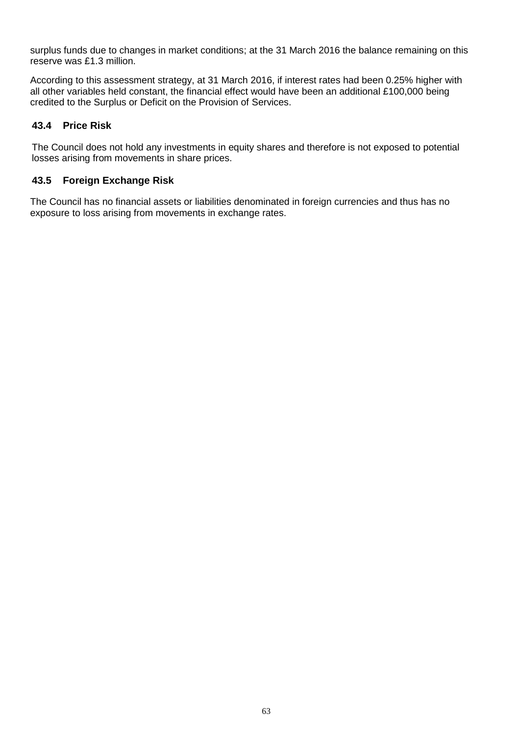surplus funds due to changes in market conditions; at the 31 March 2016 the balance remaining on this reserve was £1.3 million.

According to this assessment strategy, at 31 March 2016, if interest rates had been 0.25% higher with all other variables held constant, the financial effect would have been an additional £100,000 being credited to the Surplus or Deficit on the Provision of Services.

### 43.4 Price Risk

The Council does not hold any investments in equity shares and therefore is not exposed to potential losses arising from movements in share prices.

### 43.5 Foreign Exchange Risk

The Council has no financial assets or liabilities denominated in foreign currencies and thus has no exposure to loss arising from movements in exchange rates.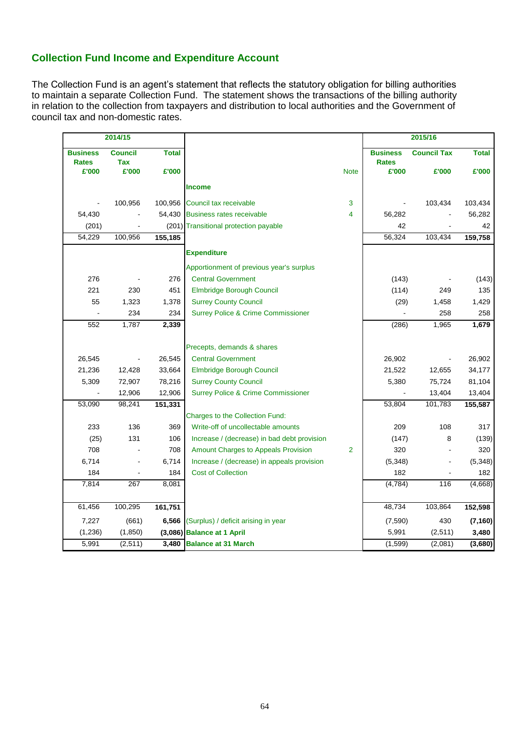## Collection Fund Income and Expenditure Account

The Collection Fund is an agent's statement that reflects the statutory obligation for billing authorities to maintain a separate Collection Fund. The statement shows the transactions of the billing authority in relation to the collection from taxpayers and distribution to local authorities and the Government of council tax and non-domestic rates.

| 2014/15 | | | | | 2015/16 | | |
|---|---|---|---|---|---|---|---|
| Business Rates £'000 | Council Tax £'000 | Total £'000 | | Note | Business Rates £'000 | Council Tax £'000 | Total £'000 |
| | | | **Income** | | | | |
| - | 100,956 | 100,956 | Council tax receivable | 3 | - | 103,434 | 103,434 |
| 54,430 | - | 54,430 | Business rates receivable | 4 | 56,282 | - | 56,282 |
| (201) | - | (201) | Transitional protection payable | | 42 | - | 42 |
| 54,229 | 100,956 | **155,185** | | | 56,324 | 103,434 | **159,758** |
| | | | **Expenditure** | | | | |
| | | | Apportionment of previous year's surplus | | | | |
| 276 | - | 276 | Central Government | | (143) | - | (143) |
| 221 | 230 | 451 | Elmbridge Borough Council | | (114) | 249 | 135 |
| 55 | 1,323 | 1,378 | Surrey County Council | | (29) | 1,458 | 1,429 |
| - | 234 | 234 | Surrey Police & Crime Commissioner | | - | 258 | 258 |
| 552 | 1,787 | **2,339** | | | (286) | 1,965 | **1,679** |
| | | | Precepts, demands & shares | | | | |
| 26,545 | - | 26,545 | Central Government | | 26,902 | - | 26,902 |
| 21,236 | 12,428 | 33,664 | Elmbridge Borough Council | | 21,522 | 12,655 | 34,177 |
| 5,309 | 72,907 | 78,216 | Surrey County Council | | 5,380 | 75,724 | 81,104 |
| - | 12,906 | 12,906 | Surrey Police & Crime Commissioner | | - | 13,404 | 13,404 |
| 53,090 | 98,241 | **151,331** | | | 53,804 | 101,783 | **155,587** |
| | | | Charges to the Collection Fund: | | | | |
| 233 | 136 | 369 | Write-off of uncollectable amounts | | 209 | 108 | 317 |
| (25) | 131 | 106 | Increase / (decrease) in bad debt provision | | (147) | 8 | (139) |
| 708 | - | 708 | Amount Charges to Appeals Provision | 2 | 320 | - | 320 |
| 6,714 | - | 6,714 | Increase / (decrease) in appeals provision | | (5,348) | - | (5,348) |
| 184 | - | 184 | Cost of Collection | | 182 | - | 182 |
| 7,814 | 267 | 8,081 | | | (4,784) | 116 | (4,668) |
| 61,456 | 100,295 | **161,751** | | | 48,734 | 103,864 | **152,598** |
| 7,227 | (661) | **6,566** | (Surplus) / deficit arising in year | | (7,590) | 430 | **(7,160)** |
| (1,236) | (1,850) | **(3,086)** | **Balance at 1 April** | | 5,991 | (2,511) | **3,480** |
| 5,991 | (2,511) | **3,480** | **Balance at 31 March** | | (1,599) | (2,081) | **(3,680)** |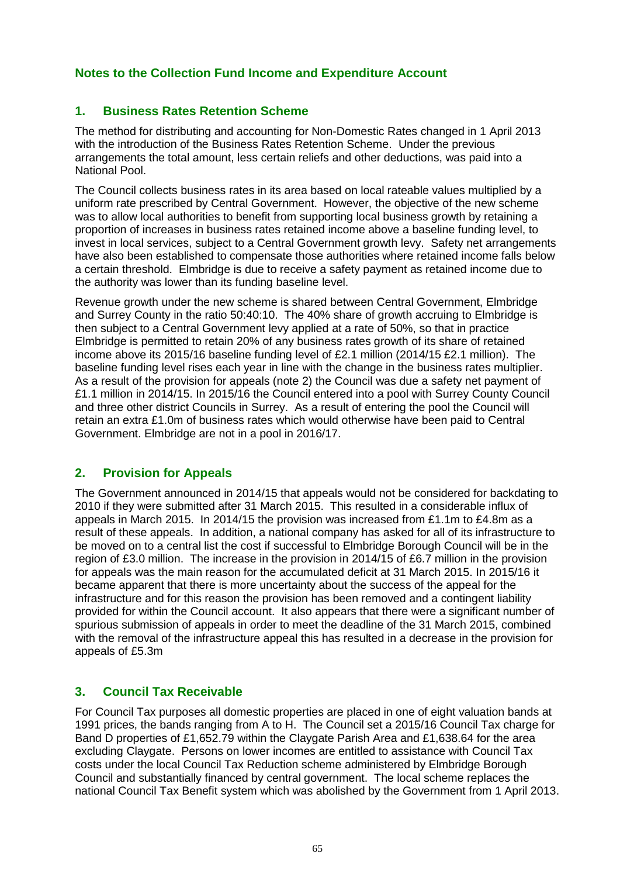# Notes to the Collection Fund Income and Expenditure Account

## 1. Business Rates Retention Scheme

The method for distributing and accounting for Non-Domestic Rates changed in 1 April 2013 with the introduction of the Business Rates Retention Scheme. Under the previous arrangements the total amount, less certain reliefs and other deductions, was paid into a National Pool.

The Council collects business rates in its area based on local rateable values multiplied by a uniform rate prescribed by Central Government. However, the objective of the new scheme was to allow local authorities to benefit from supporting local business growth by retaining a proportion of increases in business rates retained income above a baseline funding level, to invest in local services, subject to a Central Government growth levy. Safety net arrangements have also been established to compensate those authorities where retained income falls below a certain threshold. Elmbridge is due to receive a safety payment as retained income due to the authority was lower than its funding baseline level.

Revenue growth under the new scheme is shared between Central Government, Elmbridge and Surrey County in the ratio 50:40:10. The 40% share of growth accruing to Elmbridge is then subject to a Central Government levy applied at a rate of 50%, so that in practice Elmbridge is permitted to retain 20% of any business rates growth of its share of retained income above its 2015/16 baseline funding level of £2.1 million (2014/15 £2.1 million). The baseline funding level rises each year in line with the change in the business rates multiplier. As a result of the provision for appeals (note 2) the Council was due a safety net payment of £1.1 million in 2014/15. In 2015/16 the Council entered into a pool with Surrey County Council and three other district Councils in Surrey. As a result of entering the pool the Council will retain an extra £1.0m of business rates which would otherwise have been paid to Central Government. Elmbridge are not in a pool in 2016/17.

## 2. Provision for Appeals

The Government announced in 2014/15 that appeals would not be considered for backdating to 2010 if they were submitted after 31 March 2015. This resulted in a considerable influx of appeals in March 2015. In 2014/15 the provision was increased from £1.1m to £4.8m as a result of these appeals. In addition, a national company has asked for all of its infrastructure to be moved on to a central list the cost if successful to Elmbridge Borough Council will be in the region of £3.0 million. The increase in the provision in 2014/15 of £6.7 million in the provision for appeals was the main reason for the accumulated deficit at 31 March 2015. In 2015/16 it became apparent that there is more uncertainty about the success of the appeal for the infrastructure and for this reason the provision has been removed and a contingent liability provided for within the Council account. It also appears that there were a significant number of spurious submission of appeals in order to meet the deadline of the 31 March 2015, combined with the removal of the infrastructure appeal this has resulted in a decrease in the provision for appeals of £5.3m

## 3. Council Tax Receivable

For Council Tax purposes all domestic properties are placed in one of eight valuation bands at 1991 prices, the bands ranging from A to H. The Council set a 2015/16 Council Tax charge for Band D properties of £1,652.79 within the Claygate Parish Area and £1,638.64 for the area excluding Claygate. Persons on lower incomes are entitled to assistance with Council Tax costs under the local Council Tax Reduction scheme administered by Elmbridge Borough Council and substantially financed by central government. The local scheme replaces the national Council Tax Benefit system which was abolished by the Government from 1 April 2013.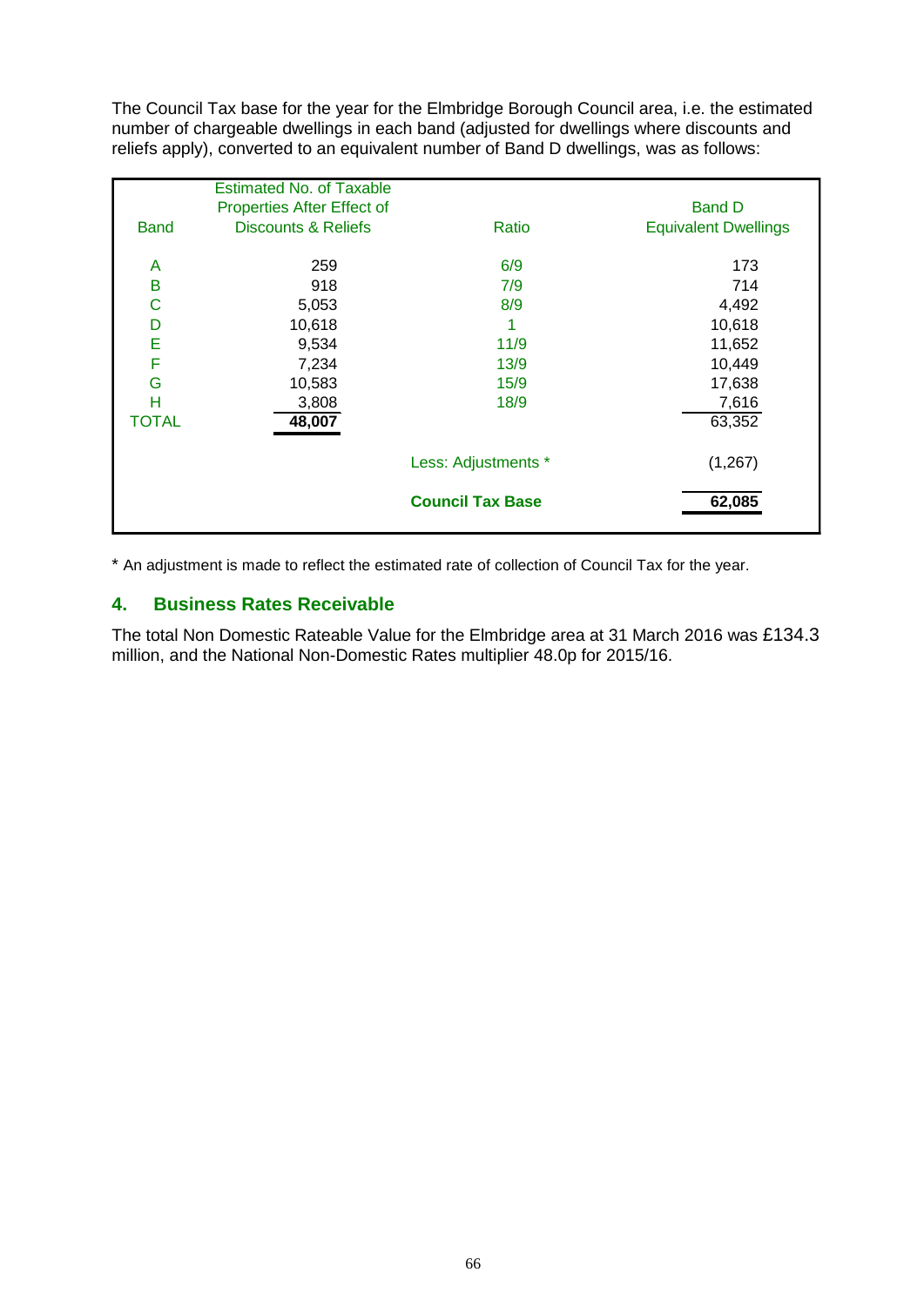The Council Tax base for the year for the Elmbridge Borough Council area, i.e. the estimated number of chargeable dwellings in each band (adjusted for dwellings where discounts and reliefs apply), converted to an equivalent number of Band D dwellings, was as follows:

| Band | Estimated No. of Taxable Properties After Effect of Discounts & Reliefs | Ratio | Band D Equivalent Dwellings |
|---|---|---|---|
| A | 259 | 6/9 | 173 |
| B | 918 | 7/9 | 714 |
| C | 5,053 | 8/9 | 4,492 |
| D | 10,618 | 1 | 10,618 |
| E | 9,534 | 11/9 | 11,652 |
| F | 7,234 | 13/9 | 10,449 |
| G | 10,583 | 15/9 | 17,638 |
| H | 3,808 | 18/9 | 7,616 |
| TOTAL | **48,007** | | 63,352 |
| | | Less: Adjustments * | (1,267) |
| | | **Council Tax Base** | **62,085** |

\* An adjustment is made to reflect the estimated rate of collection of Council Tax for the year.

## 4. Business Rates Receivable

The total Non Domestic Rateable Value for the Elmbridge area at 31 March 2016 was £134.3 million, and the National Non-Domestic Rates multiplier 48.0p for 2015/16.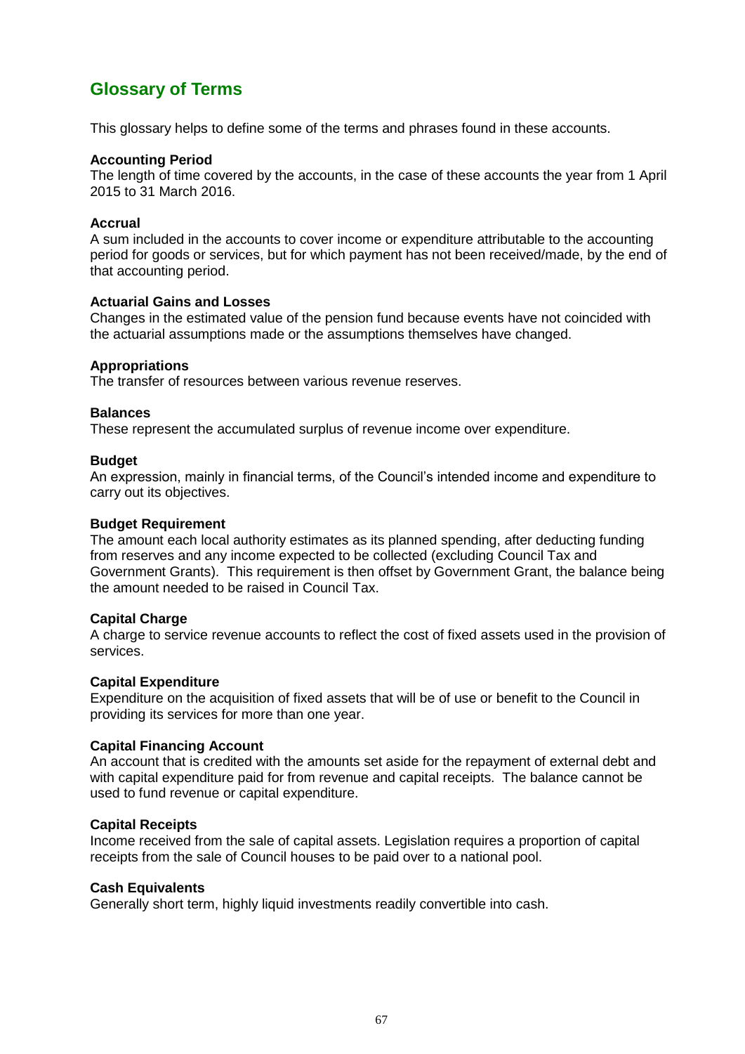# Glossary of Terms

This glossary helps to define some of the terms and phrases found in these accounts.

**Accounting Period**
The length of time covered by the accounts, in the case of these accounts the year from 1 April 2015 to 31 March 2016.

**Accrual**
A sum included in the accounts to cover income or expenditure attributable to the accounting period for goods or services, but for which payment has not been received/made, by the end of that accounting period.

**Actuarial Gains and Losses**
Changes in the estimated value of the pension fund because events have not coincided with the actuarial assumptions made or the assumptions themselves have changed.

**Appropriations**
The transfer of resources between various revenue reserves.

**Balances**
These represent the accumulated surplus of revenue income over expenditure.

**Budget**
An expression, mainly in financial terms, of the Council's intended income and expenditure to carry out its objectives.

**Budget Requirement**
The amount each local authority estimates as its planned spending, after deducting funding from reserves and any income expected to be collected (excluding Council Tax and Government Grants). This requirement is then offset by Government Grant, the balance being the amount needed to be raised in Council Tax.

**Capital Charge**
A charge to service revenue accounts to reflect the cost of fixed assets used in the provision of services.

**Capital Expenditure**
Expenditure on the acquisition of fixed assets that will be of use or benefit to the Council in providing its services for more than one year.

**Capital Financing Account**
An account that is credited with the amounts set aside for the repayment of external debt and with capital expenditure paid for from revenue and capital receipts. The balance cannot be used to fund revenue or capital expenditure.

**Capital Receipts**
Income received from the sale of capital assets. Legislation requires a proportion of capital receipts from the sale of Council houses to be paid over to a national pool.

**Cash Equivalents**
Generally short term, highly liquid investments readily convertible into cash.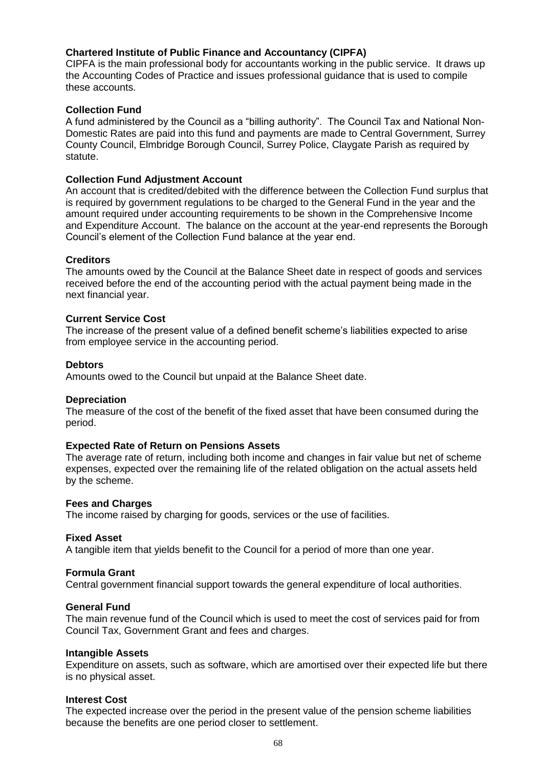**Chartered Institute of Public Finance and Accountancy (CIPFA)**
CIPFA is the main professional body for accountants working in the public service. It draws up the Accounting Codes of Practice and issues professional guidance that is used to compile these accounts.

**Collection Fund**
A fund administered by the Council as a "billing authority". The Council Tax and National Non-Domestic Rates are paid into this fund and payments are made to Central Government, Surrey County Council, Elmbridge Borough Council, Surrey Police, Claygate Parish as required by statute.

**Collection Fund Adjustment Account**
An account that is credited/debited with the difference between the Collection Fund surplus that is required by government regulations to be charged to the General Fund in the year and the amount required under accounting requirements to be shown in the Comprehensive Income and Expenditure Account. The balance on the account at the year-end represents the Borough Council's element of the Collection Fund balance at the year end.

**Creditors**
The amounts owed by the Council at the Balance Sheet date in respect of goods and services received before the end of the accounting period with the actual payment being made in the next financial year.

**Current Service Cost**
The increase of the present value of a defined benefit scheme's liabilities expected to arise from employee service in the accounting period.

**Debtors**
Amounts owed to the Council but unpaid at the Balance Sheet date.

**Depreciation**
The measure of the cost of the benefit of the fixed asset that have been consumed during the period.

**Expected Rate of Return on Pensions Assets**
The average rate of return, including both income and changes in fair value but net of scheme expenses, expected over the remaining life of the related obligation on the actual assets held by the scheme.

**Fees and Charges**
The income raised by charging for goods, services or the use of facilities.

**Fixed Asset**
A tangible item that yields benefit to the Council for a period of more than one year.

**Formula Grant**
Central government financial support towards the general expenditure of local authorities.

**General Fund**
The main revenue fund of the Council which is used to meet the cost of services paid for from Council Tax, Government Grant and fees and charges.

**Intangible Assets**
Expenditure on assets, such as software, which are amortised over their expected life but there is no physical asset.

**Interest Cost**
The expected increase over the period in the present value of the pension scheme liabilities because the benefits are one period closer to settlement.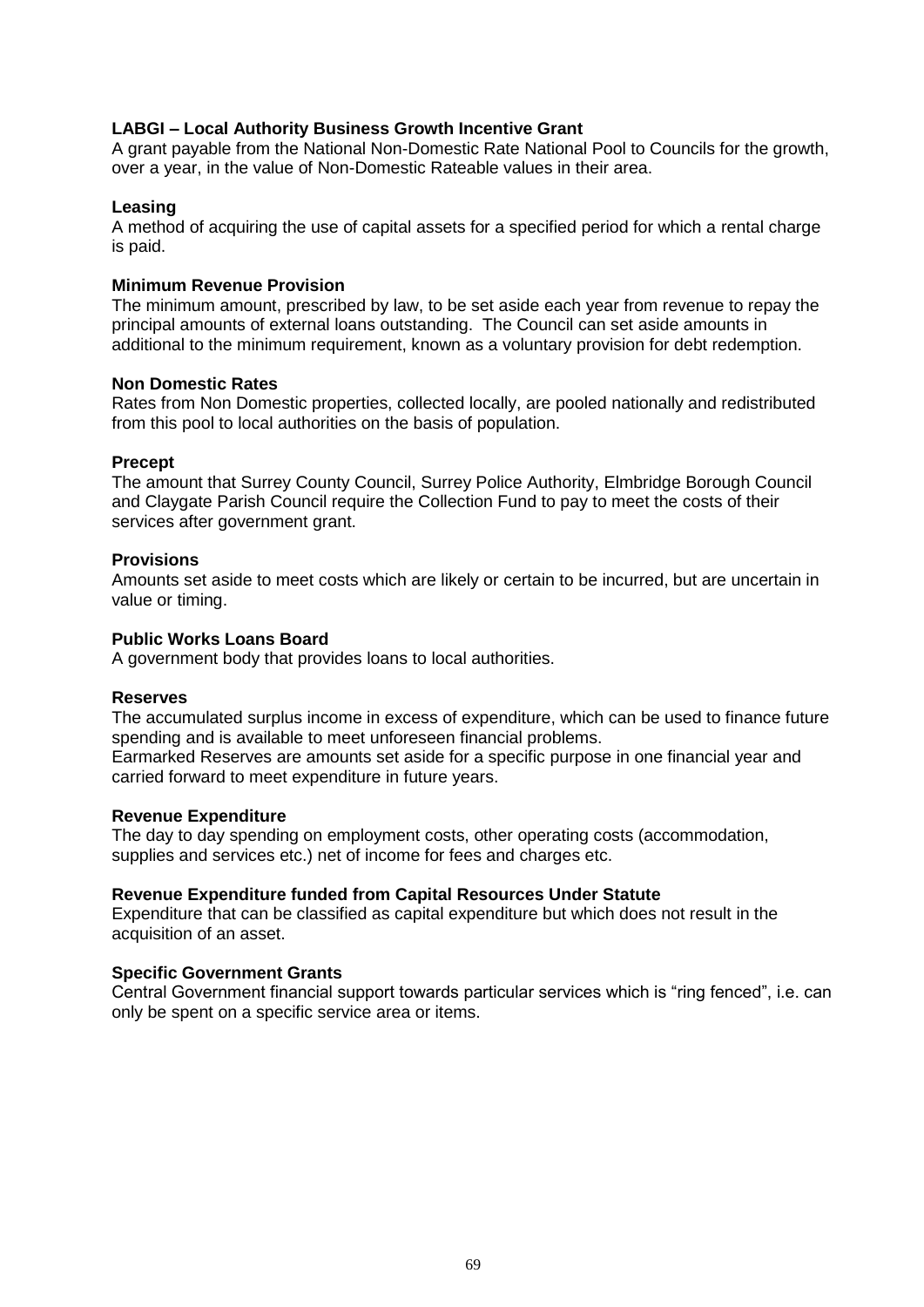**LABGI – Local Authority Business Growth Incentive Grant**
A grant payable from the National Non-Domestic Rate National Pool to Councils for the growth, over a year, in the value of Non-Domestic Rateable values in their area.

**Leasing**
A method of acquiring the use of capital assets for a specified period for which a rental charge is paid.

**Minimum Revenue Provision**
The minimum amount, prescribed by law, to be set aside each year from revenue to repay the principal amounts of external loans outstanding. The Council can set aside amounts in additional to the minimum requirement, known as a voluntary provision for debt redemption.

**Non Domestic Rates**
Rates from Non Domestic properties, collected locally, are pooled nationally and redistributed from this pool to local authorities on the basis of population.

**Precept**
The amount that Surrey County Council, Surrey Police Authority, Elmbridge Borough Council and Claygate Parish Council require the Collection Fund to pay to meet the costs of their services after government grant.

**Provisions**
Amounts set aside to meet costs which are likely or certain to be incurred, but are uncertain in value or timing.

**Public Works Loans Board**
A government body that provides loans to local authorities.

**Reserves**
The accumulated surplus income in excess of expenditure, which can be used to finance future spending and is available to meet unforeseen financial problems.
Earmarked Reserves are amounts set aside for a specific purpose in one financial year and carried forward to meet expenditure in future years.

**Revenue Expenditure**
The day to day spending on employment costs, other operating costs (accommodation, supplies and services etc.) net of income for fees and charges etc.

**Revenue Expenditure funded from Capital Resources Under Statute**
Expenditure that can be classified as capital expenditure but which does not result in the acquisition of an asset.

**Specific Government Grants**
Central Government financial support towards particular services which is "ring fenced", i.e. can only be spent on a specific service area or items.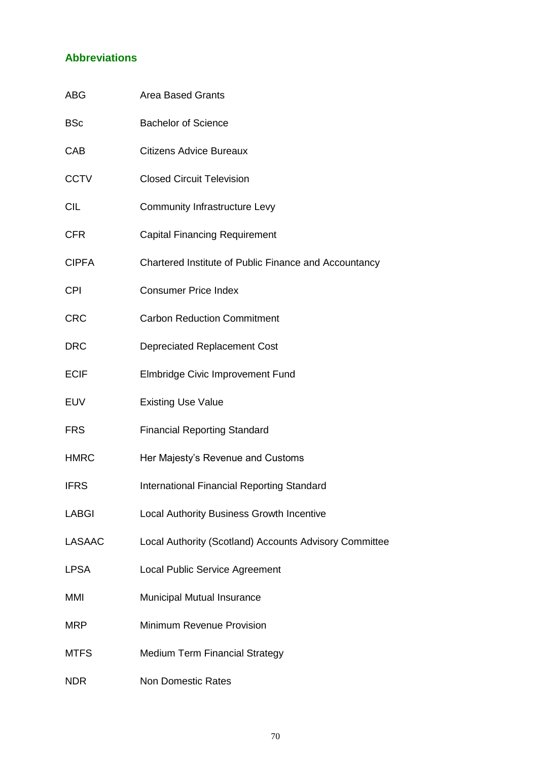## Abbreviations

| | |
|---|---|
| ABG | Area Based Grants |
| BSc | Bachelor of Science |
| CAB | Citizens Advice Bureaux |
| CCTV | Closed Circuit Television |
| CIL | Community Infrastructure Levy |
| CFR | Capital Financing Requirement |
| CIPFA | Chartered Institute of Public Finance and Accountancy |
| CPI | Consumer Price Index |
| CRC | Carbon Reduction Commitment |
| DRC | Depreciated Replacement Cost |
| ECIF | Elmbridge Civic Improvement Fund |
| EUV | Existing Use Value |
| FRS | Financial Reporting Standard |
| HMRC | Her Majesty's Revenue and Customs |
| IFRS | International Financial Reporting Standard |
| LABGI | Local Authority Business Growth Incentive |
| LASAAC | Local Authority (Scotland) Accounts Advisory Committee |
| LPSA | Local Public Service Agreement |
| MMI | Municipal Mutual Insurance |
| MRP | Minimum Revenue Provision |
| MTFS | Medium Term Financial Strategy |
| NDR | Non Domestic Rates |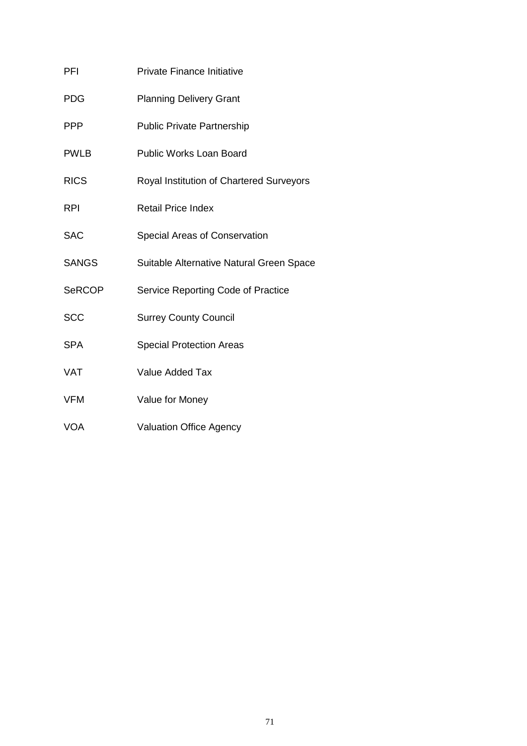| | |
|---|---|
| PFI | Private Finance Initiative |
| PDG | Planning Delivery Grant |
| PPP | Public Private Partnership |
| PWLB | Public Works Loan Board |
| RICS | Royal Institution of Chartered Surveyors |
| RPI | Retail Price Index |
| SAC | Special Areas of Conservation |
| SANGS | Suitable Alternative Natural Green Space |
| SeRCOP | Service Reporting Code of Practice |
| SCC | Surrey County Council |
| SPA | Special Protection Areas |
| VAT | Value Added Tax |
| VFM | Value for Money |
| VOA | Valuation Office Agency |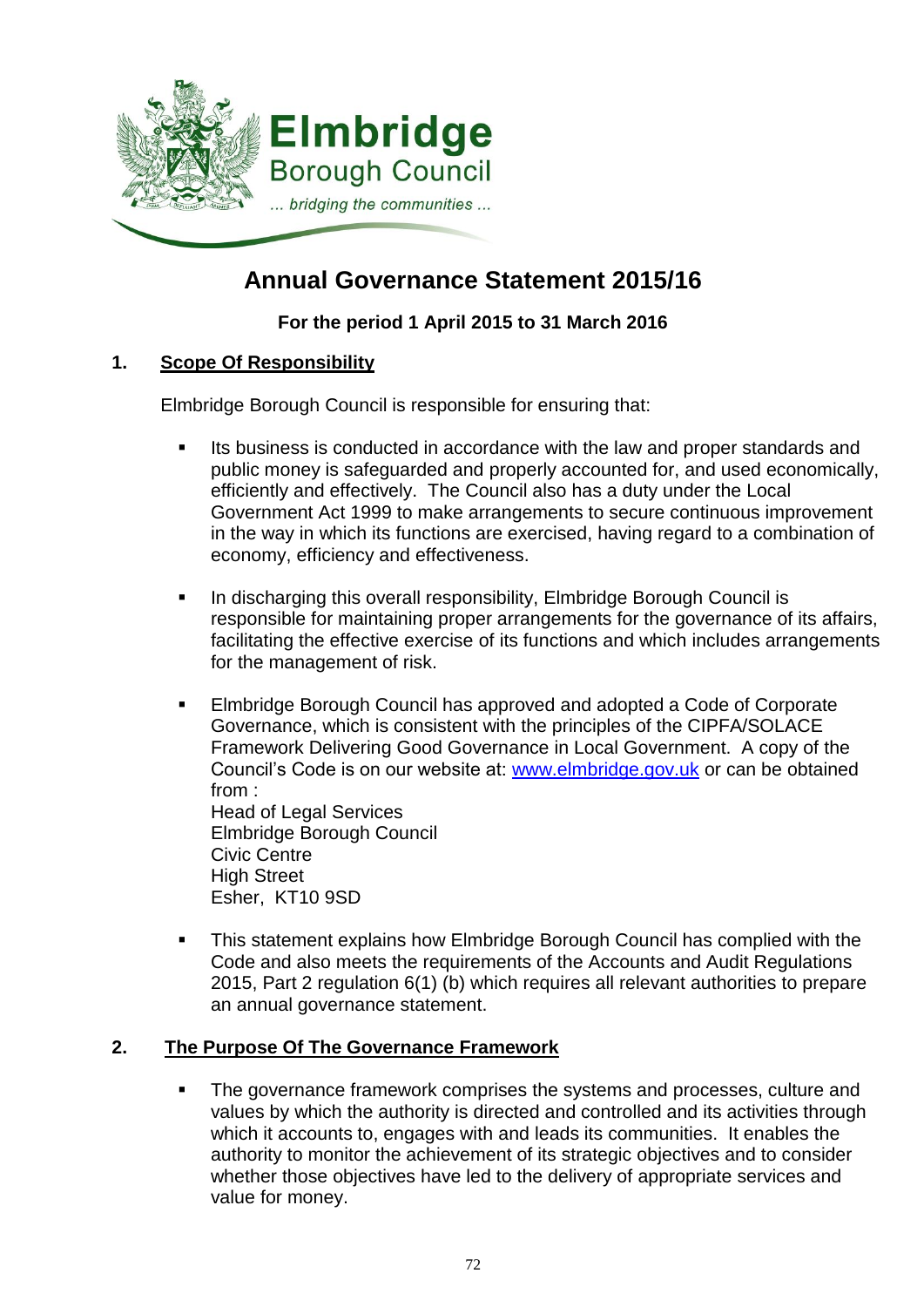**Elmbridge**
**Borough Council**
*... bridging the communities ...*

# Annual Governance Statement 2015/16

**For the period 1 April 2015 to 31 March 2016**

## 1. Scope Of Responsibility

Elmbridge Borough Council is responsible for ensuring that:

- Its business is conducted in accordance with the law and proper standards and public money is safeguarded and properly accounted for, and used economically, efficiently and effectively. The Council also has a duty under the Local Government Act 1999 to make arrangements to secure continuous improvement in the way in which its functions are exercised, having regard to a combination of economy, efficiency and effectiveness.

- In discharging this overall responsibility, Elmbridge Borough Council is responsible for maintaining proper arrangements for the governance of its affairs, facilitating the effective exercise of its functions and which includes arrangements for the management of risk.

- Elmbridge Borough Council has approved and adopted a Code of Corporate Governance, which is consistent with the principles of the CIPFA/SOLACE Framework Delivering Good Governance in Local Government. A copy of the Council's Code is on our website at: [www.elmbridge.gov.uk](http://www.elmbridge.gov.uk) or can be obtained from :
  Head of Legal Services
  Elmbridge Borough Council
  Civic Centre
  High Street
  Esher, KT10 9SD

- This statement explains how Elmbridge Borough Council has complied with the Code and also meets the requirements of the Accounts and Audit Regulations 2015, Part 2 regulation 6(1) (b) which requires all relevant authorities to prepare an annual governance statement.

## 2. The Purpose Of The Governance Framework

- The governance framework comprises the systems and processes, culture and values by which the authority is directed and controlled and its activities through which it accounts to, engages with and leads its communities. It enables the authority to monitor the achievement of its strategic objectives and to consider whether those objectives have led to the delivery of appropriate services and value for money.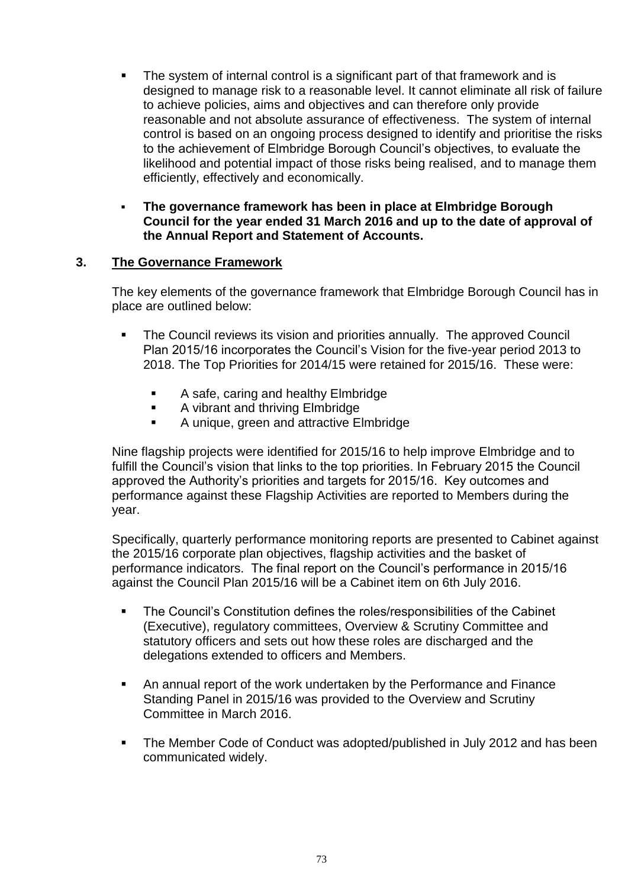- The system of internal control is a significant part of that framework and is designed to manage risk to a reasonable level. It cannot eliminate all risk of failure to achieve policies, aims and objectives and can therefore only provide reasonable and not absolute assurance of effectiveness. The system of internal control is based on an ongoing process designed to identify and prioritise the risks to the achievement of Elmbridge Borough Council's objectives, to evaluate the likelihood and potential impact of those risks being realised, and to manage them efficiently, effectively and economically.

- **The governance framework has been in place at Elmbridge Borough Council for the year ended 31 March 2016 and up to the date of approval of the Annual Report and Statement of Accounts.**

## 3. The Governance Framework

The key elements of the governance framework that Elmbridge Borough Council has in place are outlined below:

- The Council reviews its vision and priorities annually. The approved Council Plan 2015/16 incorporates the Council's Vision for the five-year period 2013 to 2018. The Top Priorities for 2014/15 were retained for 2015/16. These were:
  - A safe, caring and healthy Elmbridge
  - A vibrant and thriving Elmbridge
  - A unique, green and attractive Elmbridge

Nine flagship projects were identified for 2015/16 to help improve Elmbridge and to fulfill the Council's vision that links to the top priorities. In February 2015 the Council approved the Authority's priorities and targets for 2015/16. Key outcomes and performance against these Flagship Activities are reported to Members during the year.

Specifically, quarterly performance monitoring reports are presented to Cabinet against the 2015/16 corporate plan objectives, flagship activities and the basket of performance indicators. The final report on the Council's performance in 2015/16 against the Council Plan 2015/16 will be a Cabinet item on 6th July 2016.

- The Council's Constitution defines the roles/responsibilities of the Cabinet (Executive), regulatory committees, Overview & Scrutiny Committee and statutory officers and sets out how these roles are discharged and the delegations extended to officers and Members.

- An annual report of the work undertaken by the Performance and Finance Standing Panel in 2015/16 was provided to the Overview and Scrutiny Committee in March 2016.

- The Member Code of Conduct was adopted/published in July 2012 and has been communicated widely.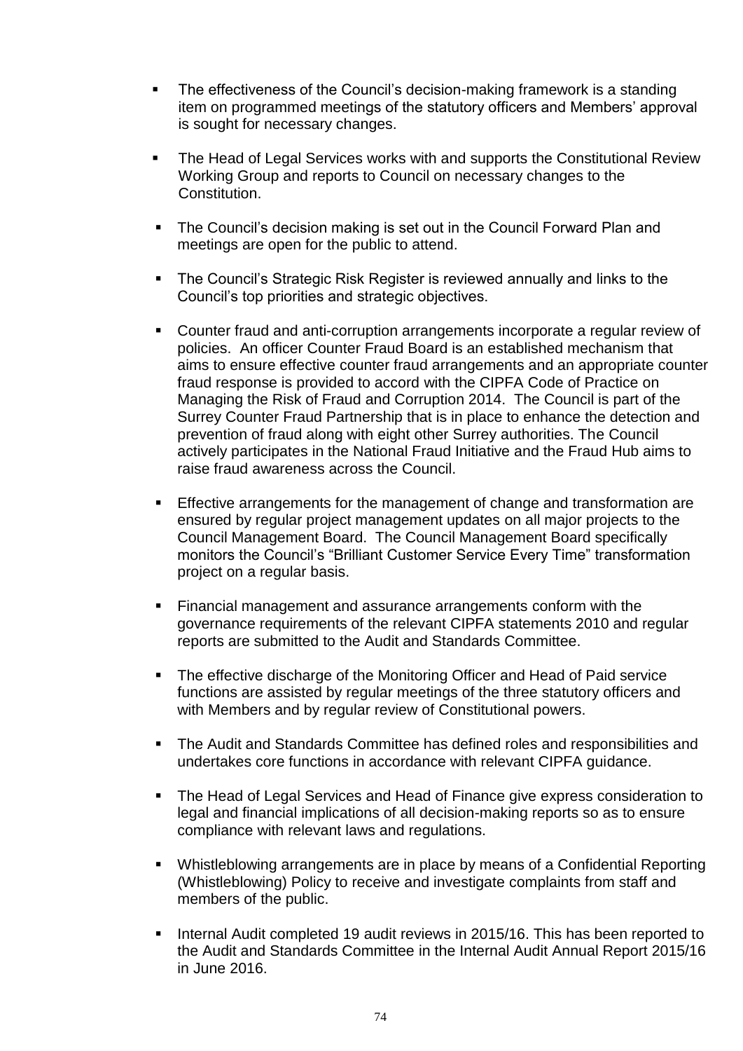- The effectiveness of the Council's decision-making framework is a standing item on programmed meetings of the statutory officers and Members' approval is sought for necessary changes.

- The Head of Legal Services works with and supports the Constitutional Review Working Group and reports to Council on necessary changes to the Constitution.

- The Council's decision making is set out in the Council Forward Plan and meetings are open for the public to attend.

- The Council's Strategic Risk Register is reviewed annually and links to the Council's top priorities and strategic objectives.

- Counter fraud and anti-corruption arrangements incorporate a regular review of policies. An officer Counter Fraud Board is an established mechanism that aims to ensure effective counter fraud arrangements and an appropriate counter fraud response is provided to accord with the CIPFA Code of Practice on Managing the Risk of Fraud and Corruption 2014. The Council is part of the Surrey Counter Fraud Partnership that is in place to enhance the detection and prevention of fraud along with eight other Surrey authorities. The Council actively participates in the National Fraud Initiative and the Fraud Hub aims to raise fraud awareness across the Council.

- Effective arrangements for the management of change and transformation are ensured by regular project management updates on all major projects to the Council Management Board. The Council Management Board specifically monitors the Council's "Brilliant Customer Service Every Time" transformation project on a regular basis.

- Financial management and assurance arrangements conform with the governance requirements of the relevant CIPFA statements 2010 and regular reports are submitted to the Audit and Standards Committee.

- The effective discharge of the Monitoring Officer and Head of Paid service functions are assisted by regular meetings of the three statutory officers and with Members and by regular review of Constitutional powers.

- The Audit and Standards Committee has defined roles and responsibilities and undertakes core functions in accordance with relevant CIPFA guidance.

- The Head of Legal Services and Head of Finance give express consideration to legal and financial implications of all decision-making reports so as to ensure compliance with relevant laws and regulations.

- Whistleblowing arrangements are in place by means of a Confidential Reporting (Whistleblowing) Policy to receive and investigate complaints from staff and members of the public.

- Internal Audit completed 19 audit reviews in 2015/16. This has been reported to the Audit and Standards Committee in the Internal Audit Annual Report 2015/16 in June 2016.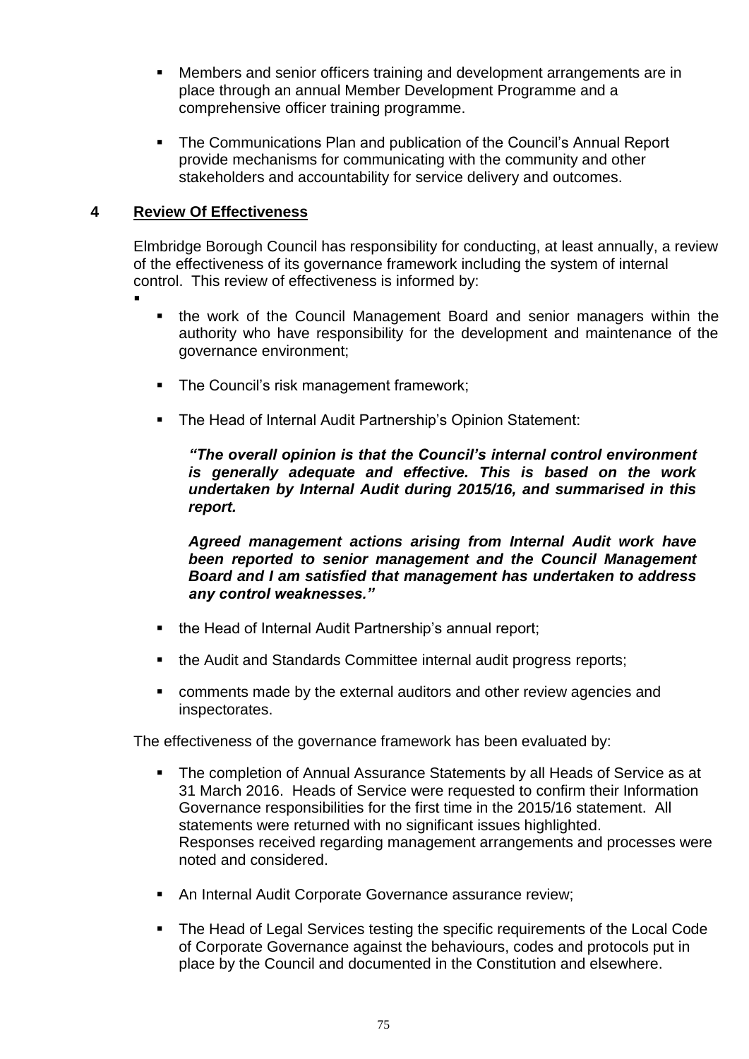- Members and senior officers training and development arrangements are in place through an annual Member Development Programme and a comprehensive officer training programme.

- The Communications Plan and publication of the Council's Annual Report provide mechanisms for communicating with the community and other stakeholders and accountability for service delivery and outcomes.

## 4 Review Of Effectiveness

Elmbridge Borough Council has responsibility for conducting, at least annually, a review of the effectiveness of its governance framework including the system of internal control. This review of effectiveness is informed by:

- the work of the Council Management Board and senior managers within the authority who have responsibility for the development and maintenance of the governance environment;

- The Council's risk management framework;

- The Head of Internal Audit Partnership's Opinion Statement:

  ***"The overall opinion is that the Council's internal control environment is generally adequate and effective. This is based on the work undertaken by Internal Audit during 2015/16, and summarised in this report.***

  ***Agreed management actions arising from Internal Audit work have been reported to senior management and the Council Management Board and I am satisfied that management has undertaken to address any control weaknesses."***

- the Head of Internal Audit Partnership's annual report;

- the Audit and Standards Committee internal audit progress reports;

- comments made by the external auditors and other review agencies and inspectorates.

The effectiveness of the governance framework has been evaluated by:

- The completion of Annual Assurance Statements by all Heads of Service as at 31 March 2016. Heads of Service were requested to confirm their Information Governance responsibilities for the first time in the 2015/16 statement. All statements were returned with no significant issues highlighted. Responses received regarding management arrangements and processes were noted and considered.

- An Internal Audit Corporate Governance assurance review;

- The Head of Legal Services testing the specific requirements of the Local Code of Corporate Governance against the behaviours, codes and protocols put in place by the Council and documented in the Constitution and elsewhere.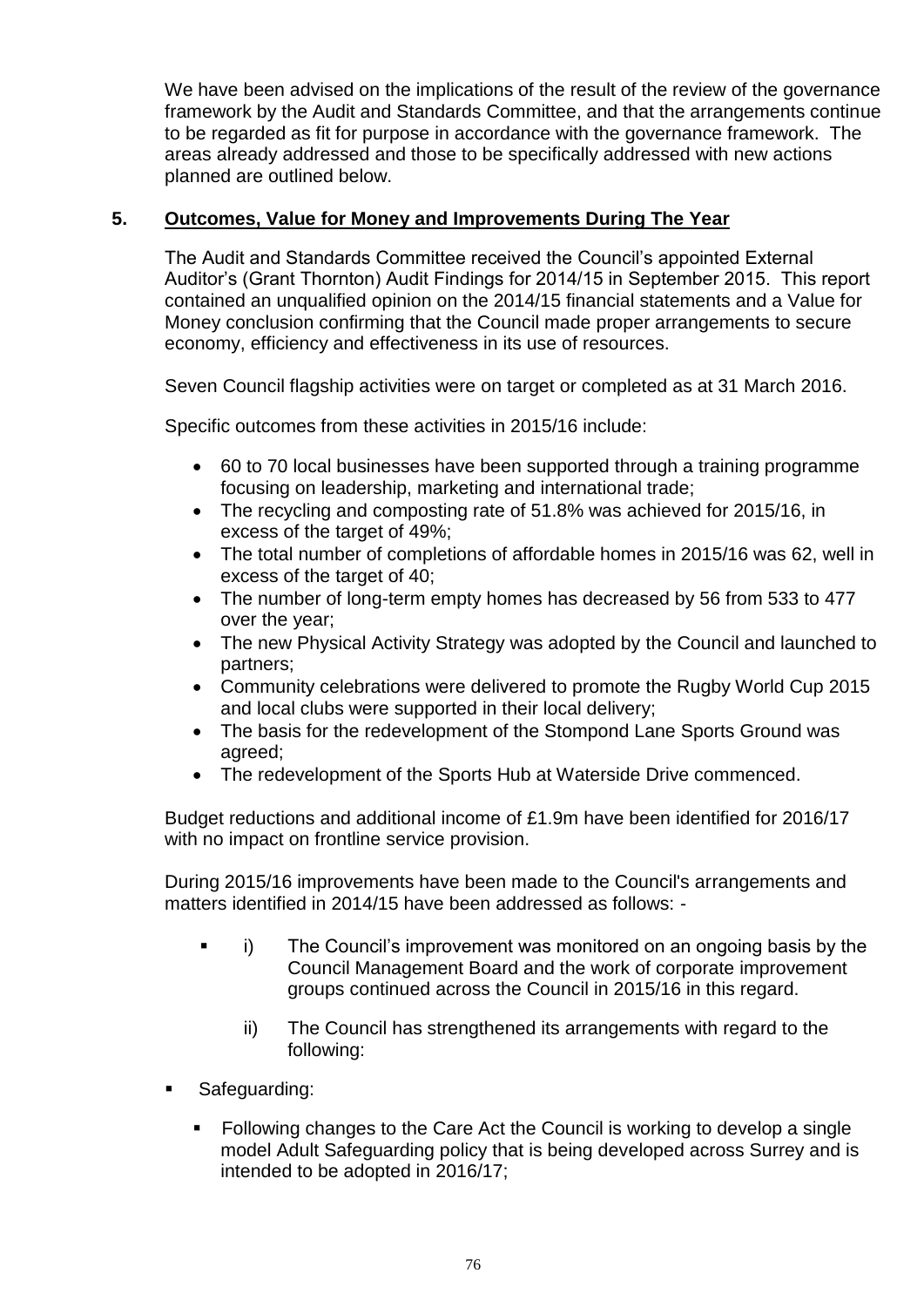We have been advised on the implications of the result of the review of the governance framework by the Audit and Standards Committee, and that the arrangements continue to be regarded as fit for purpose in accordance with the governance framework. The areas already addressed and those to be specifically addressed with new actions planned are outlined below.

## 5. Outcomes, Value for Money and Improvements During The Year

The Audit and Standards Committee received the Council's appointed External Auditor's (Grant Thornton) Audit Findings for 2014/15 in September 2015. This report contained an unqualified opinion on the 2014/15 financial statements and a Value for Money conclusion confirming that the Council made proper arrangements to secure economy, efficiency and effectiveness in its use of resources.

Seven Council flagship activities were on target or completed as at 31 March 2016.

Specific outcomes from these activities in 2015/16 include:

- 60 to 70 local businesses have been supported through a training programme focusing on leadership, marketing and international trade;
- The recycling and composting rate of 51.8% was achieved for 2015/16, in excess of the target of 49%;
- The total number of completions of affordable homes in 2015/16 was 62, well in excess of the target of 40;
- The number of long-term empty homes has decreased by 56 from 533 to 477 over the year;
- The new Physical Activity Strategy was adopted by the Council and launched to partners;
- Community celebrations were delivered to promote the Rugby World Cup 2015 and local clubs were supported in their local delivery;
- The basis for the redevelopment of the Stompond Lane Sports Ground was agreed;
- The redevelopment of the Sports Hub at Waterside Drive commenced.

Budget reductions and additional income of £1.9m have been identified for 2016/17 with no impact on frontline service provision.

During 2015/16 improvements have been made to the Council's arrangements and matters identified in 2014/15 have been addressed as follows: -

- i) The Council's improvement was monitored on an ongoing basis by the Council Management Board and the work of corporate improvement groups continued across the Council in 2015/16 in this regard.

  ii) The Council has strengthened its arrangements with regard to the following:

- Safeguarding:
  - Following changes to the Care Act the Council is working to develop a single model Adult Safeguarding policy that is being developed across Surrey and is intended to be adopted in 2016/17;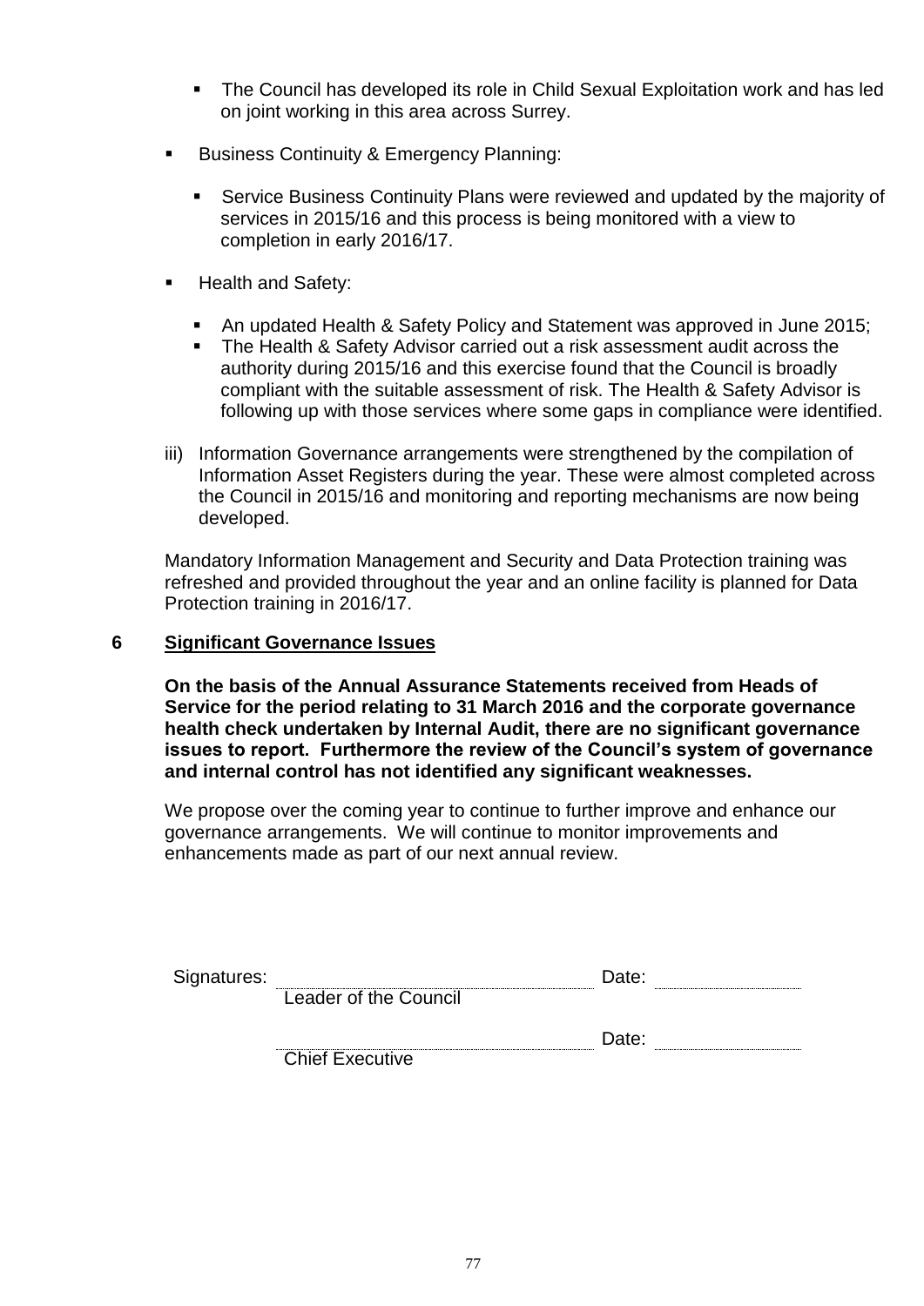- The Council has developed its role in Child Sexual Exploitation work and has led on joint working in this area across Surrey.

- Business Continuity & Emergency Planning:

  - Service Business Continuity Plans were reviewed and updated by the majority of services in 2015/16 and this process is being monitored with a view to completion in early 2016/17.

- Health and Safety:

  - An updated Health & Safety Policy and Statement was approved in June 2015;
  - The Health & Safety Advisor carried out a risk assessment audit across the authority during 2015/16 and this exercise found that the Council is broadly compliant with the suitable assessment of risk. The Health & Safety Advisor is following up with those services where some gaps in compliance were identified.

iii) Information Governance arrangements were strengthened by the compilation of Information Asset Registers during the year. These were almost completed across the Council in 2015/16 and monitoring and reporting mechanisms are now being developed.

Mandatory Information Management and Security and Data Protection training was refreshed and provided throughout the year and an online facility is planned for Data Protection training in 2016/17.

## 6 Significant Governance Issues

**On the basis of the Annual Assurance Statements received from Heads of Service for the period relating to 31 March 2016 and the corporate governance health check undertaken by Internal Audit, there are no significant governance issues to report. Furthermore the review of the Council's system of governance and internal control has not identified any significant weaknesses.**

We propose over the coming year to continue to further improve and enhance our governance arrangements. We will continue to monitor improvements and enhancements made as part of our next annual review.

Signatures: ______________________ Date: ____________
Leader of the Council

______________________ Date: ____________
Chief Executive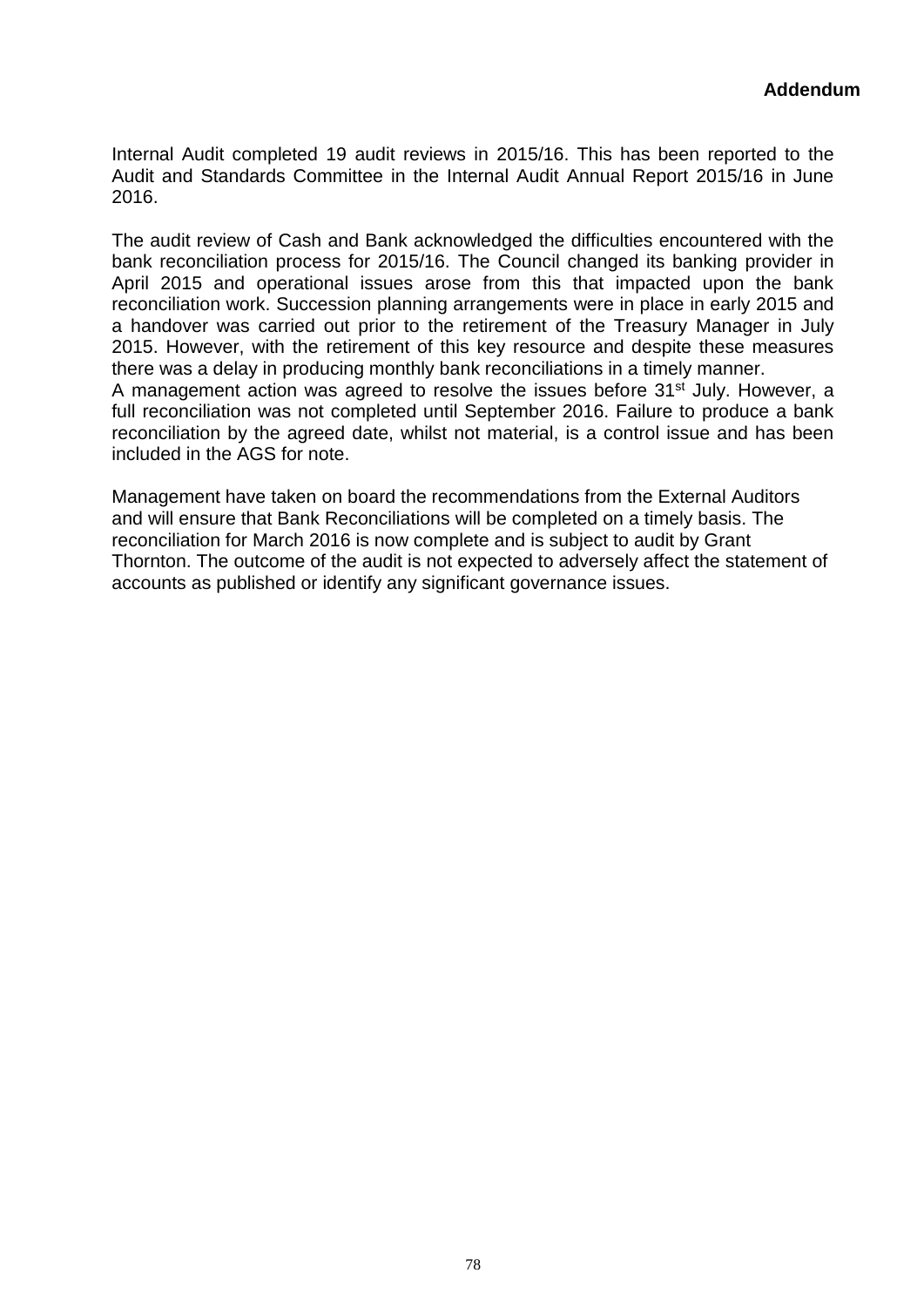**Addendum**

Internal Audit completed 19 audit reviews in 2015/16. This has been reported to the Audit and Standards Committee in the Internal Audit Annual Report 2015/16 in June 2016.

The audit review of Cash and Bank acknowledged the difficulties encountered with the bank reconciliation process for 2015/16. The Council changed its banking provider in April 2015 and operational issues arose from this that impacted upon the bank reconciliation work. Succession planning arrangements were in place in early 2015 and a handover was carried out prior to the retirement of the Treasury Manager in July 2015. However, with the retirement of this key resource and despite these measures there was a delay in producing monthly bank reconciliations in a timely manner.
A management action was agreed to resolve the issues before 31st July. However, a full reconciliation was not completed until September 2016. Failure to produce a bank reconciliation by the agreed date, whilst not material, is a control issue and has been included in the AGS for note.

Management have taken on board the recommendations from the External Auditors and will ensure that Bank Reconciliations will be completed on a timely basis. The reconciliation for March 2016 is now complete and is subject to audit by Grant Thornton. The outcome of the audit is not expected to adversely affect the statement of accounts as published or identify any significant governance issues.